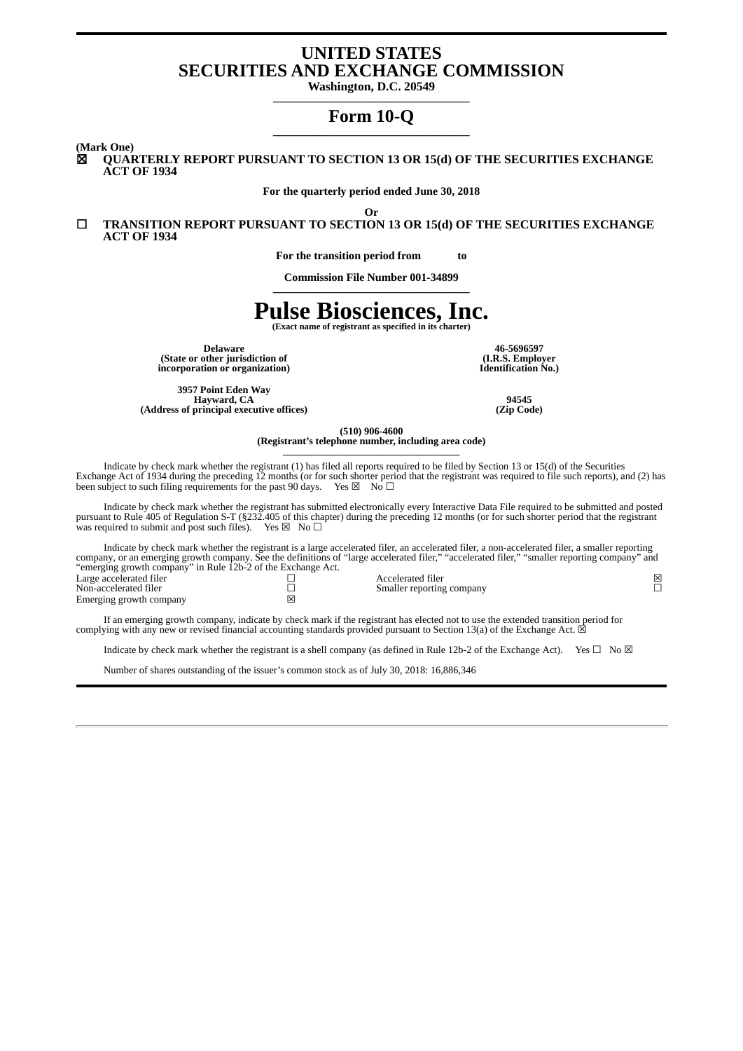# UNITED STATES
# SECURITIES AND EXCHANGE COMMISSION

**Washington, D.C. 20549**

## Form 10-Q

**(Mark One)**

☒ **QUARTERLY REPORT PURSUANT TO SECTION 13 OR 15(d) OF THE SECURITIES EXCHANGE ACT OF 1934**

**For the quarterly period ended June 30, 2018**

**Or**

☐ **TRANSITION REPORT PURSUANT TO SECTION 13 OR 15(d) OF THE SECURITIES EXCHANGE ACT OF 1934**

**For the transition period from to**

**Commission File Number 001-34899**

# Pulse Biosciences, Inc.

**(Exact name of registrant as specified in its charter)**

| **Delaware** | **46-5696597** |
|---|---|
| **(State or other jurisdiction of incorporation or organization)** | **(I.R.S. Employer Identification No.)** |

| **3957 Point Eden Way Hayward, CA** | **94545** |
|---|---|
| **(Address of principal executive offices)** | **(Zip Code)** |

**(510) 906-4600**
**(Registrant's telephone number, including area code)**

Indicate by check mark whether the registrant (1) has filed all reports required to be filed by Section 13 or 15(d) of the Securities Exchange Act of 1934 during the preceding 12 months (or for such shorter period that the registrant was required to file such reports), and (2) has been subject to such filing requirements for the past 90 days. Yes ☒ No ☐

Indicate by check mark whether the registrant has submitted electronically every Interactive Data File required to be submitted and posted pursuant to Rule 405 of Regulation S-T (§232.405 of this chapter) during the preceding 12 months (or for such shorter period that the registrant was required to submit and post such files). Yes ☒ No ☐

Indicate by check mark whether the registrant is a large accelerated filer, an accelerated filer, a non-accelerated filer, a smaller reporting company, or an emerging growth company. See the definitions of "large accelerated filer," "accelerated filer," "smaller reporting company" and "emerging growth company" in Rule 12b-2 of the Exchange Act.

| | | | |
|---|---|---|---|
| Large accelerated filer | ☐ | Accelerated filer | ☒ |
| Non-accelerated filer | ☐ | Smaller reporting company | ☐ |
| Emerging growth company | ☒ | | |

If an emerging growth company, indicate by check mark if the registrant has elected not to use the extended transition period for complying with any new or revised financial accounting standards provided pursuant to Section 13(a) of the Exchange Act. ☒

Indicate by check mark whether the registrant is a shell company (as defined in Rule 12b-2 of the Exchange Act). Yes ☐ No ☒

Number of shares outstanding of the issuer's common stock as of July 30, 2018: 16,886,346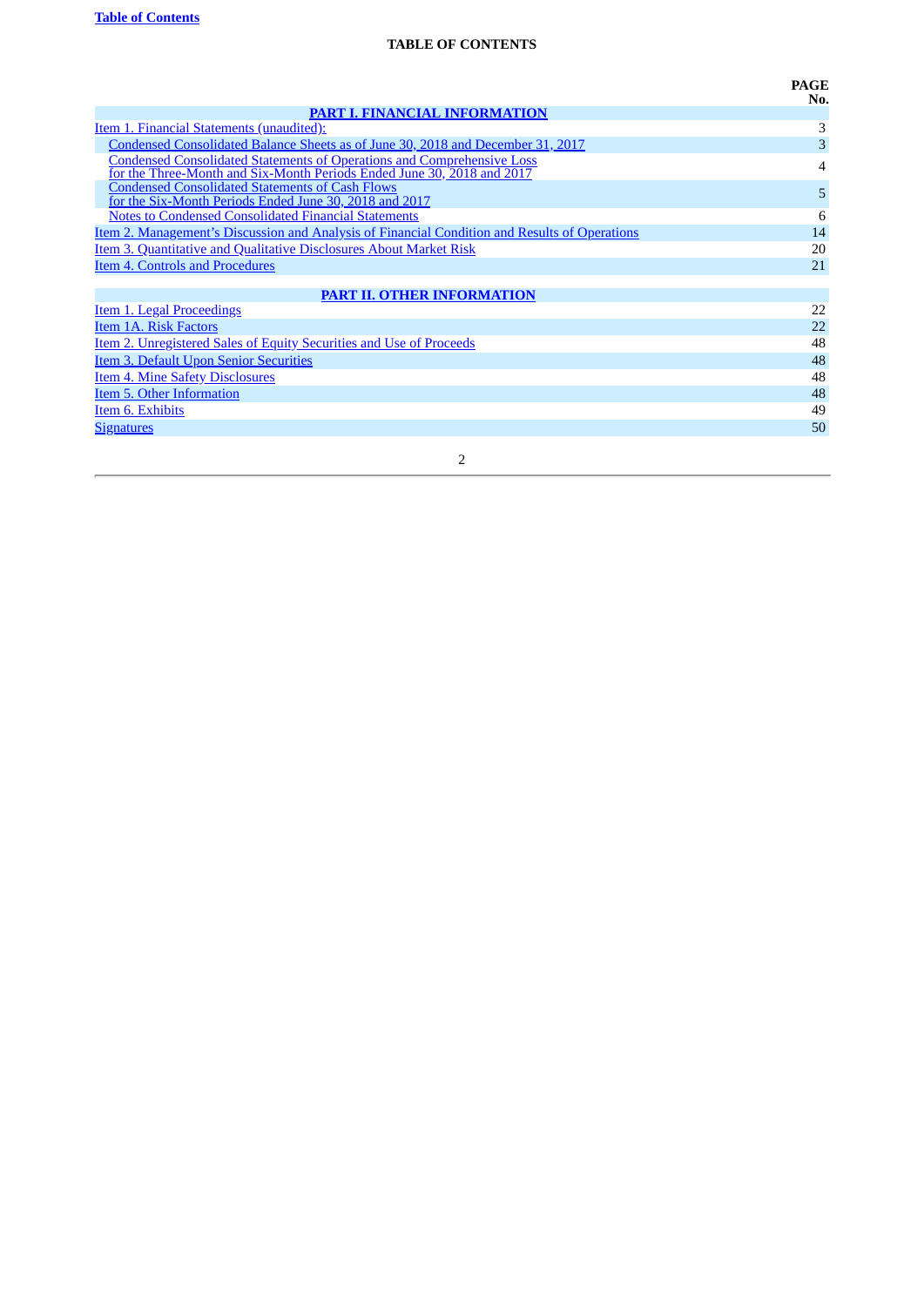Table of Contents

# TABLE OF CONTENTS

| | PAGE No. |
|---|---|
| **PART I. FINANCIAL INFORMATION** | |
| Item 1. Financial Statements (unaudited): | 3 |
| Condensed Consolidated Balance Sheets as of June 30, 2018 and December 31, 2017 | 3 |
| Condensed Consolidated Statements of Operations and Comprehensive Loss for the Three-Month and Six-Month Periods Ended June 30, 2018 and 2017 | 4 |
| Condensed Consolidated Statements of Cash Flows for the Six-Month Periods Ended June 30, 2018 and 2017 | 5 |
| Notes to Condensed Consolidated Financial Statements | 6 |
| Item 2. Management's Discussion and Analysis of Financial Condition and Results of Operations | 14 |
| Item 3. Quantitative and Qualitative Disclosures About Market Risk | 20 |
| Item 4. Controls and Procedures | 21 |
| **PART II. OTHER INFORMATION** | |
| Item 1. Legal Proceedings | 22 |
| Item 1A. Risk Factors | 22 |
| Item 2. Unregistered Sales of Equity Securities and Use of Proceeds | 48 |
| Item 3. Default Upon Senior Securities | 48 |
| Item 4. Mine Safety Disclosures | 48 |
| Item 5. Other Information | 48 |
| Item 6. Exhibits | 49 |
| Signatures | 50 |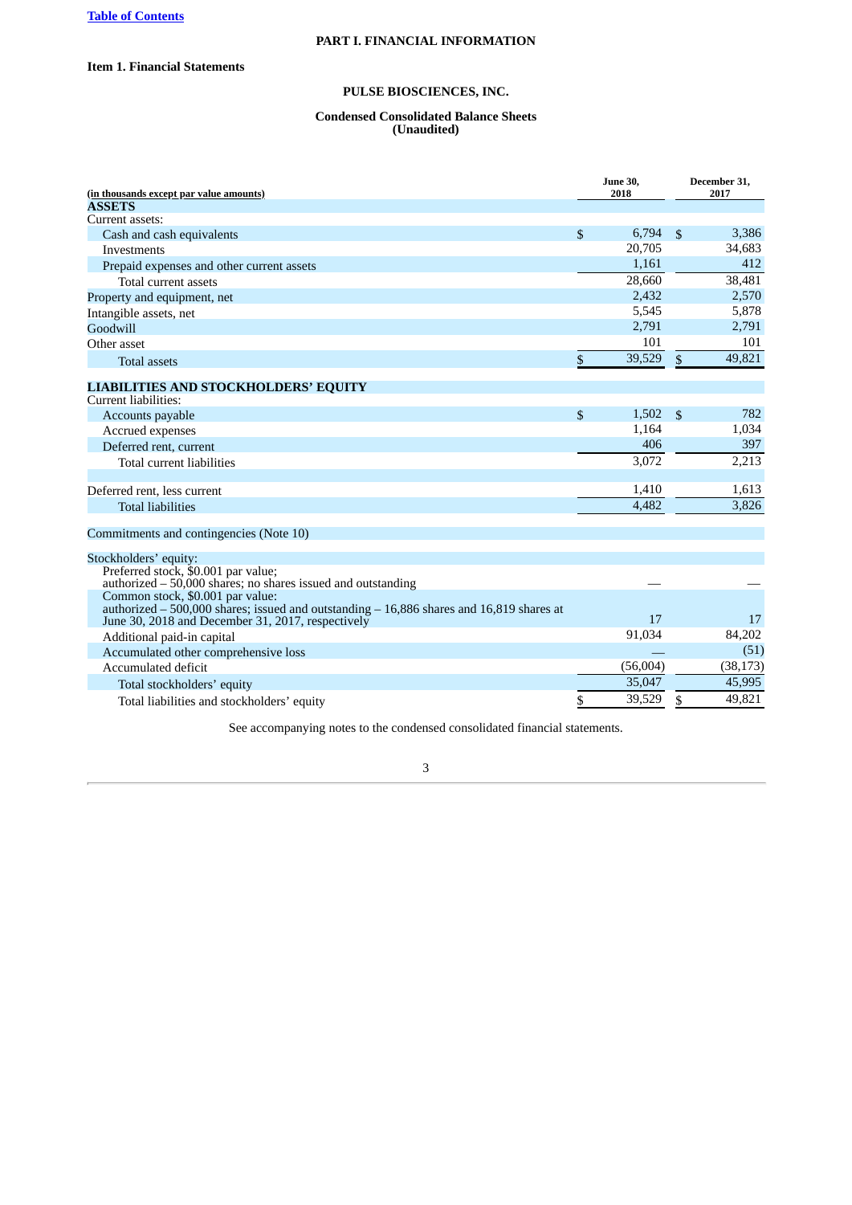[Table of Contents](#)

# PART I. FINANCIAL INFORMATION

## Item 1. Financial Statements

### PULSE BIOSCIENCES, INC.

### Condensed Consolidated Balance Sheets (Unaudited)

| (in thousands except par value amounts) | June 30, 2018 | December 31, 2017 |
|---|---|---|
| **ASSETS** | | |
| Current assets: | | |
| Cash and cash equivalents | $ 6,794 | $ 3,386 |
| Investments | 20,705 | 34,683 |
| Prepaid expenses and other current assets | 1,161 | 412 |
| Total current assets | 28,660 | 38,481 |
| Property and equipment, net | 2,432 | 2,570 |
| Intangible assets, net | 5,545 | 5,878 |
| Goodwill | 2,791 | 2,791 |
| Other asset | 101 | 101 |
| Total assets | $ 39,529 | $ 49,821 |
| **LIABILITIES AND STOCKHOLDERS' EQUITY** | | |
| Current liabilities: | | |
| Accounts payable | $ 1,502 | $ 782 |
| Accrued expenses | 1,164 | 1,034 |
| Deferred rent, current | 406 | 397 |
| Total current liabilities | 3,072 | 2,213 |
| Deferred rent, less current | 1,410 | 1,613 |
| Total liabilities | 4,482 | 3,826 |
| Commitments and contingencies (Note 10) | | |
| Stockholders' equity: | | |
| Preferred stock, $0.001 par value; authorized – 50,000 shares; no shares issued and outstanding | — | — |
| Common stock, $0.001 par value: authorized – 500,000 shares; issued and outstanding – 16,886 shares and 16,819 shares at June 30, 2018 and December 31, 2017, respectively | 17 | 17 |
| Additional paid-in capital | 91,034 | 84,202 |
| Accumulated other comprehensive loss | — | (51) |
| Accumulated deficit | (56,004) | (38,173) |
| Total stockholders' equity | 35,047 | 45,995 |
| Total liabilities and stockholders' equity | $ 39,529 | $ 49,821 |

See accompanying notes to the condensed consolidated financial statements.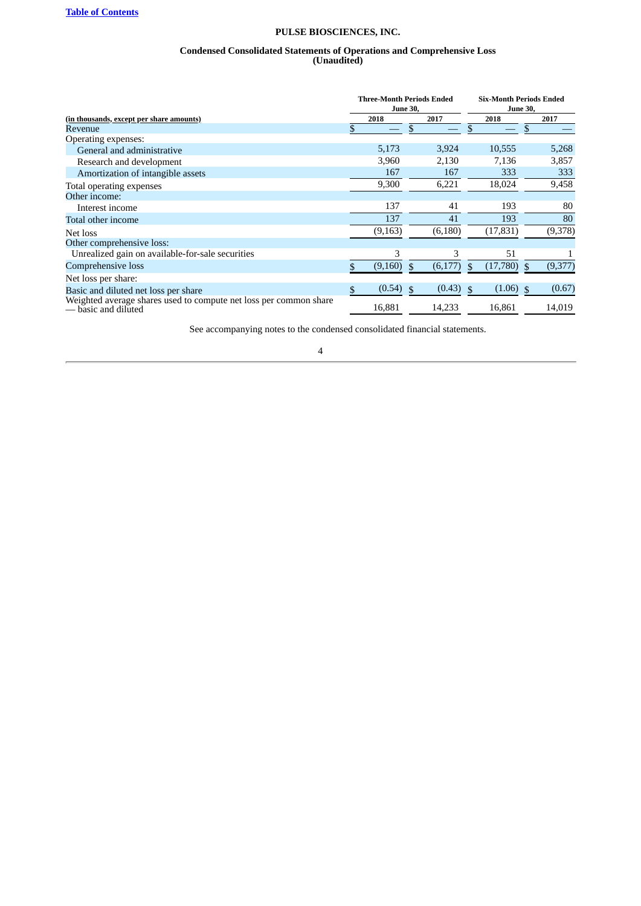[Table of Contents](#)

# PULSE BIOSCIENCES, INC.

## Condensed Consolidated Statements of Operations and Comprehensive Loss (Unaudited)

| (in thousands, except per share amounts) | Three-Month Periods Ended June 30, | | Six-Month Periods Ended June 30, | |
|---|---|---|---|---|
| | 2018 | 2017 | 2018 | 2017 |
| Revenue | $ — | $ — | $ — | $ — |
| Operating expenses: | | | | |
| General and administrative | 5,173 | 3,924 | 10,555 | 5,268 |
| Research and development | 3,960 | 2,130 | 7,136 | 3,857 |
| Amortization of intangible assets | 167 | 167 | 333 | 333 |
| Total operating expenses | 9,300 | 6,221 | 18,024 | 9,458 |
| Other income: | | | | |
| Interest income | 137 | 41 | 193 | 80 |
| Total other income | 137 | 41 | 193 | 80 |
| Net loss | (9,163) | (6,180) | (17,831) | (9,378) |
| Other comprehensive loss: | | | | |
| Unrealized gain on available-for-sale securities | 3 | 3 | 51 | 1 |
| Comprehensive loss | $ (9,160) | $ (6,177) | $ (17,780) | $ (9,377) |
| Net loss per share: | | | | |
| Basic and diluted net loss per share | $ (0.54) | $ (0.43) | $ (1.06) | $ (0.67) |
| Weighted average shares used to compute net loss per common share — basic and diluted | 16,881 | 14,233 | 16,861 | 14,019 |

See accompanying notes to the condensed consolidated financial statements.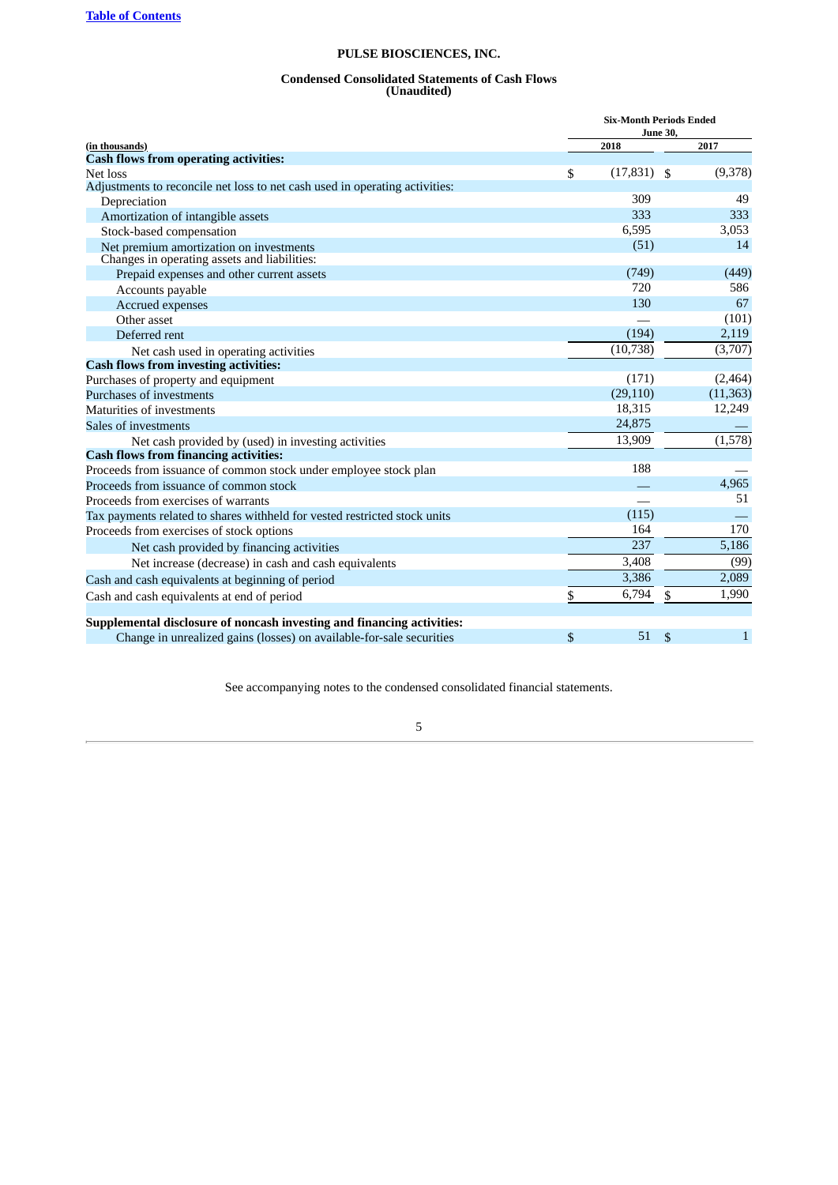**PULSE BIOSCIENCES, INC.**

**Condensed Consolidated Statements of Cash Flows**
**(Unaudited)**

| (in thousands) | Six-Month Periods Ended June 30, 2018 | 2017 |
|---|---|---|
| **Cash flows from operating activities:** | | |
| Net loss | $ (17,831) | $ (9,378) |
| Adjustments to reconcile net loss to net cash used in operating activities: | | |
| Depreciation | 309 | 49 |
| Amortization of intangible assets | 333 | 333 |
| Stock-based compensation | 6,595 | 3,053 |
| Net premium amortization on investments | (51) | 14 |
| Changes in operating assets and liabilities: | | |
| Prepaid expenses and other current assets | (749) | (449) |
| Accounts payable | 720 | 586 |
| Accrued expenses | 130 | 67 |
| Other asset | — | (101) |
| Deferred rent | (194) | 2,119 |
| Net cash used in operating activities | (10,738) | (3,707) |
| **Cash flows from investing activities:** | | |
| Purchases of property and equipment | (171) | (2,464) |
| Purchases of investments | (29,110) | (11,363) |
| Maturities of investments | 18,315 | 12,249 |
| Sales of investments | 24,875 | — |
| Net cash provided by (used) in investing activities | 13,909 | (1,578) |
| **Cash flows from financing activities:** | | |
| Proceeds from issuance of common stock under employee stock plan | 188 | — |
| Proceeds from issuance of common stock | — | 4,965 |
| Proceeds from exercises of warrants | — | 51 |
| Tax payments related to shares withheld for vested restricted stock units | (115) | — |
| Proceeds from exercises of stock options | 164 | 170 |
| Net cash provided by financing activities | 237 | 5,186 |
| Net increase (decrease) in cash and cash equivalents | 3,408 | (99) |
| Cash and cash equivalents at beginning of period | 3,386 | 2,089 |
| Cash and cash equivalents at end of period | $ 6,794 | $ 1,990 |
| | | |
| **Supplemental disclosure of noncash investing and financing activities:** | | |
| Change in unrealized gains (losses) on available-for-sale securities | $ 51 | $ 1 |

See accompanying notes to the condensed consolidated financial statements.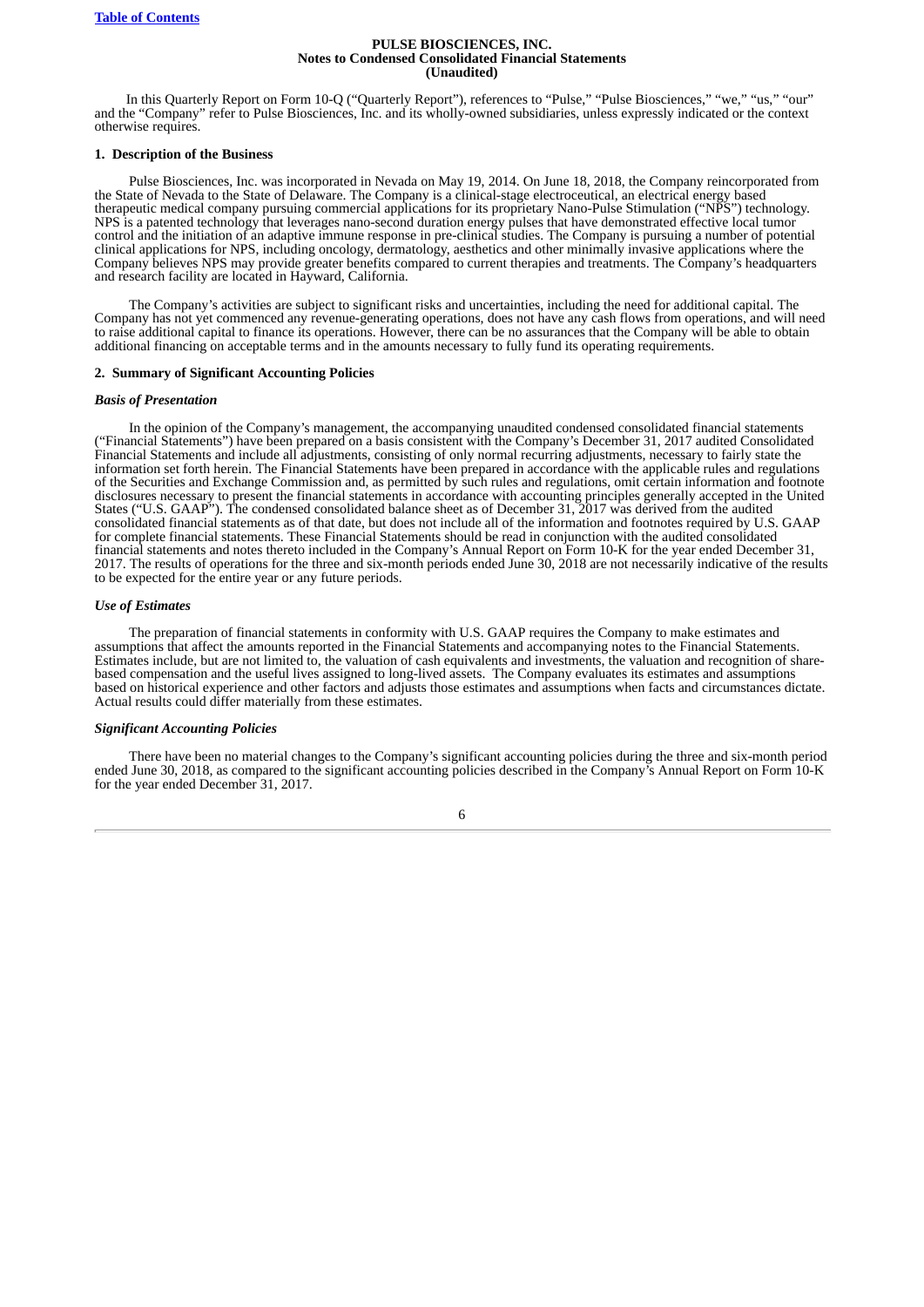**PULSE BIOSCIENCES, INC.**
**Notes to Condensed Consolidated Financial Statements**
**(Unaudited)**

In this Quarterly Report on Form 10-Q ("Quarterly Report"), references to "Pulse," "Pulse Biosciences," "we," "us," "our" and the "Company" refer to Pulse Biosciences, Inc. and its wholly-owned subsidiaries, unless expressly indicated or the context otherwise requires.

**1. Description of the Business**

Pulse Biosciences, Inc. was incorporated in Nevada on May 19, 2014. On June 18, 2018, the Company reincorporated from the State of Nevada to the State of Delaware. The Company is a clinical-stage electroceutical, an electrical energy based therapeutic medical company pursuing commercial applications for its proprietary Nano-Pulse Stimulation ("NPS") technology. NPS is a patented technology that leverages nano-second duration energy pulses that have demonstrated effective local tumor control and the initiation of an adaptive immune response in pre-clinical studies. The Company is pursuing a number of potential clinical applications for NPS, including oncology, dermatology, aesthetics and other minimally invasive applications where the Company believes NPS may provide greater benefits compared to current therapies and treatments. The Company's headquarters and research facility are located in Hayward, California.

The Company's activities are subject to significant risks and uncertainties, including the need for additional capital. The Company has not yet commenced any revenue-generating operations, does not have any cash flows from operations, and will need to raise additional capital to finance its operations. However, there can be no assurances that the Company will be able to obtain additional financing on acceptable terms and in the amounts necessary to fully fund its operating requirements.

**2. Summary of Significant Accounting Policies**

***Basis of Presentation***

In the opinion of the Company's management, the accompanying unaudited condensed consolidated financial statements ("Financial Statements") have been prepared on a basis consistent with the Company's December 31, 2017 audited Consolidated Financial Statements and include all adjustments, consisting of only normal recurring adjustments, necessary to fairly state the information set forth herein. The Financial Statements have been prepared in accordance with the applicable rules and regulations of the Securities and Exchange Commission and, as permitted by such rules and regulations, omit certain information and footnote disclosures necessary to present the financial statements in accordance with accounting principles generally accepted in the United States ("U.S. GAAP"). The condensed consolidated balance sheet as of December 31, 2017 was derived from the audited consolidated financial statements as of that date, but does not include all of the information and footnotes required by U.S. GAAP for complete financial statements. These Financial Statements should be read in conjunction with the audited consolidated financial statements and notes thereto included in the Company's Annual Report on Form 10-K for the year ended December 31, 2017. The results of operations for the three and six-month periods ended June 30, 2018 are not necessarily indicative of the results to be expected for the entire year or any future periods.

***Use of Estimates***

The preparation of financial statements in conformity with U.S. GAAP requires the Company to make estimates and assumptions that affect the amounts reported in the Financial Statements and accompanying notes to the Financial Statements. Estimates include, but are not limited to, the valuation of cash equivalents and investments, the valuation and recognition of share-based compensation and the useful lives assigned to long-lived assets. The Company evaluates its estimates and assumptions based on historical experience and other factors and adjusts those estimates and assumptions when facts and circumstances dictate. Actual results could differ materially from these estimates.

***Significant Accounting Policies***

There have been no material changes to the Company's significant accounting policies during the three and six-month period ended June 30, 2018, as compared to the significant accounting policies described in the Company's Annual Report on Form 10-K for the year ended December 31, 2017.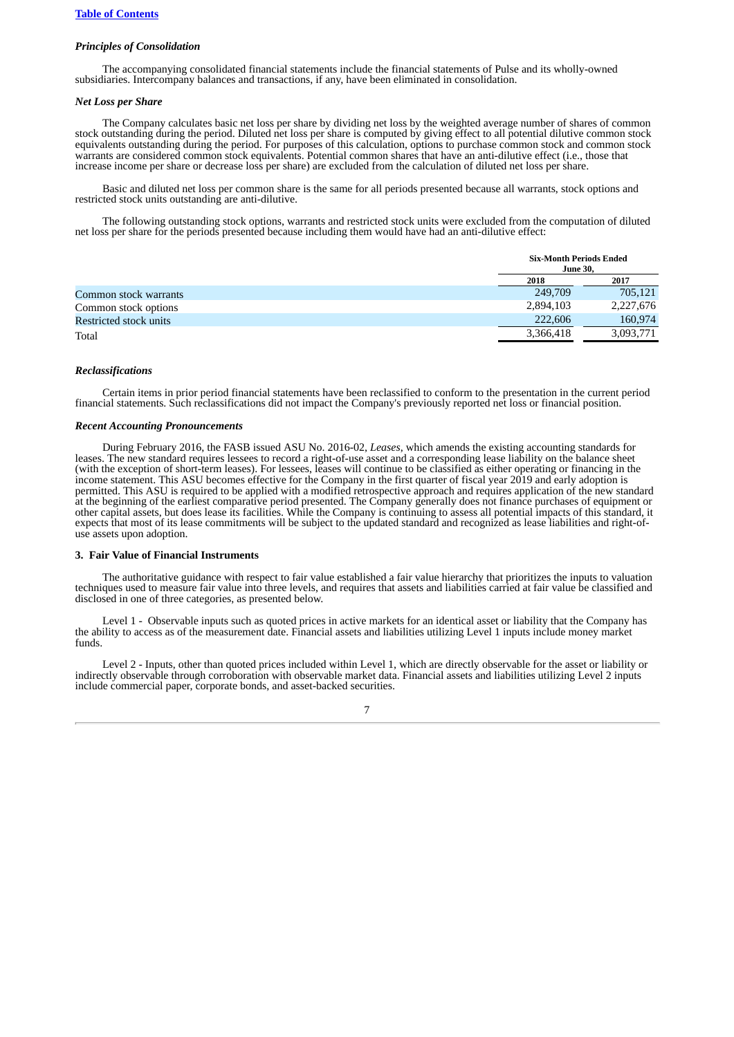[Table of Contents](#)

***Principles of Consolidation***

The accompanying consolidated financial statements include the financial statements of Pulse and its wholly-owned subsidiaries. Intercompany balances and transactions, if any, have been eliminated in consolidation.

***Net Loss per Share***

The Company calculates basic net loss per share by dividing net loss by the weighted average number of shares of common stock outstanding during the period. Diluted net loss per share is computed by giving effect to all potential dilutive common stock equivalents outstanding during the period. For purposes of this calculation, options to purchase common stock and common stock warrants are considered common stock equivalents. Potential common shares that have an anti-dilutive effect (i.e., those that increase income per share or decrease loss per share) are excluded from the calculation of diluted net loss per share.

Basic and diluted net loss per common share is the same for all periods presented because all warrants, stock options and restricted stock units outstanding are anti-dilutive.

The following outstanding stock options, warrants and restricted stock units were excluded from the computation of diluted net loss per share for the periods presented because including them would have had an anti-dilutive effect:

| | Six-Month Periods Ended June 30, | |
|---|---|---|
| | 2018 | 2017 |
| Common stock warrants | 249,709 | 705,121 |
| Common stock options | 2,894,103 | 2,227,676 |
| Restricted stock units | 222,606 | 160,974 |
| Total | 3,366,418 | 3,093,771 |

***Reclassifications***

Certain items in prior period financial statements have been reclassified to conform to the presentation in the current period financial statements. Such reclassifications did not impact the Company's previously reported net loss or financial position.

***Recent Accounting Pronouncements***

During February 2016, the FASB issued ASU No. 2016-02, *Leases*, which amends the existing accounting standards for leases. The new standard requires lessees to record a right-of-use asset and a corresponding lease liability on the balance sheet (with the exception of short-term leases). For lessees, leases will continue to be classified as either operating or financing in the income statement. This ASU becomes effective for the Company in the first quarter of fiscal year 2019 and early adoption is permitted. This ASU is required to be applied with a modified retrospective approach and requires application of the new standard at the beginning of the earliest comparative period presented. The Company generally does not finance purchases of equipment or other capital assets, but does lease its facilities. While the Company is continuing to assess all potential impacts of this standard, it expects that most of its lease commitments will be subject to the updated standard and recognized as lease liabilities and right-of-use assets upon adoption.

**3. Fair Value of Financial Instruments**

The authoritative guidance with respect to fair value established a fair value hierarchy that prioritizes the inputs to valuation techniques used to measure fair value into three levels, and requires that assets and liabilities carried at fair value be classified and disclosed in one of three categories, as presented below.

Level 1 - Observable inputs such as quoted prices in active markets for an identical asset or liability that the Company has the ability to access as of the measurement date. Financial assets and liabilities utilizing Level 1 inputs include money market funds.

Level 2 - Inputs, other than quoted prices included within Level 1, which are directly observable for the asset or liability or indirectly observable through corroboration with observable market data. Financial assets and liabilities utilizing Level 2 inputs include commercial paper, corporate bonds, and asset-backed securities.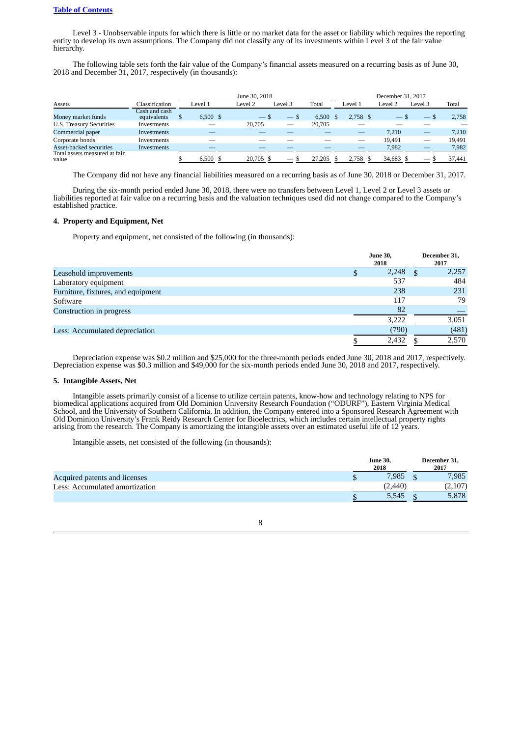Level 3 - Unobservable inputs for which there is little or no market data for the asset or liability which requires the reporting entity to develop its own assumptions. The Company did not classify any of its investments within Level 3 of the fair value hierarchy.

The following table sets forth the fair value of the Company's financial assets measured on a recurring basis as of June 30, 2018 and December 31, 2017, respectively (in thousands):

| | | June 30, 2018 | | | | December 31, 2017 | | | |
|---|---|---|---|---|---|---|---|---|---|
| Assets | Classification | Level 1 | Level 2 | Level 3 | Total | Level 1 | Level 2 | Level 3 | Total |
| Money market funds | Cash and cash equivalents | $ 6,500 | $ — | $ — | $ 6,500 | $ 2,758 | $ — | $ — | $ 2,758 |
| U.S. Treasury Securities | Investments | — | 20,705 | — | 20,705 | — | — | — | — |
| Commercial paper | Investments | — | — | — | — | — | 7,210 | — | 7,210 |
| Corporate bonds | Investments | — | — | — | — | — | 19,491 | — | 19,491 |
| Asset-backed securities | Investments | — | — | — | — | — | 7,982 | — | 7,982 |
| Total assets measured at fair value | | $ 6,500 | $ 20,705 | $ — | $ 27,205 | $ 2,758 | $ 34,683 | $ — | $ 37,441 |

The Company did not have any financial liabilities measured on a recurring basis as of June 30, 2018 or December 31, 2017.

During the six-month period ended June 30, 2018, there were no transfers between Level 1, Level 2 or Level 3 assets or liabilities reported at fair value on a recurring basis and the valuation techniques used did not change compared to the Company's established practice.

## 4. Property and Equipment, Net

Property and equipment, net consisted of the following (in thousands):

| | June 30, 2018 | December 31, 2017 |
|---|---|---|
| Leasehold improvements | $ 2,248 | $ 2,257 |
| Laboratory equipment | 537 | 484 |
| Furniture, fixtures, and equipment | 238 | 231 |
| Software | 117 | 79 |
| Construction in progress | 82 | — |
| | 3,222 | 3,051 |
| Less: Accumulated depreciation | (790) | (481) |
| | $ 2,432 | $ 2,570 |

Depreciation expense was \$0.2 million and \$25,000 for the three-month periods ended June 30, 2018 and 2017, respectively. Depreciation expense was \$0.3 million and \$49,000 for the six-month periods ended June 30, 2018 and 2017, respectively.

## 5. Intangible Assets, Net

Intangible assets primarily consist of a license to utilize certain patents, know-how and technology relating to NPS for biomedical applications acquired from Old Dominion University Research Foundation ("ODURF"), Eastern Virginia Medical School, and the University of Southern California. In addition, the Company entered into a Sponsored Research Agreement with Old Dominion University's Frank Reidy Research Center for Bioelectrics, which includes certain intellectual property rights arising from the research. The Company is amortizing the intangible assets over an estimated useful life of 12 years.

Intangible assets, net consisted of the following (in thousands):

| | June 30, 2018 | December 31, 2017 |
|---|---|---|
| Acquired patents and licenses | $ 7,985 | $ 7,985 |
| Less: Accumulated amortization | (2,440) | (2,107) |
| | $ 5,545 | $ 5,878 |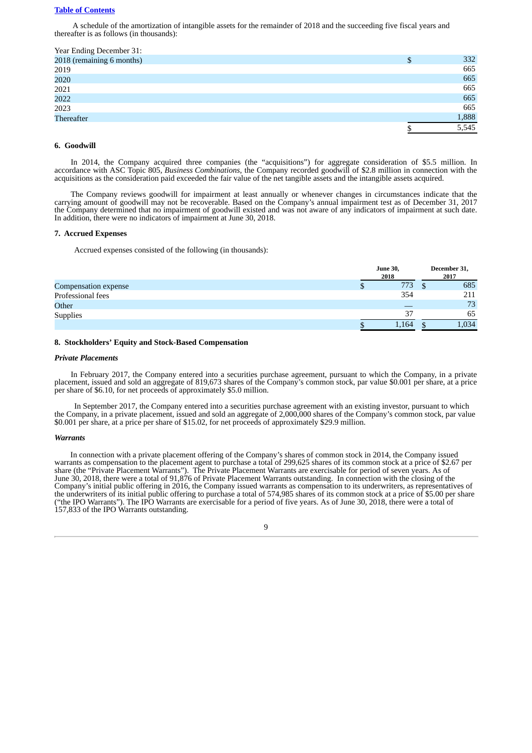A schedule of the amortization of intangible assets for the remainder of 2018 and the succeeding five fiscal years and thereafter is as follows (in thousands):

| Year Ending December 31: | | |
|---|---|---|
| 2018 (remaining 6 months) | $ | 332 |
| 2019 | | 665 |
| 2020 | | 665 |
| 2021 | | 665 |
| 2022 | | 665 |
| 2023 | | 665 |
| Thereafter | | 1,888 |
| | $ | 5,545 |

## 6. Goodwill

In 2014, the Company acquired three companies (the "acquisitions") for aggregate consideration of $5.5 million. In accordance with ASC Topic 805, *Business Combinations*, the Company recorded goodwill of $2.8 million in connection with the acquisitions as the consideration paid exceeded the fair value of the net tangible assets and the intangible assets acquired.

The Company reviews goodwill for impairment at least annually or whenever changes in circumstances indicate that the carrying amount of goodwill may not be recoverable. Based on the Company's annual impairment test as of December 31, 2017 the Company determined that no impairment of goodwill existed and was not aware of any indicators of impairment at such date. In addition, there were no indicators of impairment at June 30, 2018.

## 7. Accrued Expenses

Accrued expenses consisted of the following (in thousands):

| | | June 30, 2018 | | December 31, 2017 |
|---|---|---|---|---|
| Compensation expense | $ | 773 | $ | 685 |
| Professional fees | | 354 | | 211 |
| Other | | — | | 73 |
| Supplies | | 37 | | 65 |
| | $ | 1,164 | $ | 1,034 |

## 8. Stockholders' Equity and Stock-Based Compensation

### *Private Placements*

In February 2017, the Company entered into a securities purchase agreement, pursuant to which the Company, in a private placement, issued and sold an aggregate of 819,673 shares of the Company's common stock, par value $0.001 per share, at a price per share of $6.10, for net proceeds of approximately $5.0 million.

In September 2017, the Company entered into a securities purchase agreement with an existing investor, pursuant to which the Company, in a private placement, issued and sold an aggregate of 2,000,000 shares of the Company's common stock, par value $0.001 per share, at a price per share of $15.02, for net proceeds of approximately $29.9 million.

### *Warrants*

In connection with a private placement offering of the Company's shares of common stock in 2014, the Company issued warrants as compensation to the placement agent to purchase a total of 299,625 shares of its common stock at a price of $2.67 per share (the "Private Placement Warrants"). The Private Placement Warrants are exercisable for period of seven years. As of June 30, 2018, there were a total of 91,876 of Private Placement Warrants outstanding. In connection with the closing of the Company's initial public offering in 2016, the Company issued warrants as compensation to its underwriters, as representatives of the underwriters of its initial public offering to purchase a total of 574,985 shares of its common stock at a price of $5.00 per share ("the IPO Warrants"). The IPO Warrants are exercisable for a period of five years. As of June 30, 2018, there were a total of 157,833 of the IPO Warrants outstanding.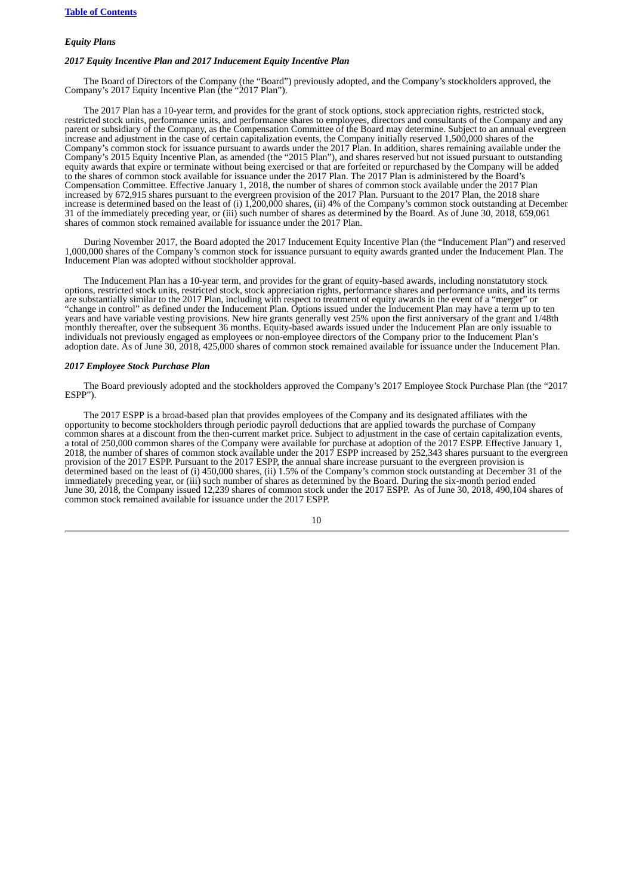*Equity Plans*

*2017 Equity Incentive Plan and 2017 Inducement Equity Incentive Plan*

The Board of Directors of the Company (the "Board") previously adopted, and the Company's stockholders approved, the Company's 2017 Equity Incentive Plan (the "2017 Plan").

The 2017 Plan has a 10-year term, and provides for the grant of stock options, stock appreciation rights, restricted stock, restricted stock units, performance units, and performance shares to employees, directors and consultants of the Company and any parent or subsidiary of the Company, as the Compensation Committee of the Board may determine. Subject to an annual evergreen increase and adjustment in the case of certain capitalization events, the Company initially reserved 1,500,000 shares of the Company's common stock for issuance pursuant to awards under the 2017 Plan. In addition, shares remaining available under the Company's 2015 Equity Incentive Plan, as amended (the "2015 Plan"), and shares reserved but not issued pursuant to outstanding equity awards that expire or terminate without being exercised or that are forfeited or repurchased by the Company will be added to the shares of common stock available for issuance under the 2017 Plan. The 2017 Plan is administered by the Board's Compensation Committee. Effective January 1, 2018, the number of shares of common stock available under the 2017 Plan increased by 672,915 shares pursuant to the evergreen provision of the 2017 Plan. Pursuant to the 2017 Plan, the 2018 share increase is determined based on the least of (i) 1,200,000 shares, (ii) 4% of the Company's common stock outstanding at December 31 of the immediately preceding year, or (iii) such number of shares as determined by the Board. As of June 30, 2018, 659,061 shares of common stock remained available for issuance under the 2017 Plan.

During November 2017, the Board adopted the 2017 Inducement Equity Incentive Plan (the "Inducement Plan") and reserved 1,000,000 shares of the Company's common stock for issuance pursuant to equity awards granted under the Inducement Plan. The Inducement Plan was adopted without stockholder approval.

The Inducement Plan has a 10-year term, and provides for the grant of equity-based awards, including nonstatutory stock options, restricted stock units, restricted stock, stock appreciation rights, performance shares and performance units, and its terms are substantially similar to the 2017 Plan, including with respect to treatment of equity awards in the event of a "merger" or "change in control" as defined under the Inducement Plan. Options issued under the Inducement Plan may have a term up to ten years and have variable vesting provisions. New hire grants generally vest 25% upon the first anniversary of the grant and 1/48th monthly thereafter, over the subsequent 36 months. Equity-based awards issued under the Inducement Plan are only issuable to individuals not previously engaged as employees or non-employee directors of the Company prior to the Inducement Plan's adoption date. As of June 30, 2018, 425,000 shares of common stock remained available for issuance under the Inducement Plan.

*2017 Employee Stock Purchase Plan*

The Board previously adopted and the stockholders approved the Company's 2017 Employee Stock Purchase Plan (the "2017 ESPP").

The 2017 ESPP is a broad-based plan that provides employees of the Company and its designated affiliates with the opportunity to become stockholders through periodic payroll deductions that are applied towards the purchase of Company common shares at a discount from the then-current market price. Subject to adjustment in the case of certain capitalization events, a total of 250,000 common shares of the Company were available for purchase at adoption of the 2017 ESPP. Effective January 1, 2018, the number of shares of common stock available under the 2017 ESPP increased by 252,343 shares pursuant to the evergreen provision of the 2017 ESPP. Pursuant to the 2017 ESPP, the annual share increase pursuant to the evergreen provision is determined based on the least of (i) 450,000 shares, (ii) 1.5% of the Company's common stock outstanding at December 31 of the immediately preceding year, or (iii) such number of shares as determined by the Board. During the six-month period ended June 30, 2018, the Company issued 12,239 shares of common stock under the 2017 ESPP. As of June 30, 2018, 490,104 shares of common stock remained available for issuance under the 2017 ESPP.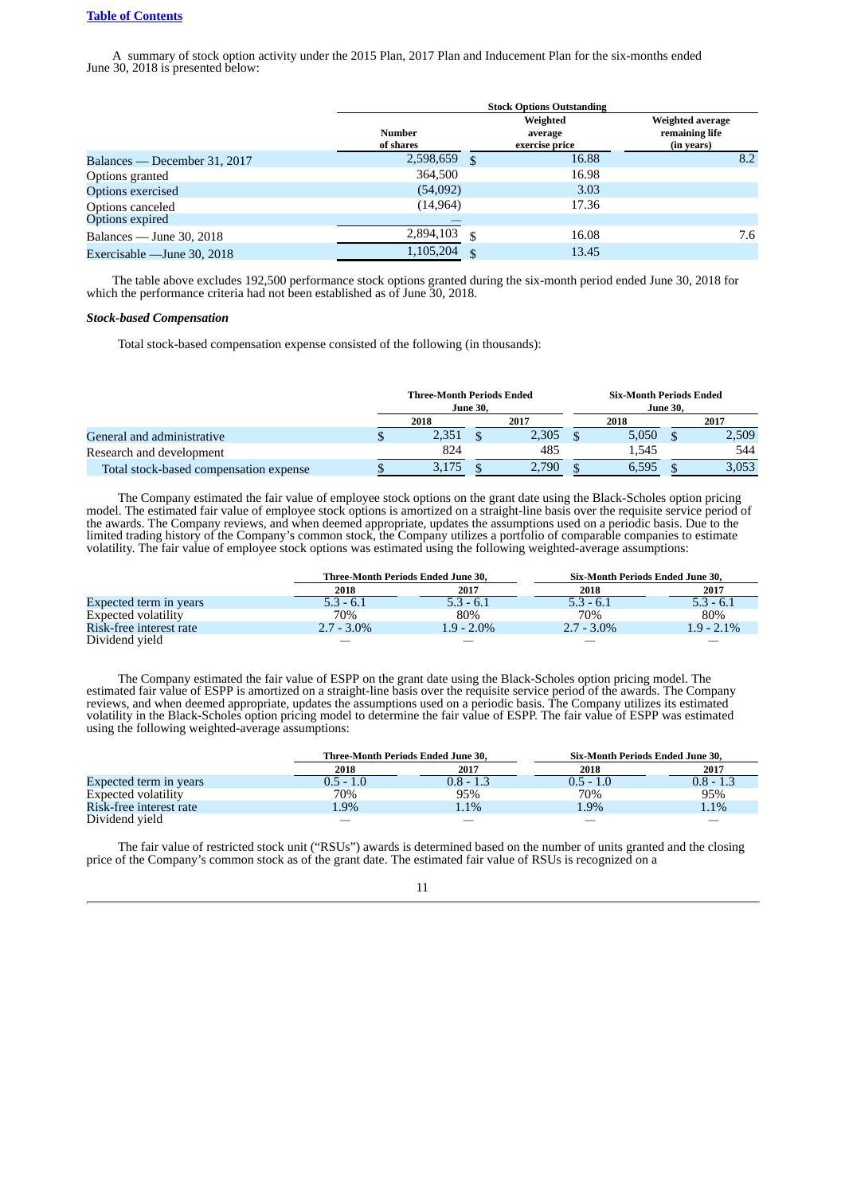A summary of stock option activity under the 2015 Plan, 2017 Plan and Inducement Plan for the six-months ended June 30, 2018 is presented below:

| | Stock Options Outstanding | | |
|---|---|---|---|
| | Number of shares | Weighted average exercise price | Weighted average remaining life (in years) |
| Balances — December 31, 2017 | 2,598,659 | $ 16.88 | 8.2 |
| Options granted | 364,500 | 16.98 | |
| Options exercised | (54,092) | 3.03 | |
| Options canceled | (14,964) | 17.36 | |
| Options expired | — | | |
| Balances — June 30, 2018 | 2,894,103 | $ 16.08 | 7.6 |
| Exercisable —June 30, 2018 | 1,105,204 | $ 13.45 | |

The table above excludes 192,500 performance stock options granted during the six-month period ended June 30, 2018 for which the performance criteria had not been established as of June 30, 2018.

***Stock-based Compensation***

Total stock-based compensation expense consisted of the following (in thousands):

| | Three-Month Periods Ended June 30, | | Six-Month Periods Ended June 30, | |
|---|---|---|---|---|
| | 2018 | 2017 | 2018 | 2017 |
| General and administrative | $ 2,351 | $ 2,305 | $ 5,050 | $ 2,509 |
| Research and development | 824 | 485 | 1,545 | 544 |
| Total stock-based compensation expense | $ 3,175 | $ 2,790 | $ 6,595 | $ 3,053 |

The Company estimated the fair value of employee stock options on the grant date using the Black-Scholes option pricing model. The estimated fair value of employee stock options is amortized on a straight-line basis over the requisite service period of the awards. The Company reviews, and when deemed appropriate, updates the assumptions used on a periodic basis. Due to the limited trading history of the Company's common stock, the Company utilizes a portfolio of comparable companies to estimate volatility. The fair value of employee stock options was estimated using the following weighted-average assumptions:

| | Three-Month Periods Ended June 30, | | Six-Month Periods Ended June 30, | |
|---|---|---|---|---|
| | 2018 | 2017 | 2018 | 2017 |
| Expected term in years | 5.3 - 6.1 | 5.3 - 6.1 | 5.3 - 6.1 | 5.3 - 6.1 |
| Expected volatility | 70% | 80% | 70% | 80% |
| Risk-free interest rate | 2.7 - 3.0% | 1.9 - 2.0% | 2.7 - 3.0% | 1.9 - 2.1% |
| Dividend yield | — | — | — | — |

The Company estimated the fair value of ESPP on the grant date using the Black-Scholes option pricing model. The estimated fair value of ESPP is amortized on a straight-line basis over the requisite service period of the awards. The Company reviews, and when deemed appropriate, updates the assumptions used on a periodic basis. The Company utilizes its estimated volatility in the Black-Scholes option pricing model to determine the fair value of ESPP. The fair value of ESPP was estimated using the following weighted-average assumptions:

| | Three-Month Periods Ended June 30, | | Six-Month Periods Ended June 30, | |
|---|---|---|---|---|
| | 2018 | 2017 | 2018 | 2017 |
| Expected term in years | 0.5 - 1.0 | 0.8 - 1.3 | 0.5 - 1.0 | 0.8 - 1.3 |
| Expected volatility | 70% | 95% | 70% | 95% |
| Risk-free interest rate | 1.9% | 1.1% | 1.9% | 1.1% |
| Dividend yield | — | — | — | — |

The fair value of restricted stock unit ("RSUs") awards is determined based on the number of units granted and the closing price of the Company's common stock as of the grant date. The estimated fair value of RSUs is recognized on a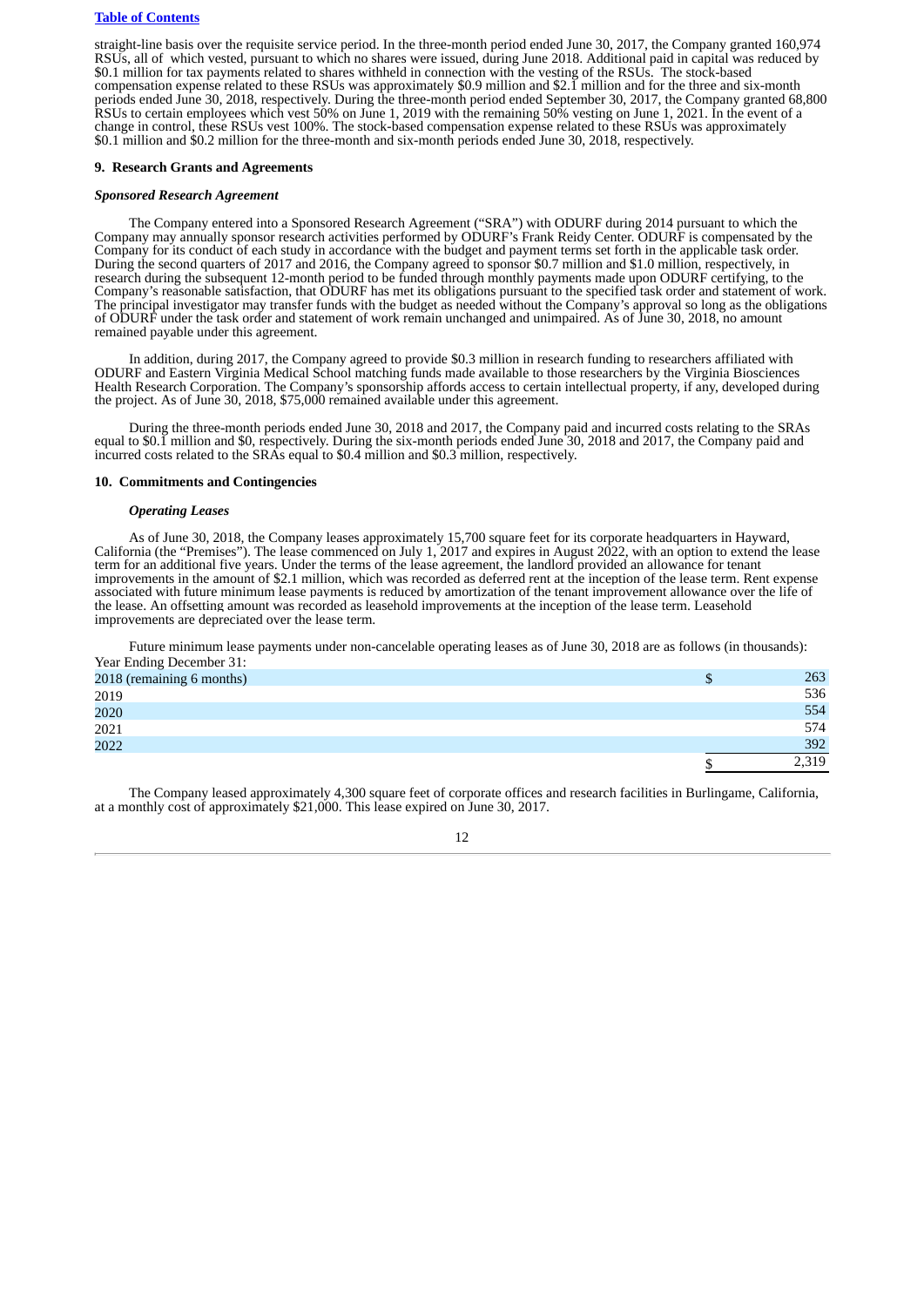straight-line basis over the requisite service period. In the three-month period ended June 30, 2017, the Company granted 160,974 RSUs, all of which vested, pursuant to which no shares were issued, during June 2018. Additional paid in capital was reduced by $0.1 million for tax payments related to shares withheld in connection with the vesting of the RSUs. The stock-based compensation expense related to these RSUs was approximately $0.9 million and $2.1 million and for the three and six-month periods ended June 30, 2018, respectively. During the three-month period ended September 30, 2017, the Company granted 68,800 RSUs to certain employees which vest 50% on June 1, 2019 with the remaining 50% vesting on June 1, 2021. In the event of a change in control, these RSUs vest 100%. The stock-based compensation expense related to these RSUs was approximately $0.1 million and $0.2 million for the three-month and six-month periods ended June 30, 2018, respectively.

**9. Research Grants and Agreements**

***Sponsored Research Agreement***

The Company entered into a Sponsored Research Agreement ("SRA") with ODURF during 2014 pursuant to which the Company may annually sponsor research activities performed by ODURF's Frank Reidy Center. ODURF is compensated by the Company for its conduct of each study in accordance with the budget and payment terms set forth in the applicable task order. During the second quarters of 2017 and 2016, the Company agreed to sponsor $0.7 million and $1.0 million, respectively, in research during the subsequent 12-month period to be funded through monthly payments made upon ODURF certifying, to the Company's reasonable satisfaction, that ODURF has met its obligations pursuant to the specified task order and statement of work. The principal investigator may transfer funds with the budget as needed without the Company's approval so long as the obligations of ODURF under the task order and statement of work remain unchanged and unimpaired. As of June 30, 2018, no amount remained payable under this agreement.

In addition, during 2017, the Company agreed to provide $0.3 million in research funding to researchers affiliated with ODURF and Eastern Virginia Medical School matching funds made available to those researchers by the Virginia Biosciences Health Research Corporation. The Company's sponsorship affords access to certain intellectual property, if any, developed during the project. As of June 30, 2018, $75,000 remained available under this agreement.

During the three-month periods ended June 30, 2018 and 2017, the Company paid and incurred costs relating to the SRAs equal to $0.1 million and $0, respectively. During the six-month periods ended June 30, 2018 and 2017, the Company paid and incurred costs related to the SRAs equal to $0.4 million and $0.3 million, respectively.

**10. Commitments and Contingencies**

***Operating Leases***

As of June 30, 2018, the Company leases approximately 15,700 square feet for its corporate headquarters in Hayward, California (the "Premises"). The lease commenced on July 1, 2017 and expires in August 2022, with an option to extend the lease term for an additional five years. Under the terms of the lease agreement, the landlord provided an allowance for tenant improvements in the amount of $2.1 million, which was recorded as deferred rent at the inception of the lease term. Rent expense associated with future minimum lease payments is reduced by amortization of the tenant improvement allowance over the life of the lease. An offsetting amount was recorded as leasehold improvements at the inception of the lease term. Leasehold improvements are depreciated over the lease term.

Future minimum lease payments under non-cancelable operating leases as of June 30, 2018 are as follows (in thousands):

| Year Ending December 31: | |
|---|---|
| 2018 (remaining 6 months) | $ 263 |
| 2019 | 536 |
| 2020 | 554 |
| 2021 | 574 |
| 2022 | 392 |
| | $ 2,319 |

The Company leased approximately 4,300 square feet of corporate offices and research facilities in Burlingame, California, at a monthly cost of approximately $21,000. This lease expired on June 30, 2017.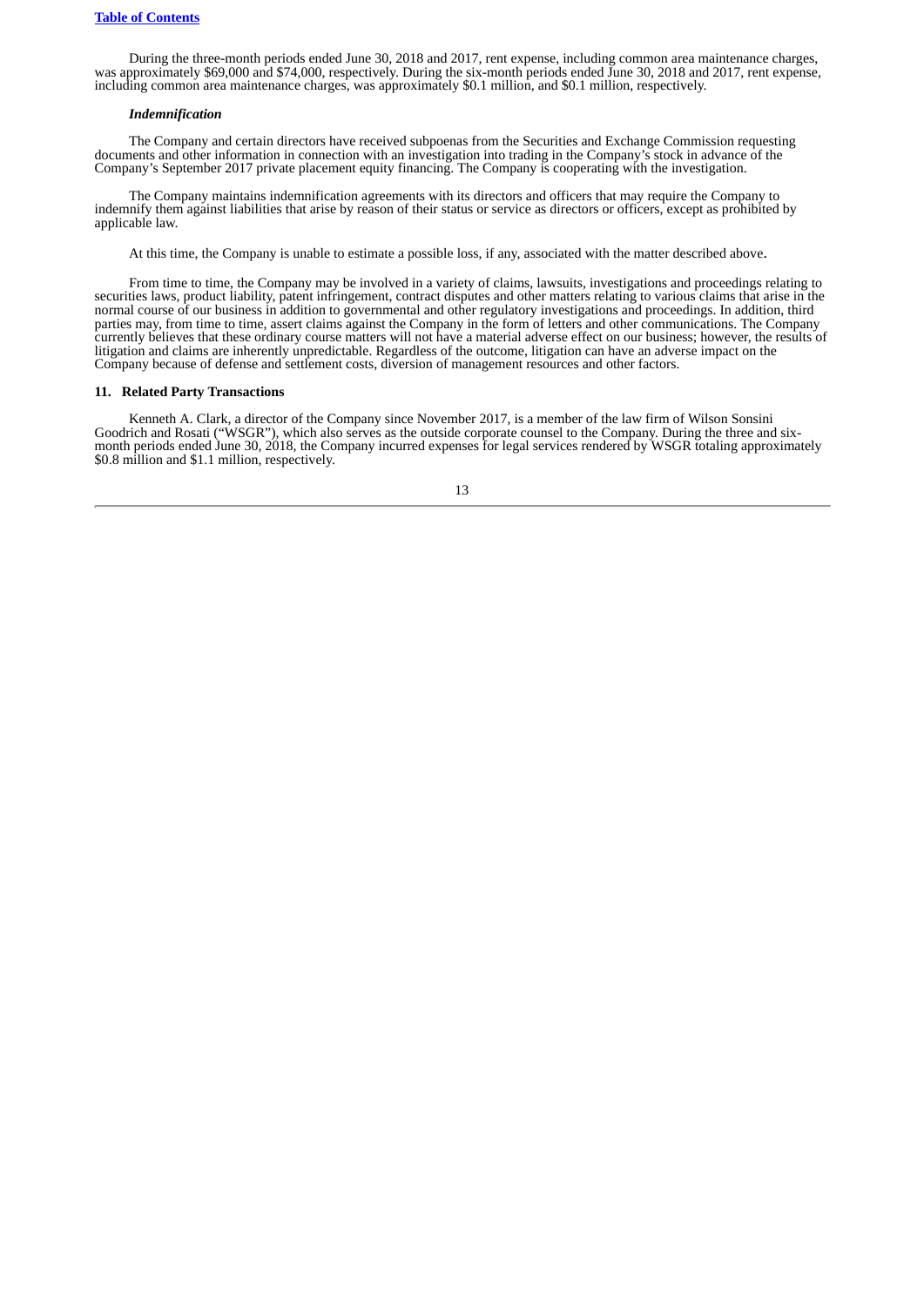During the three-month periods ended June 30, 2018 and 2017, rent expense, including common area maintenance charges, was approximately $69,000 and $74,000, respectively. During the six-month periods ended June 30, 2018 and 2017, rent expense, including common area maintenance charges, was approximately $0.1 million, and $0.1 million, respectively.

***Indemnification***

The Company and certain directors have received subpoenas from the Securities and Exchange Commission requesting documents and other information in connection with an investigation into trading in the Company's stock in advance of the Company's September 2017 private placement equity financing. The Company is cooperating with the investigation.

The Company maintains indemnification agreements with its directors and officers that may require the Company to indemnify them against liabilities that arise by reason of their status or service as directors or officers, except as prohibited by applicable law.

At this time, the Company is unable to estimate a possible loss, if any, associated with the matter described above.

From time to time, the Company may be involved in a variety of claims, lawsuits, investigations and proceedings relating to securities laws, product liability, patent infringement, contract disputes and other matters relating to various claims that arise in the normal course of our business in addition to governmental and other regulatory investigations and proceedings. In addition, third parties may, from time to time, assert claims against the Company in the form of letters and other communications. The Company currently believes that these ordinary course matters will not have a material adverse effect on our business; however, the results of litigation and claims are inherently unpredictable. Regardless of the outcome, litigation can have an adverse impact on the Company because of defense and settlement costs, diversion of management resources and other factors.

**11. Related Party Transactions**

Kenneth A. Clark, a director of the Company since November 2017, is a member of the law firm of Wilson Sonsini Goodrich and Rosati ("WSGR"), which also serves as the outside corporate counsel to the Company. During the three and six-month periods ended June 30, 2018, the Company incurred expenses for legal services rendered by WSGR totaling approximately $0.8 million and $1.1 million, respectively.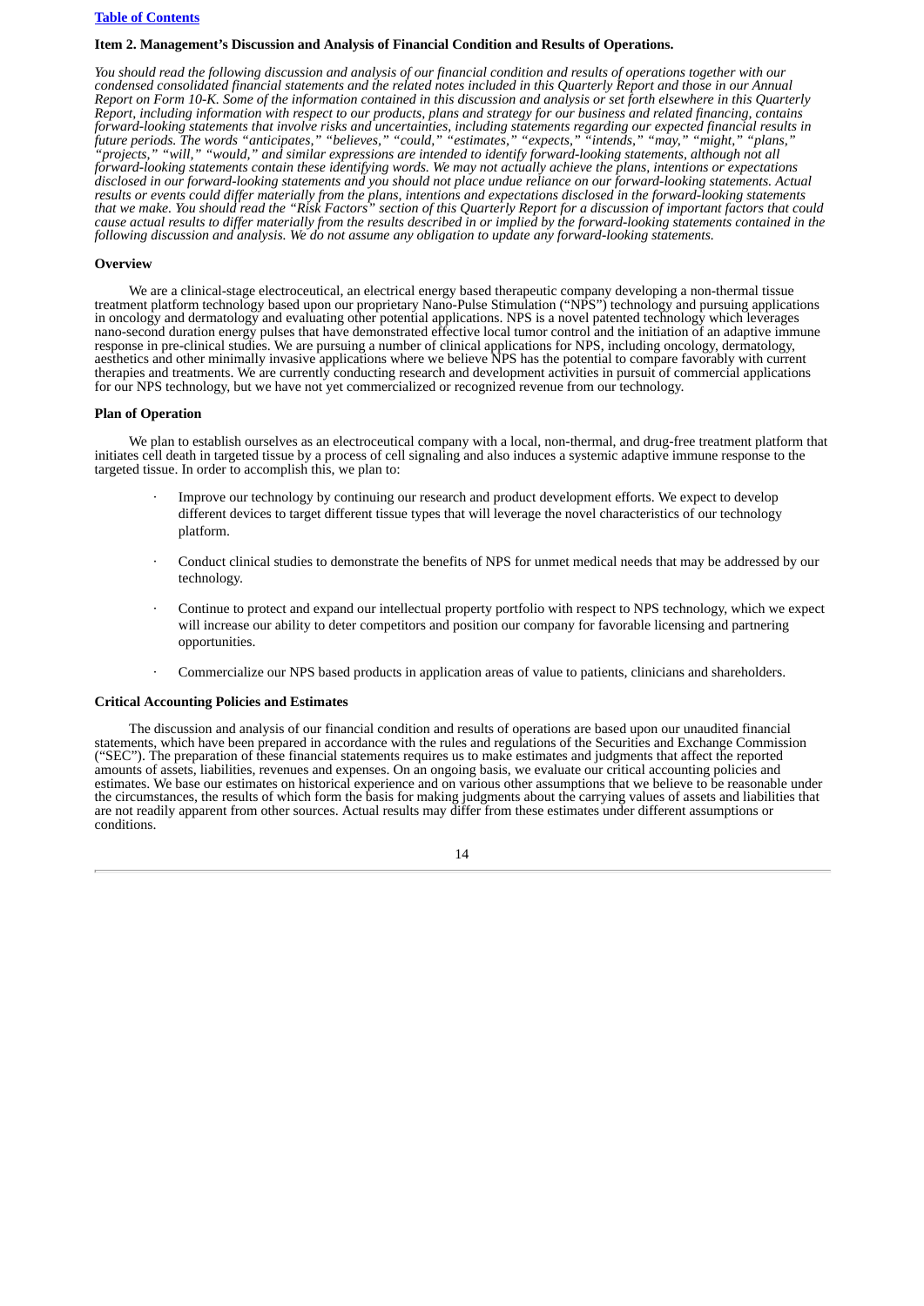## Item 2. Management's Discussion and Analysis of Financial Condition and Results of Operations.

*You should read the following discussion and analysis of our financial condition and results of operations together with our condensed consolidated financial statements and the related notes included in this Quarterly Report and those in our Annual Report on Form 10-K. Some of the information contained in this discussion and analysis or set forth elsewhere in this Quarterly Report, including information with respect to our products, plans and strategy for our business and related financing, contains forward-looking statements that involve risks and uncertainties, including statements regarding our expected financial results in future periods. The words "anticipates," "believes," "could," "estimates," "expects," "intends," "may," "might," "plans," "projects," "will," "would," and similar expressions are intended to identify forward-looking statements, although not all forward-looking statements contain these identifying words. We may not actually achieve the plans, intentions or expectations disclosed in our forward-looking statements and you should not place undue reliance on our forward-looking statements. Actual results or events could differ materially from the plans, intentions and expectations disclosed in the forward-looking statements that we make. You should read the "Risk Factors" section of this Quarterly Report for a discussion of important factors that could cause actual results to differ materially from the results described in or implied by the forward-looking statements contained in the following discussion and analysis. We do not assume any obligation to update any forward-looking statements.*

### Overview

We are a clinical-stage electroceutical, an electrical energy based therapeutic company developing a non-thermal tissue treatment platform technology based upon our proprietary Nano-Pulse Stimulation ("NPS") technology and pursuing applications in oncology and dermatology and evaluating other potential applications. NPS is a novel patented technology which leverages nano-second duration energy pulses that have demonstrated effective local tumor control and the initiation of an adaptive immune response in pre-clinical studies. We are pursuing a number of clinical applications for NPS, including oncology, dermatology, aesthetics and other minimally invasive applications where we believe NPS has the potential to compare favorably with current therapies and treatments. We are currently conducting research and development activities in pursuit of commercial applications for our NPS technology, but we have not yet commercialized or recognized revenue from our technology.

### Plan of Operation

We plan to establish ourselves as an electroceutical company with a local, non-thermal, and drug-free treatment platform that initiates cell death in targeted tissue by a process of cell signaling and also induces a systemic adaptive immune response to the targeted tissue. In order to accomplish this, we plan to:

- Improve our technology by continuing our research and product development efforts. We expect to develop different devices to target different tissue types that will leverage the novel characteristics of our technology platform.
- Conduct clinical studies to demonstrate the benefits of NPS for unmet medical needs that may be addressed by our technology.
- Continue to protect and expand our intellectual property portfolio with respect to NPS technology, which we expect will increase our ability to deter competitors and position our company for favorable licensing and partnering opportunities.
- Commercialize our NPS based products in application areas of value to patients, clinicians and shareholders.

### Critical Accounting Policies and Estimates

The discussion and analysis of our financial condition and results of operations are based upon our unaudited financial statements, which have been prepared in accordance with the rules and regulations of the Securities and Exchange Commission ("SEC"). The preparation of these financial statements requires us to make estimates and judgments that affect the reported amounts of assets, liabilities, revenues and expenses. On an ongoing basis, we evaluate our critical accounting policies and estimates. We base our estimates on historical experience and on various other assumptions that we believe to be reasonable under the circumstances, the results of which form the basis for making judgments about the carrying values of assets and liabilities that are not readily apparent from other sources. Actual results may differ from these estimates under different assumptions or conditions.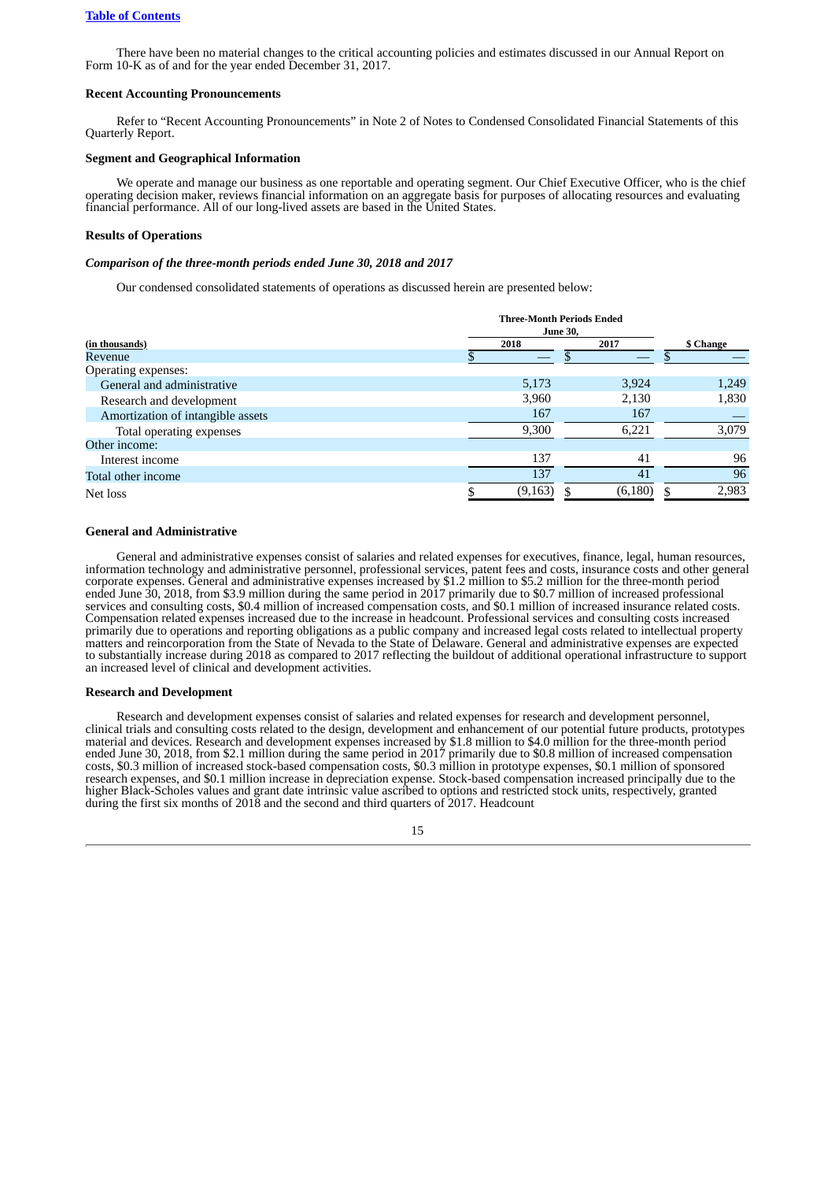[Table of Contents](#)

There have been no material changes to the critical accounting policies and estimates discussed in our Annual Report on Form 10-K as of and for the year ended December 31, 2017.

**Recent Accounting Pronouncements**

Refer to "Recent Accounting Pronouncements" in Note 2 of Notes to Condensed Consolidated Financial Statements of this Quarterly Report.

**Segment and Geographical Information**

We operate and manage our business as one reportable and operating segment. Our Chief Executive Officer, who is the chief operating decision maker, reviews financial information on an aggregate basis for purposes of allocating resources and evaluating financial performance. All of our long-lived assets are based in the United States.

**Results of Operations**

***Comparison of the three-month periods ended June 30, 2018 and 2017***

Our condensed consolidated statements of operations as discussed herein are presented below:

| (in thousands) | Three-Month Periods Ended June 30, 2018 | 2017 | $ Change |
|---|---|---|---|
| Revenue | $ — | $ — | $ — |
| Operating expenses: | | | |
| General and administrative | 5,173 | 3,924 | 1,249 |
| Research and development | 3,960 | 2,130 | 1,830 |
| Amortization of intangible assets | 167 | 167 | — |
| Total operating expenses | 9,300 | 6,221 | 3,079 |
| Other income: | | | |
| Interest income | 137 | 41 | 96 |
| Total other income | 137 | 41 | 96 |
| Net loss | $ (9,163) | $ (6,180) | $ 2,983 |

**General and Administrative**

General and administrative expenses consist of salaries and related expenses for executives, finance, legal, human resources, information technology and administrative personnel, professional services, patent fees and costs, insurance costs and other general corporate expenses. General and administrative expenses increased by $1.2 million to $5.2 million for the three-month period ended June 30, 2018, from $3.9 million during the same period in 2017 primarily due to $0.7 million of increased professional services and consulting costs, $0.4 million of increased compensation costs, and $0.1 million of increased insurance related costs. Compensation related expenses increased due to the increase in headcount. Professional services and consulting costs increased primarily due to operations and reporting obligations as a public company and increased legal costs related to intellectual property matters and reincorporation from the State of Nevada to the State of Delaware. General and administrative expenses are expected to substantially increase during 2018 as compared to 2017 reflecting the buildout of additional operational infrastructure to support an increased level of clinical and development activities.

**Research and Development**

Research and development expenses consist of salaries and related expenses for research and development personnel, clinical trials and consulting costs related to the design, development and enhancement of our potential future products, prototypes material and devices. Research and development expenses increased by $1.8 million to $4.0 million for the three-month period ended June 30, 2018, from $2.1 million during the same period in 2017 primarily due to $0.8 million of increased compensation costs, $0.3 million of increased stock-based compensation costs, $0.3 million in prototype expenses, $0.1 million of sponsored research expenses, and $0.1 million increase in depreciation expense. Stock-based compensation increased principally due to the higher Black-Scholes values and grant date intrinsic value ascribed to options and restricted stock units, respectively, granted during the first six months of 2018 and the second and third quarters of 2017. Headcount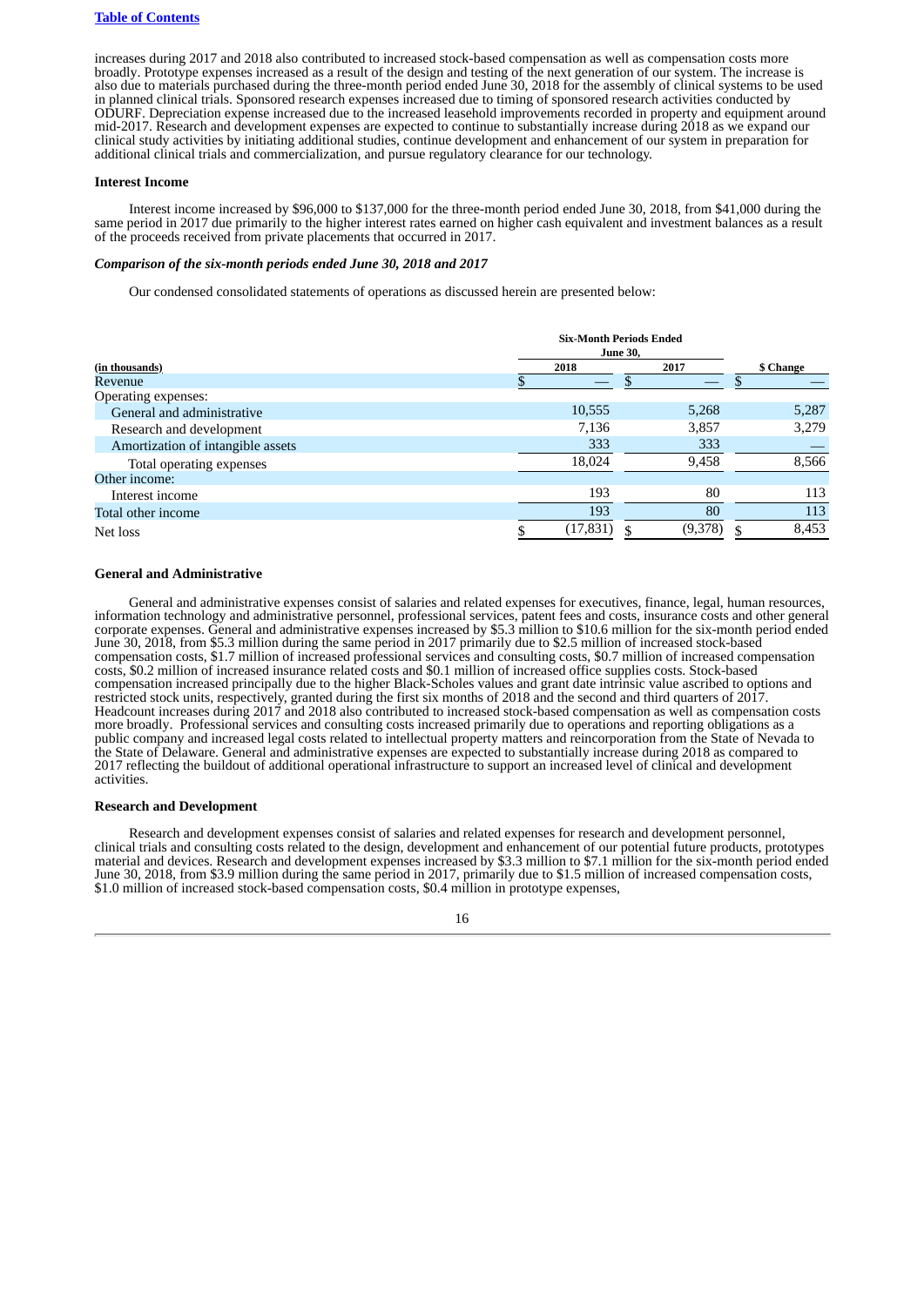increases during 2017 and 2018 also contributed to increased stock-based compensation as well as compensation costs more broadly. Prototype expenses increased as a result of the design and testing of the next generation of our system. The increase is also due to materials purchased during the three-month period ended June 30, 2018 for the assembly of clinical systems to be used in planned clinical trials. Sponsored research expenses increased due to timing of sponsored research activities conducted by ODURF. Depreciation expense increased due to the increased leasehold improvements recorded in property and equipment around mid-2017. Research and development expenses are expected to continue to substantially increase during 2018 as we expand our clinical study activities by initiating additional studies, continue development and enhancement of our system in preparation for additional clinical trials and commercialization, and pursue regulatory clearance for our technology.

**Interest Income**

Interest income increased by $96,000 to $137,000 for the three-month period ended June 30, 2018, from $41,000 during the same period in 2017 due primarily to the higher interest rates earned on higher cash equivalent and investment balances as a result of the proceeds received from private placements that occurred in 2017.

***Comparison of the six-month periods ended June 30, 2018 and 2017***

Our condensed consolidated statements of operations as discussed herein are presented below:

| | Six-Month Periods Ended June 30, | | |
|---|---|---|---|
| (in thousands) | 2018 | 2017 | $ Change |
| Revenue | $ — | $ — | $ — |
| Operating expenses: | | | |
| General and administrative | 10,555 | 5,268 | 5,287 |
| Research and development | 7,136 | 3,857 | 3,279 |
| Amortization of intangible assets | 333 | 333 | — |
| Total operating expenses | 18,024 | 9,458 | 8,566 |
| Other income: | | | |
| Interest income | 193 | 80 | 113 |
| Total other income | 193 | 80 | 113 |
| Net loss | $ (17,831) | $ (9,378) | $ 8,453 |

**General and Administrative**

General and administrative expenses consist of salaries and related expenses for executives, finance, legal, human resources, information technology and administrative personnel, professional services, patent fees and costs, insurance costs and other general corporate expenses. General and administrative expenses increased by $5.3 million to $10.6 million for the six-month period ended June 30, 2018, from $5.3 million during the same period in 2017 primarily due to $2.5 million of increased stock-based compensation costs, $1.7 million of increased professional services and consulting costs, $0.7 million of increased compensation costs, $0.2 million of increased insurance related costs and $0.1 million of increased office supplies costs. Stock-based compensation increased principally due to the higher Black-Scholes values and grant date intrinsic value ascribed to options and restricted stock units, respectively, granted during the first six months of 2018 and the second and third quarters of 2017. Headcount increases during 2017 and 2018 also contributed to increased stock-based compensation as well as compensation costs more broadly. Professional services and consulting costs increased primarily due to operations and reporting obligations as a public company and increased legal costs related to intellectual property matters and reincorporation from the State of Nevada to the State of Delaware. General and administrative expenses are expected to substantially increase during 2018 as compared to 2017 reflecting the buildout of additional operational infrastructure to support an increased level of clinical and development activities.

**Research and Development**

Research and development expenses consist of salaries and related expenses for research and development personnel, clinical trials and consulting costs related to the design, development and enhancement of our potential future products, prototypes material and devices. Research and development expenses increased by $3.3 million to $7.1 million for the six-month period ended June 30, 2018, from $3.9 million during the same period in 2017, primarily due to $1.5 million of increased compensation costs, $1.0 million of increased stock-based compensation costs, $0.4 million in prototype expenses,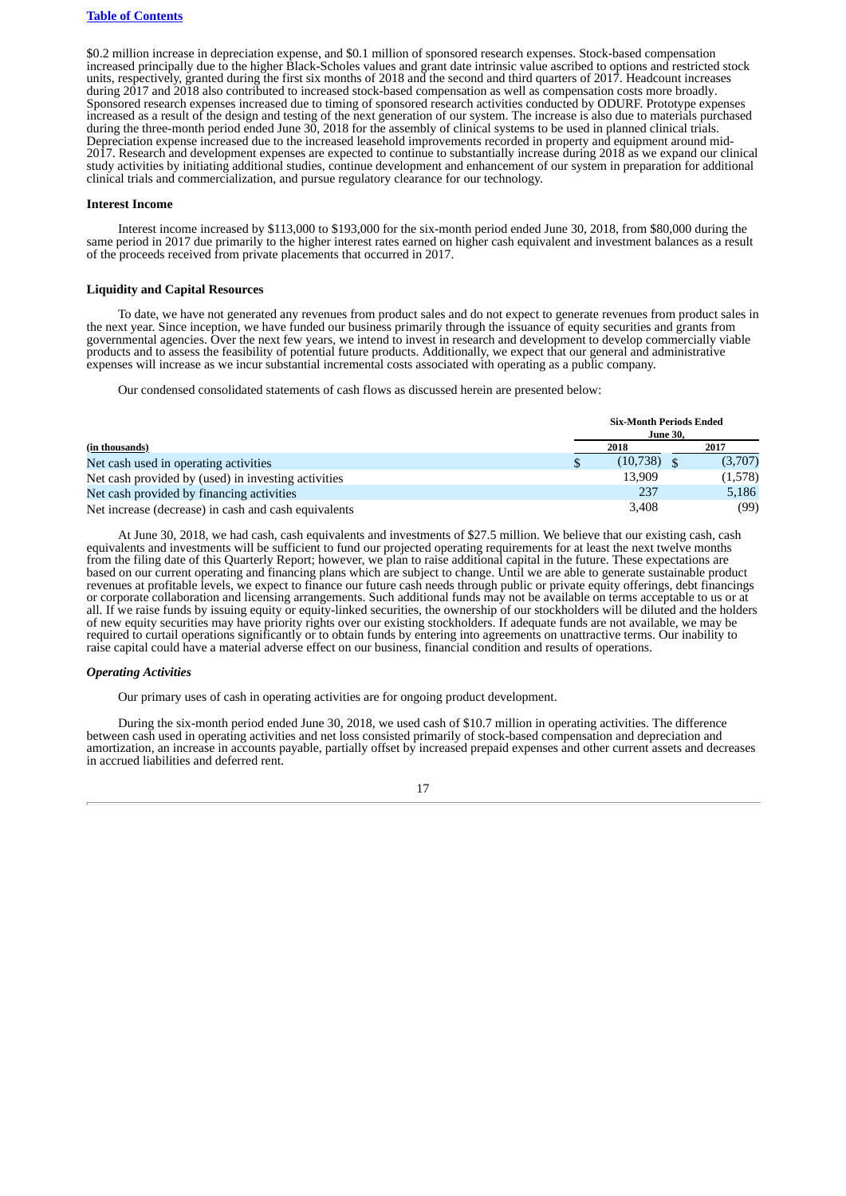$0.2 million increase in depreciation expense, and $0.1 million of sponsored research expenses. Stock-based compensation increased principally due to the higher Black-Scholes values and grant date intrinsic value ascribed to options and restricted stock units, respectively, granted during the first six months of 2018 and the second and third quarters of 2017. Headcount increases during 2017 and 2018 also contributed to increased stock-based compensation as well as compensation costs more broadly. Sponsored research expenses increased due to timing of sponsored research activities conducted by ODURF. Prototype expenses increased as a result of the design and testing of the next generation of our system. The increase is also due to materials purchased during the three-month period ended June 30, 2018 for the assembly of clinical systems to be used in planned clinical trials. Depreciation expense increased due to the increased leasehold improvements recorded in property and equipment around mid-2017. Research and development expenses are expected to continue to substantially increase during 2018 as we expand our clinical study activities by initiating additional studies, continue development and enhancement of our system in preparation for additional clinical trials and commercialization, and pursue regulatory clearance for our technology.

**Interest Income**

Interest income increased by $113,000 to $193,000 for the six-month period ended June 30, 2018, from $80,000 during the same period in 2017 due primarily to the higher interest rates earned on higher cash equivalent and investment balances as a result of the proceeds received from private placements that occurred in 2017.

**Liquidity and Capital Resources**

To date, we have not generated any revenues from product sales and do not expect to generate revenues from product sales in the next year. Since inception, we have funded our business primarily through the issuance of equity securities and grants from governmental agencies. Over the next few years, we intend to invest in research and development to develop commercially viable products and to assess the feasibility of potential future products. Additionally, we expect that our general and administrative expenses will increase as we incur substantial incremental costs associated with operating as a public company.

Our condensed consolidated statements of cash flows as discussed herein are presented below:

| | Six-Month Periods Ended June 30, | |
|---|---|---|
| (in thousands) | 2018 | 2017 |
| Net cash used in operating activities | $ (10,738) | $ (3,707) |
| Net cash provided by (used) in investing activities | 13,909 | (1,578) |
| Net cash provided by financing activities | 237 | 5,186 |
| Net increase (decrease) in cash and cash equivalents | 3,408 | (99) |

At June 30, 2018, we had cash, cash equivalents and investments of $27.5 million. We believe that our existing cash, cash equivalents and investments will be sufficient to fund our projected operating requirements for at least the next twelve months from the filing date of this Quarterly Report; however, we plan to raise additional capital in the future. These expectations are based on our current operating and financing plans which are subject to change. Until we are able to generate sustainable product revenues at profitable levels, we expect to finance our future cash needs through public or private equity offerings, debt financings or corporate collaboration and licensing arrangements. Such additional funds may not be available on terms acceptable to us or at all. If we raise funds by issuing equity or equity-linked securities, the ownership of our stockholders will be diluted and the holders of new equity securities may have priority rights over our existing stockholders. If adequate funds are not available, we may be required to curtail operations significantly or to obtain funds by entering into agreements on unattractive terms. Our inability to raise capital could have a material adverse effect on our business, financial condition and results of operations.

*Operating Activities*

Our primary uses of cash in operating activities are for ongoing product development.

During the six-month period ended June 30, 2018, we used cash of $10.7 million in operating activities. The difference between cash used in operating activities and net loss consisted primarily of stock-based compensation and depreciation and amortization, an increase in accounts payable, partially offset by increased prepaid expenses and other current assets and decreases in accrued liabilities and deferred rent.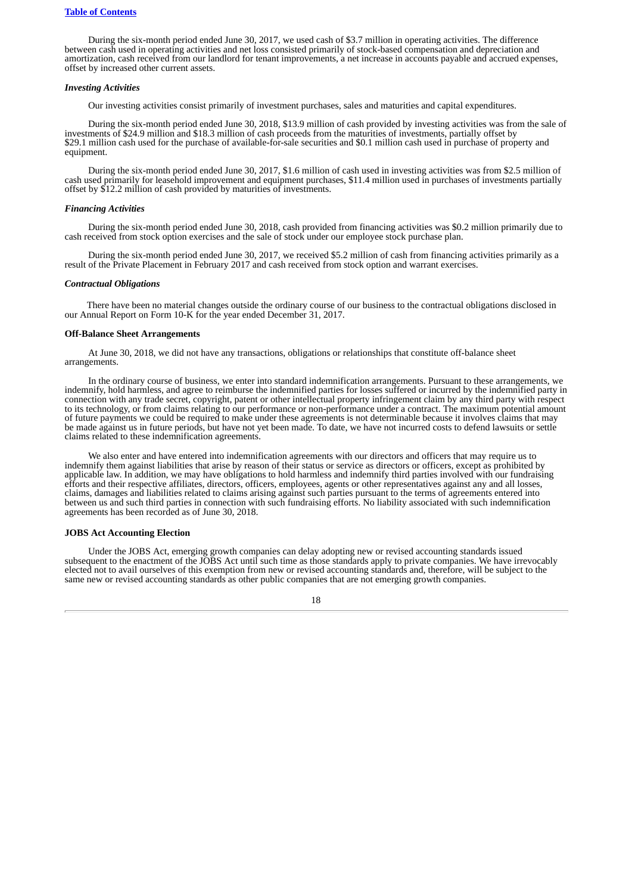During the six-month period ended June 30, 2017, we used cash of $3.7 million in operating activities. The difference between cash used in operating activities and net loss consisted primarily of stock-based compensation and depreciation and amortization, cash received from our landlord for tenant improvements, a net increase in accounts payable and accrued expenses, offset by increased other current assets.

*Investing Activities*

Our investing activities consist primarily of investment purchases, sales and maturities and capital expenditures.

During the six-month period ended June 30, 2018, $13.9 million of cash provided by investing activities was from the sale of investments of $24.9 million and $18.3 million of cash proceeds from the maturities of investments, partially offset by $29.1 million cash used for the purchase of available-for-sale securities and $0.1 million cash used in purchase of property and equipment.

During the six-month period ended June 30, 2017, $1.6 million of cash used in investing activities was from $2.5 million of cash used primarily for leasehold improvement and equipment purchases, $11.4 million used in purchases of investments partially offset by $12.2 million of cash provided by maturities of investments.

*Financing Activities*

During the six-month period ended June 30, 2018, cash provided from financing activities was $0.2 million primarily due to cash received from stock option exercises and the sale of stock under our employee stock purchase plan.

During the six-month period ended June 30, 2017, we received $5.2 million of cash from financing activities primarily as a result of the Private Placement in February 2017 and cash received from stock option and warrant exercises.

*Contractual Obligations*

There have been no material changes outside the ordinary course of our business to the contractual obligations disclosed in our Annual Report on Form 10-K for the year ended December 31, 2017.

**Off-Balance Sheet Arrangements**

At June 30, 2018, we did not have any transactions, obligations or relationships that constitute off-balance sheet arrangements.

In the ordinary course of business, we enter into standard indemnification arrangements. Pursuant to these arrangements, we indemnify, hold harmless, and agree to reimburse the indemnified parties for losses suffered or incurred by the indemnified party in connection with any trade secret, copyright, patent or other intellectual property infringement claim by any third party with respect to its technology, or from claims relating to our performance or non-performance under a contract. The maximum potential amount of future payments we could be required to make under these agreements is not determinable because it involves claims that may be made against us in future periods, but have not yet been made. To date, we have not incurred costs to defend lawsuits or settle claims related to these indemnification agreements.

We also enter and have entered into indemnification agreements with our directors and officers that may require us to indemnify them against liabilities that arise by reason of their status or service as directors or officers, except as prohibited by applicable law. In addition, we may have obligations to hold harmless and indemnify third parties involved with our fundraising efforts and their respective affiliates, directors, officers, employees, agents or other representatives against any and all losses, claims, damages and liabilities related to claims arising against such parties pursuant to the terms of agreements entered into between us and such third parties in connection with such fundraising efforts. No liability associated with such indemnification agreements has been recorded as of June 30, 2018.

**JOBS Act Accounting Election**

Under the JOBS Act, emerging growth companies can delay adopting new or revised accounting standards issued subsequent to the enactment of the JOBS Act until such time as those standards apply to private companies. We have irrevocably elected not to avail ourselves of this exemption from new or revised accounting standards and, therefore, will be subject to the same new or revised accounting standards as other public companies that are not emerging growth companies.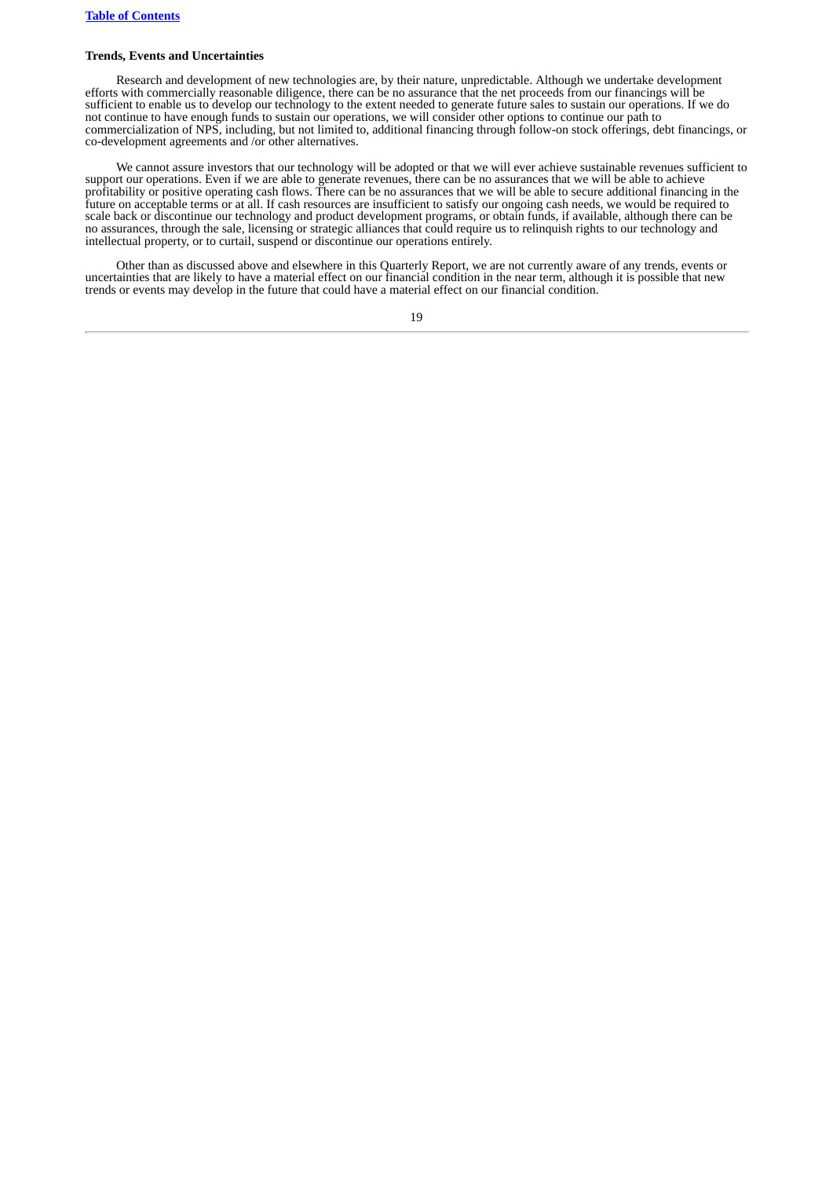### Trends, Events and Uncertainties

Research and development of new technologies are, by their nature, unpredictable. Although we undertake development efforts with commercially reasonable diligence, there can be no assurance that the net proceeds from our financings will be sufficient to enable us to develop our technology to the extent needed to generate future sales to sustain our operations. If we do not continue to have enough funds to sustain our operations, we will consider other options to continue our path to commercialization of NPS, including, but not limited to, additional financing through follow-on stock offerings, debt financings, or co-development agreements and /or other alternatives.

We cannot assure investors that our technology will be adopted or that we will ever achieve sustainable revenues sufficient to support our operations. Even if we are able to generate revenues, there can be no assurances that we will be able to achieve profitability or positive operating cash flows. There can be no assurances that we will be able to secure additional financing in the future on acceptable terms or at all. If cash resources are insufficient to satisfy our ongoing cash needs, we would be required to scale back or discontinue our technology and product development programs, or obtain funds, if available, although there can be no assurances, through the sale, licensing or strategic alliances that could require us to relinquish rights to our technology and intellectual property, or to curtail, suspend or discontinue our operations entirely.

Other than as discussed above and elsewhere in this Quarterly Report, we are not currently aware of any trends, events or uncertainties that are likely to have a material effect on our financial condition in the near term, although it is possible that new trends or events may develop in the future that could have a material effect on our financial condition.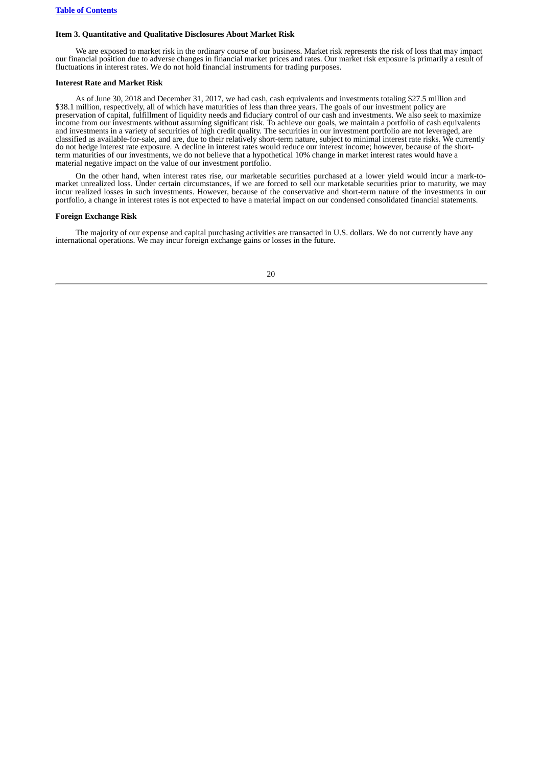## Item 3. Quantitative and Qualitative Disclosures About Market Risk

We are exposed to market risk in the ordinary course of our business. Market risk represents the risk of loss that may impact our financial position due to adverse changes in financial market prices and rates. Our market risk exposure is primarily a result of fluctuations in interest rates. We do not hold financial instruments for trading purposes.

### Interest Rate and Market Risk

As of June 30, 2018 and December 31, 2017, we had cash, cash equivalents and investments totaling $27.5 million and $38.1 million, respectively, all of which have maturities of less than three years. The goals of our investment policy are preservation of capital, fulfillment of liquidity needs and fiduciary control of our cash and investments. We also seek to maximize income from our investments without assuming significant risk. To achieve our goals, we maintain a portfolio of cash equivalents and investments in a variety of securities of high credit quality. The securities in our investment portfolio are not leveraged, are classified as available-for-sale, and are, due to their relatively short-term nature, subject to minimal interest rate risks. We currently do not hedge interest rate exposure. A decline in interest rates would reduce our interest income; however, because of the short-term maturities of our investments, we do not believe that a hypothetical 10% change in market interest rates would have a material negative impact on the value of our investment portfolio.

On the other hand, when interest rates rise, our marketable securities purchased at a lower yield would incur a mark-to-market unrealized loss. Under certain circumstances, if we are forced to sell our marketable securities prior to maturity, we may incur realized losses in such investments. However, because of the conservative and short-term nature of the investments in our portfolio, a change in interest rates is not expected to have a material impact on our condensed consolidated financial statements.

### Foreign Exchange Risk

The majority of our expense and capital purchasing activities are transacted in U.S. dollars. We do not currently have any international operations. We may incur foreign exchange gains or losses in the future.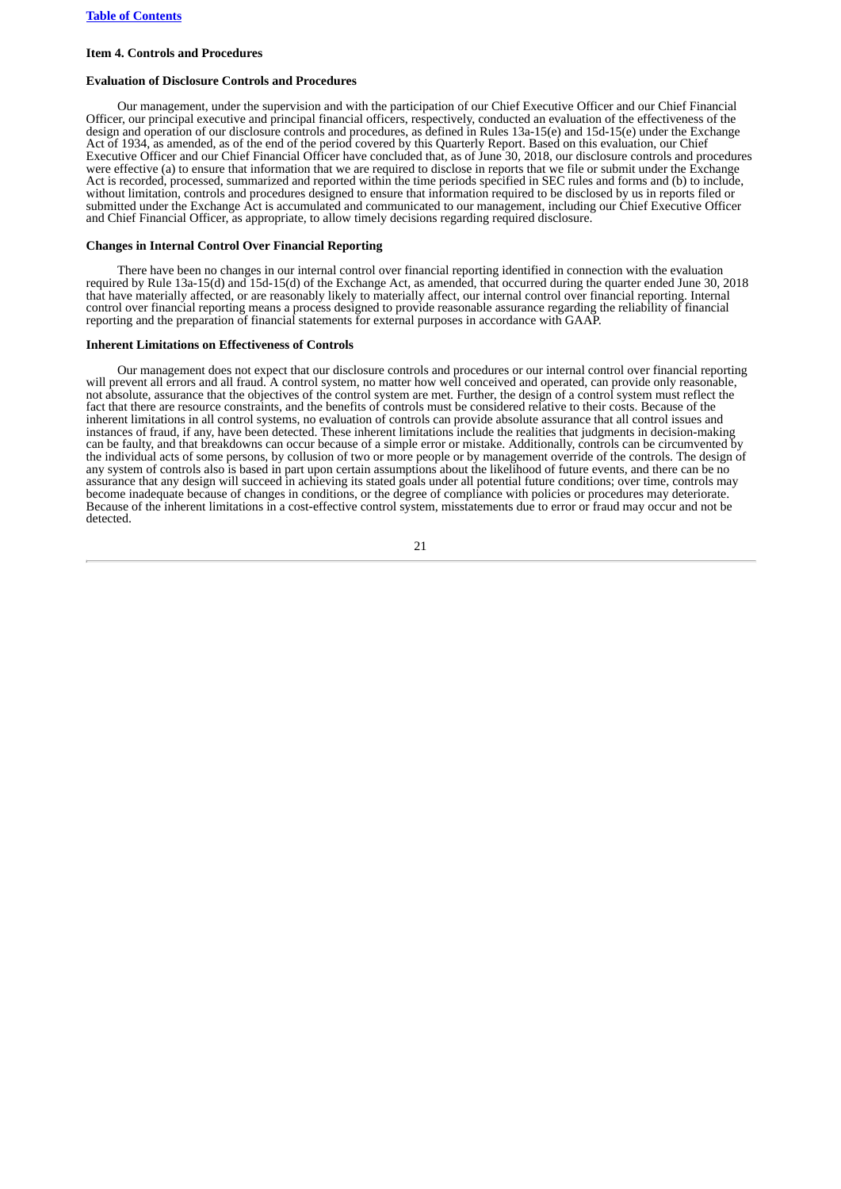### Item 4. Controls and Procedures

#### Evaluation of Disclosure Controls and Procedures

Our management, under the supervision and with the participation of our Chief Executive Officer and our Chief Financial Officer, our principal executive and principal financial officers, respectively, conducted an evaluation of the effectiveness of the design and operation of our disclosure controls and procedures, as defined in Rules 13a-15(e) and 15d-15(e) under the Exchange Act of 1934, as amended, as of the end of the period covered by this Quarterly Report. Based on this evaluation, our Chief Executive Officer and our Chief Financial Officer have concluded that, as of June 30, 2018, our disclosure controls and procedures were effective (a) to ensure that information that we are required to disclose in reports that we file or submit under the Exchange Act is recorded, processed, summarized and reported within the time periods specified in SEC rules and forms and (b) to include, without limitation, controls and procedures designed to ensure that information required to be disclosed by us in reports filed or submitted under the Exchange Act is accumulated and communicated to our management, including our Chief Executive Officer and Chief Financial Officer, as appropriate, to allow timely decisions regarding required disclosure.

#### Changes in Internal Control Over Financial Reporting

There have been no changes in our internal control over financial reporting identified in connection with the evaluation required by Rule 13a-15(d) and 15d-15(d) of the Exchange Act, as amended, that occurred during the quarter ended June 30, 2018 that have materially affected, or are reasonably likely to materially affect, our internal control over financial reporting. Internal control over financial reporting means a process designed to provide reasonable assurance regarding the reliability of financial reporting and the preparation of financial statements for external purposes in accordance with GAAP.

#### Inherent Limitations on Effectiveness of Controls

Our management does not expect that our disclosure controls and procedures or our internal control over financial reporting will prevent all errors and all fraud. A control system, no matter how well conceived and operated, can provide only reasonable, not absolute, assurance that the objectives of the control system are met. Further, the design of a control system must reflect the fact that there are resource constraints, and the benefits of controls must be considered relative to their costs. Because of the inherent limitations in all control systems, no evaluation of controls can provide absolute assurance that all control issues and instances of fraud, if any, have been detected. These inherent limitations include the realities that judgments in decision-making can be faulty, and that breakdowns can occur because of a simple error or mistake. Additionally, controls can be circumvented by the individual acts of some persons, by collusion of two or more people or by management override of the controls. The design of any system of controls also is based in part upon certain assumptions about the likelihood of future events, and there can be no assurance that any design will succeed in achieving its stated goals under all potential future conditions; over time, controls may become inadequate because of changes in conditions, or the degree of compliance with policies or procedures may deteriorate. Because of the inherent limitations in a cost-effective control system, misstatements due to error or fraud may occur and not be detected.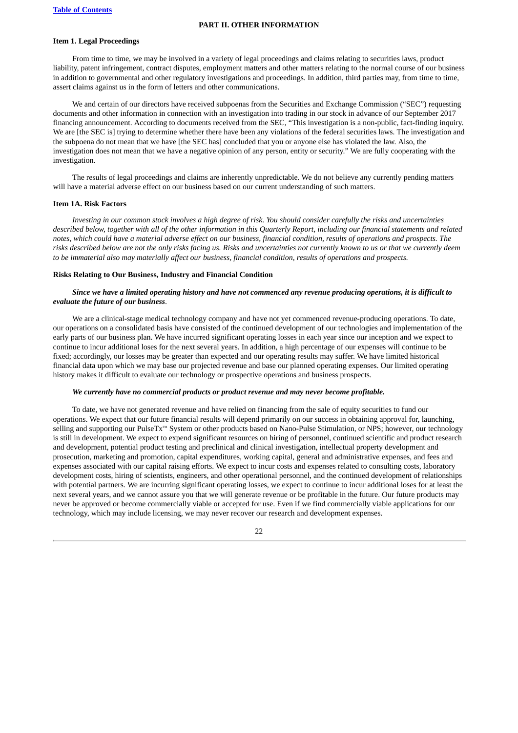## PART II. OTHER INFORMATION

### Item 1. Legal Proceedings

From time to time, we may be involved in a variety of legal proceedings and claims relating to securities laws, product liability, patent infringement, contract disputes, employment matters and other matters relating to the normal course of our business in addition to governmental and other regulatory investigations and proceedings. In addition, third parties may, from time to time, assert claims against us in the form of letters and other communications.

We and certain of our directors have received subpoenas from the Securities and Exchange Commission ("SEC") requesting documents and other information in connection with an investigation into trading in our stock in advance of our September 2017 financing announcement. According to documents received from the SEC, "This investigation is a non-public, fact-finding inquiry. We are [the SEC is] trying to determine whether there have been any violations of the federal securities laws. The investigation and the subpoena do not mean that we have [the SEC has] concluded that you or anyone else has violated the law. Also, the investigation does not mean that we have a negative opinion of any person, entity or security." We are fully cooperating with the investigation.

The results of legal proceedings and claims are inherently unpredictable. We do not believe any currently pending matters will have a material adverse effect on our business based on our current understanding of such matters.

### Item 1A. Risk Factors

*Investing in our common stock involves a high degree of risk. You should consider carefully the risks and uncertainties described below, together with all of the other information in this Quarterly Report, including our financial statements and related notes, which could have a material adverse effect on our business, financial condition, results of operations and prospects. The risks described below are not the only risks facing us. Risks and uncertainties not currently known to us or that we currently deem to be immaterial also may materially affect our business, financial condition, results of operations and prospects.*

### Risks Relating to Our Business, Industry and Financial Condition

***Since we have a limited operating history and have not commenced any revenue producing operations, it is difficult to evaluate the future of our business*.**

We are a clinical-stage medical technology company and have not yet commenced revenue-producing operations. To date, our operations on a consolidated basis have consisted of the continued development of our technologies and implementation of the early parts of our business plan. We have incurred significant operating losses in each year since our inception and we expect to continue to incur additional loses for the next several years. In addition, a high percentage of our expenses will continue to be fixed; accordingly, our losses may be greater than expected and our operating results may suffer. We have limited historical financial data upon which we may base our projected revenue and base our planned operating expenses. Our limited operating history makes it difficult to evaluate our technology or prospective operations and business prospects.

***We currently have no commercial products or product revenue and may never become profitable.***

To date, we have not generated revenue and have relied on financing from the sale of equity securities to fund our operations. We expect that our future financial results will depend primarily on our success in obtaining approval for, launching, selling and supporting our PulseTx™ System or other products based on Nano-Pulse Stimulation, or NPS; however, our technology is still in development. We expect to expend significant resources on hiring of personnel, continued scientific and product research and development, potential product testing and preclinical and clinical investigation, intellectual property development and prosecution, marketing and promotion, capital expenditures, working capital, general and administrative expenses, and fees and expenses associated with our capital raising efforts. We expect to incur costs and expenses related to consulting costs, laboratory development costs, hiring of scientists, engineers, and other operational personnel, and the continued development of relationships with potential partners. We are incurring significant operating losses, we expect to continue to incur additional loses for at least the next several years, and we cannot assure you that we will generate revenue or be profitable in the future. Our future products may never be approved or become commercially viable or accepted for use. Even if we find commercially viable applications for our technology, which may include licensing, we may never recover our research and development expenses.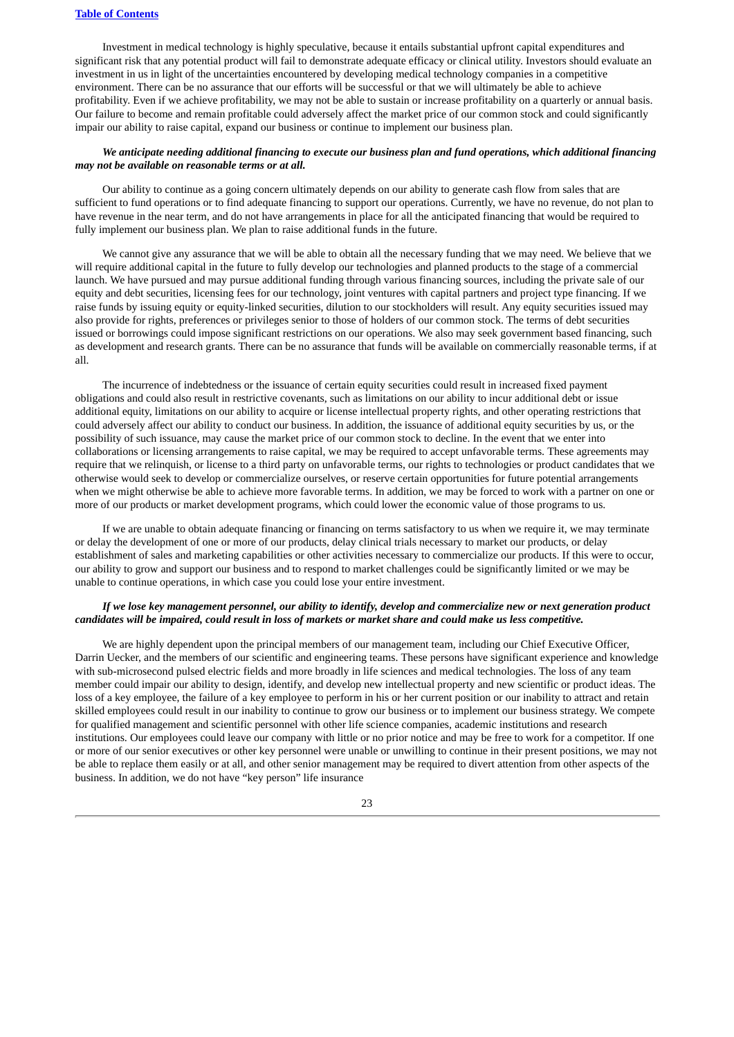Investment in medical technology is highly speculative, because it entails substantial upfront capital expenditures and significant risk that any potential product will fail to demonstrate adequate efficacy or clinical utility. Investors should evaluate an investment in us in light of the uncertainties encountered by developing medical technology companies in a competitive environment. There can be no assurance that our efforts will be successful or that we will ultimately be able to achieve profitability. Even if we achieve profitability, we may not be able to sustain or increase profitability on a quarterly or annual basis. Our failure to become and remain profitable could adversely affect the market price of our common stock and could significantly impair our ability to raise capital, expand our business or continue to implement our business plan.

***We anticipate needing additional financing to execute our business plan and fund operations, which additional financing may not be available on reasonable terms or at all.***

Our ability to continue as a going concern ultimately depends on our ability to generate cash flow from sales that are sufficient to fund operations or to find adequate financing to support our operations. Currently, we have no revenue, do not plan to have revenue in the near term, and do not have arrangements in place for all the anticipated financing that would be required to fully implement our business plan. We plan to raise additional funds in the future.

We cannot give any assurance that we will be able to obtain all the necessary funding that we may need. We believe that we will require additional capital in the future to fully develop our technologies and planned products to the stage of a commercial launch. We have pursued and may pursue additional funding through various financing sources, including the private sale of our equity and debt securities, licensing fees for our technology, joint ventures with capital partners and project type financing. If we raise funds by issuing equity or equity-linked securities, dilution to our stockholders will result. Any equity securities issued may also provide for rights, preferences or privileges senior to those of holders of our common stock. The terms of debt securities issued or borrowings could impose significant restrictions on our operations. We also may seek government based financing, such as development and research grants. There can be no assurance that funds will be available on commercially reasonable terms, if at all.

The incurrence of indebtedness or the issuance of certain equity securities could result in increased fixed payment obligations and could also result in restrictive covenants, such as limitations on our ability to incur additional debt or issue additional equity, limitations on our ability to acquire or license intellectual property rights, and other operating restrictions that could adversely affect our ability to conduct our business. In addition, the issuance of additional equity securities by us, or the possibility of such issuance, may cause the market price of our common stock to decline. In the event that we enter into collaborations or licensing arrangements to raise capital, we may be required to accept unfavorable terms. These agreements may require that we relinquish, or license to a third party on unfavorable terms, our rights to technologies or product candidates that we otherwise would seek to develop or commercialize ourselves, or reserve certain opportunities for future potential arrangements when we might otherwise be able to achieve more favorable terms. In addition, we may be forced to work with a partner on one or more of our products or market development programs, which could lower the economic value of those programs to us.

If we are unable to obtain adequate financing or financing on terms satisfactory to us when we require it, we may terminate or delay the development of one or more of our products, delay clinical trials necessary to market our products, or delay establishment of sales and marketing capabilities or other activities necessary to commercialize our products. If this were to occur, our ability to grow and support our business and to respond to market challenges could be significantly limited or we may be unable to continue operations, in which case you could lose your entire investment.

***If we lose key management personnel, our ability to identify, develop and commercialize new or next generation product candidates will be impaired, could result in loss of markets or market share and could make us less competitive.***

We are highly dependent upon the principal members of our management team, including our Chief Executive Officer, Darrin Uecker, and the members of our scientific and engineering teams. These persons have significant experience and knowledge with sub-microsecond pulsed electric fields and more broadly in life sciences and medical technologies. The loss of any team member could impair our ability to design, identify, and develop new intellectual property and new scientific or product ideas. The loss of a key employee, the failure of a key employee to perform in his or her current position or our inability to attract and retain skilled employees could result in our inability to continue to grow our business or to implement our business strategy. We compete for qualified management and scientific personnel with other life science companies, academic institutions and research institutions. Our employees could leave our company with little or no prior notice and may be free to work for a competitor. If one or more of our senior executives or other key personnel were unable or unwilling to continue in their present positions, we may not be able to replace them easily or at all, and other senior management may be required to divert attention from other aspects of the business. In addition, we do not have "key person" life insurance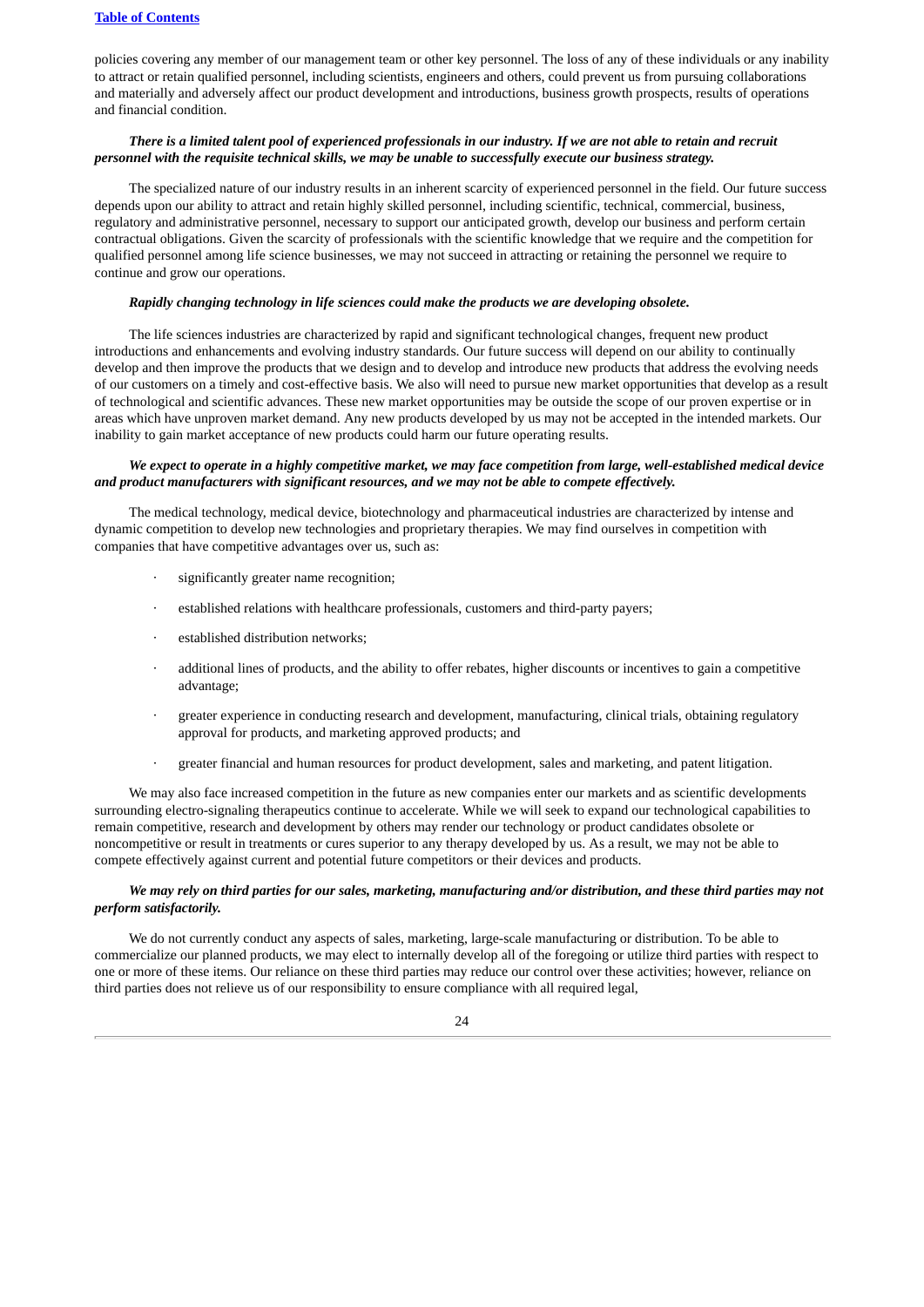policies covering any member of our management team or other key personnel. The loss of any of these individuals or any inability to attract or retain qualified personnel, including scientists, engineers and others, could prevent us from pursuing collaborations and materially and adversely affect our product development and introductions, business growth prospects, results of operations and financial condition.

***There is a limited talent pool of experienced professionals in our industry. If we are not able to retain and recruit personnel with the requisite technical skills, we may be unable to successfully execute our business strategy.***

The specialized nature of our industry results in an inherent scarcity of experienced personnel in the field. Our future success depends upon our ability to attract and retain highly skilled personnel, including scientific, technical, commercial, business, regulatory and administrative personnel, necessary to support our anticipated growth, develop our business and perform certain contractual obligations. Given the scarcity of professionals with the scientific knowledge that we require and the competition for qualified personnel among life science businesses, we may not succeed in attracting or retaining the personnel we require to continue and grow our operations.

***Rapidly changing technology in life sciences could make the products we are developing obsolete.***

The life sciences industries are characterized by rapid and significant technological changes, frequent new product introductions and enhancements and evolving industry standards. Our future success will depend on our ability to continually develop and then improve the products that we design and to develop and introduce new products that address the evolving needs of our customers on a timely and cost-effective basis. We also will need to pursue new market opportunities that develop as a result of technological and scientific advances. These new market opportunities may be outside the scope of our proven expertise or in areas which have unproven market demand. Any new products developed by us may not be accepted in the intended markets. Our inability to gain market acceptance of new products could harm our future operating results.

***We expect to operate in a highly competitive market, we may face competition from large, well-established medical device and product manufacturers with significant resources, and we may not be able to compete effectively.***

The medical technology, medical device, biotechnology and pharmaceutical industries are characterized by intense and dynamic competition to develop new technologies and proprietary therapies. We may find ourselves in competition with companies that have competitive advantages over us, such as:

- significantly greater name recognition;
- established relations with healthcare professionals, customers and third-party payers;
- established distribution networks;
- additional lines of products, and the ability to offer rebates, higher discounts or incentives to gain a competitive advantage;
- greater experience in conducting research and development, manufacturing, clinical trials, obtaining regulatory approval for products, and marketing approved products; and
- greater financial and human resources for product development, sales and marketing, and patent litigation.

We may also face increased competition in the future as new companies enter our markets and as scientific developments surrounding electro-signaling therapeutics continue to accelerate. While we will seek to expand our technological capabilities to remain competitive, research and development by others may render our technology or product candidates obsolete or noncompetitive or result in treatments or cures superior to any therapy developed by us. As a result, we may not be able to compete effectively against current and potential future competitors or their devices and products.

***We may rely on third parties for our sales, marketing, manufacturing and/or distribution, and these third parties may not perform satisfactorily.***

We do not currently conduct any aspects of sales, marketing, large-scale manufacturing or distribution. To be able to commercialize our planned products, we may elect to internally develop all of the foregoing or utilize third parties with respect to one or more of these items. Our reliance on these third parties may reduce our control over these activities; however, reliance on third parties does not relieve us of our responsibility to ensure compliance with all required legal,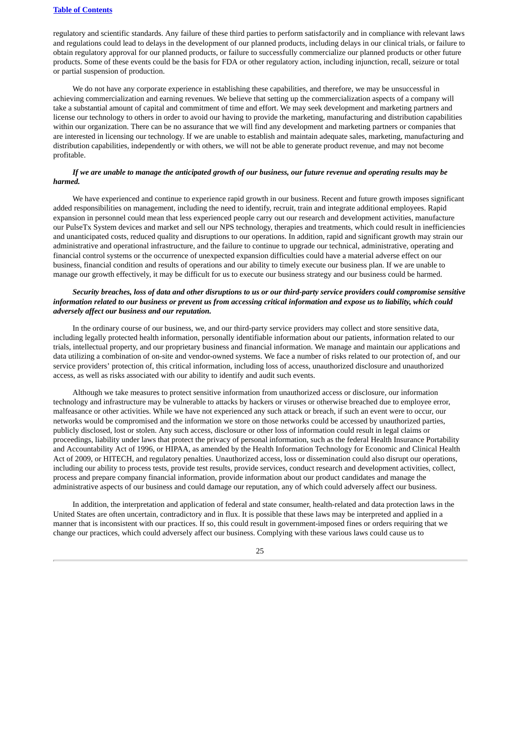regulatory and scientific standards. Any failure of these third parties to perform satisfactorily and in compliance with relevant laws and regulations could lead to delays in the development of our planned products, including delays in our clinical trials, or failure to obtain regulatory approval for our planned products, or failure to successfully commercialize our planned products or other future products. Some of these events could be the basis for FDA or other regulatory action, including injunction, recall, seizure or total or partial suspension of production.

We do not have any corporate experience in establishing these capabilities, and therefore, we may be unsuccessful in achieving commercialization and earning revenues. We believe that setting up the commercialization aspects of a company will take a substantial amount of capital and commitment of time and effort. We may seek development and marketing partners and license our technology to others in order to avoid our having to provide the marketing, manufacturing and distribution capabilities within our organization. There can be no assurance that we will find any development and marketing partners or companies that are interested in licensing our technology. If we are unable to establish and maintain adequate sales, marketing, manufacturing and distribution capabilities, independently or with others, we will not be able to generate product revenue, and may not become profitable.

***If we are unable to manage the anticipated growth of our business, our future revenue and operating results may be harmed.***

We have experienced and continue to experience rapid growth in our business. Recent and future growth imposes significant added responsibilities on management, including the need to identify, recruit, train and integrate additional employees. Rapid expansion in personnel could mean that less experienced people carry out our research and development activities, manufacture our PulseTx System devices and market and sell our NPS technology, therapies and treatments, which could result in inefficiencies and unanticipated costs, reduced quality and disruptions to our operations. In addition, rapid and significant growth may strain our administrative and operational infrastructure, and the failure to continue to upgrade our technical, administrative, operating and financial control systems or the occurrence of unexpected expansion difficulties could have a material adverse effect on our business, financial condition and results of operations and our ability to timely execute our business plan. If we are unable to manage our growth effectively, it may be difficult for us to execute our business strategy and our business could be harmed.

***Security breaches, loss of data and other disruptions to us or our third-party service providers could compromise sensitive information related to our business or prevent us from accessing critical information and expose us to liability, which could adversely affect our business and our reputation.***

In the ordinary course of our business, we, and our third-party service providers may collect and store sensitive data, including legally protected health information, personally identifiable information about our patients, information related to our trials, intellectual property, and our proprietary business and financial information. We manage and maintain our applications and data utilizing a combination of on-site and vendor-owned systems. We face a number of risks related to our protection of, and our service providers' protection of, this critical information, including loss of access, unauthorized disclosure and unauthorized access, as well as risks associated with our ability to identify and audit such events.

Although we take measures to protect sensitive information from unauthorized access or disclosure, our information technology and infrastructure may be vulnerable to attacks by hackers or viruses or otherwise breached due to employee error, malfeasance or other activities. While we have not experienced any such attack or breach, if such an event were to occur, our networks would be compromised and the information we store on those networks could be accessed by unauthorized parties, publicly disclosed, lost or stolen. Any such access, disclosure or other loss of information could result in legal claims or proceedings, liability under laws that protect the privacy of personal information, such as the federal Health Insurance Portability and Accountability Act of 1996, or HIPAA, as amended by the Health Information Technology for Economic and Clinical Health Act of 2009, or HITECH, and regulatory penalties. Unauthorized access, loss or dissemination could also disrupt our operations, including our ability to process tests, provide test results, provide services, conduct research and development activities, collect, process and prepare company financial information, provide information about our product candidates and manage the administrative aspects of our business and could damage our reputation, any of which could adversely affect our business.

In addition, the interpretation and application of federal and state consumer, health-related and data protection laws in the United States are often uncertain, contradictory and in flux. It is possible that these laws may be interpreted and applied in a manner that is inconsistent with our practices. If so, this could result in government-imposed fines or orders requiring that we change our practices, which could adversely affect our business. Complying with these various laws could cause us to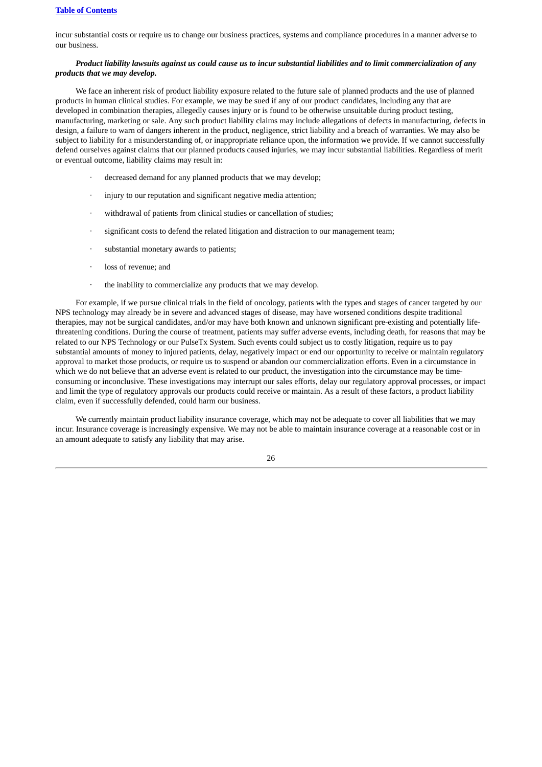incur substantial costs or require us to change our business practices, systems and compliance procedures in a manner adverse to our business.

***Product liability lawsuits against us could cause us to incur substantial liabilities and to limit commercialization of any products that we may develop.***

We face an inherent risk of product liability exposure related to the future sale of planned products and the use of planned products in human clinical studies. For example, we may be sued if any of our product candidates, including any that are developed in combination therapies, allegedly causes injury or is found to be otherwise unsuitable during product testing, manufacturing, marketing or sale. Any such product liability claims may include allegations of defects in manufacturing, defects in design, a failure to warn of dangers inherent in the product, negligence, strict liability and a breach of warranties. We may also be subject to liability for a misunderstanding of, or inappropriate reliance upon, the information we provide. If we cannot successfully defend ourselves against claims that our planned products caused injuries, we may incur substantial liabilities. Regardless of merit or eventual outcome, liability claims may result in:

- decreased demand for any planned products that we may develop;
- injury to our reputation and significant negative media attention;
- withdrawal of patients from clinical studies or cancellation of studies;
- significant costs to defend the related litigation and distraction to our management team;
- substantial monetary awards to patients;
- loss of revenue; and
- the inability to commercialize any products that we may develop.

For example, if we pursue clinical trials in the field of oncology, patients with the types and stages of cancer targeted by our NPS technology may already be in severe and advanced stages of disease, may have worsened conditions despite traditional therapies, may not be surgical candidates, and/or may have both known and unknown significant pre-existing and potentially life-threatening conditions. During the course of treatment, patients may suffer adverse events, including death, for reasons that may be related to our NPS Technology or our PulseTx System. Such events could subject us to costly litigation, require us to pay substantial amounts of money to injured patients, delay, negatively impact or end our opportunity to receive or maintain regulatory approval to market those products, or require us to suspend or abandon our commercialization efforts. Even in a circumstance in which we do not believe that an adverse event is related to our product, the investigation into the circumstance may be time-consuming or inconclusive. These investigations may interrupt our sales efforts, delay our regulatory approval processes, or impact and limit the type of regulatory approvals our products could receive or maintain. As a result of these factors, a product liability claim, even if successfully defended, could harm our business.

We currently maintain product liability insurance coverage, which may not be adequate to cover all liabilities that we may incur. Insurance coverage is increasingly expensive. We may not be able to maintain insurance coverage at a reasonable cost or in an amount adequate to satisfy any liability that may arise.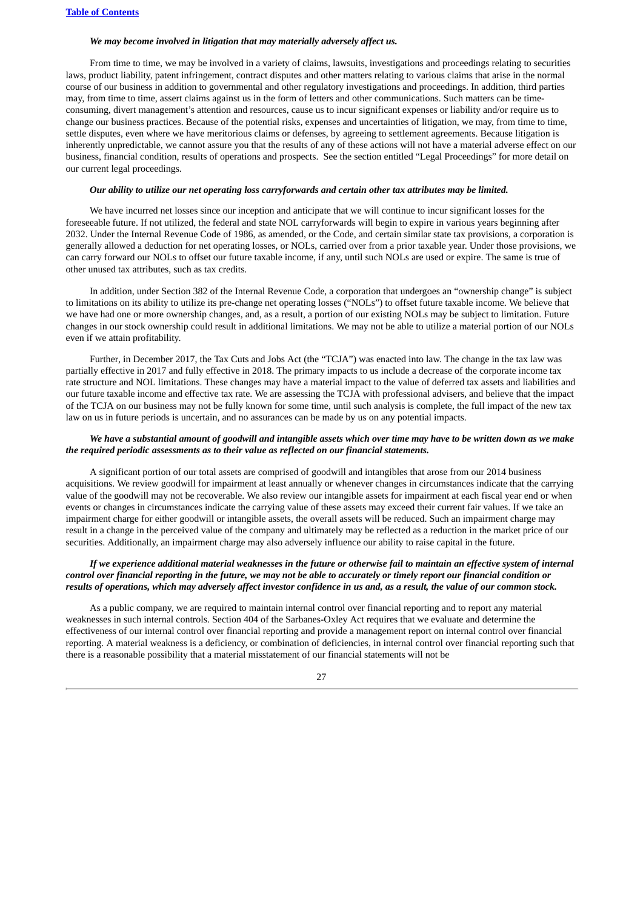***We may become involved in litigation that may materially adversely affect us.***

From time to time, we may be involved in a variety of claims, lawsuits, investigations and proceedings relating to securities laws, product liability, patent infringement, contract disputes and other matters relating to various claims that arise in the normal course of our business in addition to governmental and other regulatory investigations and proceedings. In addition, third parties may, from time to time, assert claims against us in the form of letters and other communications. Such matters can be time-consuming, divert management's attention and resources, cause us to incur significant expenses or liability and/or require us to change our business practices. Because of the potential risks, expenses and uncertainties of litigation, we may, from time to time, settle disputes, even where we have meritorious claims or defenses, by agreeing to settlement agreements. Because litigation is inherently unpredictable, we cannot assure you that the results of any of these actions will not have a material adverse effect on our business, financial condition, results of operations and prospects. See the section entitled "Legal Proceedings" for more detail on our current legal proceedings.

***Our ability to utilize our net operating loss carryforwards and certain other tax attributes may be limited.***

We have incurred net losses since our inception and anticipate that we will continue to incur significant losses for the foreseeable future. If not utilized, the federal and state NOL carryforwards will begin to expire in various years beginning after 2032. Under the Internal Revenue Code of 1986, as amended, or the Code, and certain similar state tax provisions, a corporation is generally allowed a deduction for net operating losses, or NOLs, carried over from a prior taxable year. Under those provisions, we can carry forward our NOLs to offset our future taxable income, if any, until such NOLs are used or expire. The same is true of other unused tax attributes, such as tax credits.

In addition, under Section 382 of the Internal Revenue Code, a corporation that undergoes an "ownership change" is subject to limitations on its ability to utilize its pre-change net operating losses ("NOLs") to offset future taxable income. We believe that we have had one or more ownership changes, and, as a result, a portion of our existing NOLs may be subject to limitation. Future changes in our stock ownership could result in additional limitations. We may not be able to utilize a material portion of our NOLs even if we attain profitability.

Further, in December 2017, the Tax Cuts and Jobs Act (the "TCJA") was enacted into law. The change in the tax law was partially effective in 2017 and fully effective in 2018. The primary impacts to us include a decrease of the corporate income tax rate structure and NOL limitations. These changes may have a material impact to the value of deferred tax assets and liabilities and our future taxable income and effective tax rate. We are assessing the TCJA with professional advisers, and believe that the impact of the TCJA on our business may not be fully known for some time, until such analysis is complete, the full impact of the new tax law on us in future periods is uncertain, and no assurances can be made by us on any potential impacts.

***We have a substantial amount of goodwill and intangible assets which over time may have to be written down as we make the required periodic assessments as to their value as reflected on our financial statements.***

A significant portion of our total assets are comprised of goodwill and intangibles that arose from our 2014 business acquisitions. We review goodwill for impairment at least annually or whenever changes in circumstances indicate that the carrying value of the goodwill may not be recoverable. We also review our intangible assets for impairment at each fiscal year end or when events or changes in circumstances indicate the carrying value of these assets may exceed their current fair values. If we take an impairment charge for either goodwill or intangible assets, the overall assets will be reduced. Such an impairment charge may result in a change in the perceived value of the company and ultimately may be reflected as a reduction in the market price of our securities. Additionally, an impairment charge may also adversely influence our ability to raise capital in the future.

***If we experience additional material weaknesses in the future or otherwise fail to maintain an effective system of internal control over financial reporting in the future, we may not be able to accurately or timely report our financial condition or results of operations, which may adversely affect investor confidence in us and, as a result, the value of our common stock.***

As a public company, we are required to maintain internal control over financial reporting and to report any material weaknesses in such internal controls. Section 404 of the Sarbanes-Oxley Act requires that we evaluate and determine the effectiveness of our internal control over financial reporting and provide a management report on internal control over financial reporting. A material weakness is a deficiency, or combination of deficiencies, in internal control over financial reporting such that there is a reasonable possibility that a material misstatement of our financial statements will not be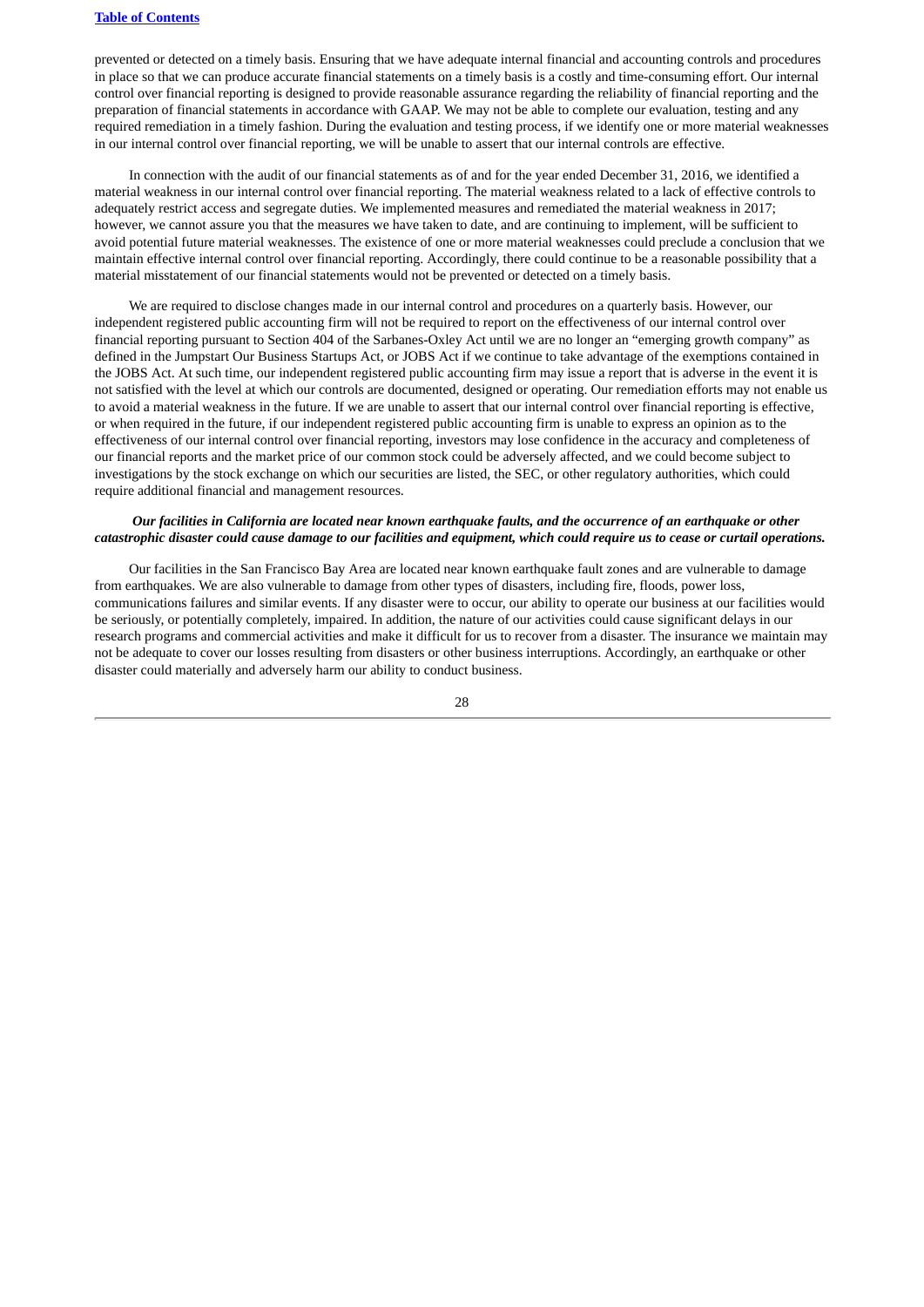prevented or detected on a timely basis. Ensuring that we have adequate internal financial and accounting controls and procedures in place so that we can produce accurate financial statements on a timely basis is a costly and time-consuming effort. Our internal control over financial reporting is designed to provide reasonable assurance regarding the reliability of financial reporting and the preparation of financial statements in accordance with GAAP. We may not be able to complete our evaluation, testing and any required remediation in a timely fashion. During the evaluation and testing process, if we identify one or more material weaknesses in our internal control over financial reporting, we will be unable to assert that our internal controls are effective.

In connection with the audit of our financial statements as of and for the year ended December 31, 2016, we identified a material weakness in our internal control over financial reporting. The material weakness related to a lack of effective controls to adequately restrict access and segregate duties. We implemented measures and remediated the material weakness in 2017; however, we cannot assure you that the measures we have taken to date, and are continuing to implement, will be sufficient to avoid potential future material weaknesses. The existence of one or more material weaknesses could preclude a conclusion that we maintain effective internal control over financial reporting. Accordingly, there could continue to be a reasonable possibility that a material misstatement of our financial statements would not be prevented or detected on a timely basis.

We are required to disclose changes made in our internal control and procedures on a quarterly basis. However, our independent registered public accounting firm will not be required to report on the effectiveness of our internal control over financial reporting pursuant to Section 404 of the Sarbanes-Oxley Act until we are no longer an "emerging growth company" as defined in the Jumpstart Our Business Startups Act, or JOBS Act if we continue to take advantage of the exemptions contained in the JOBS Act. At such time, our independent registered public accounting firm may issue a report that is adverse in the event it is not satisfied with the level at which our controls are documented, designed or operating. Our remediation efforts may not enable us to avoid a material weakness in the future. If we are unable to assert that our internal control over financial reporting is effective, or when required in the future, if our independent registered public accounting firm is unable to express an opinion as to the effectiveness of our internal control over financial reporting, investors may lose confidence in the accuracy and completeness of our financial reports and the market price of our common stock could be adversely affected, and we could become subject to investigations by the stock exchange on which our securities are listed, the SEC, or other regulatory authorities, which could require additional financial and management resources.

***Our facilities in California are located near known earthquake faults, and the occurrence of an earthquake or other catastrophic disaster could cause damage to our facilities and equipment, which could require us to cease or curtail operations.***

Our facilities in the San Francisco Bay Area are located near known earthquake fault zones and are vulnerable to damage from earthquakes. We are also vulnerable to damage from other types of disasters, including fire, floods, power loss, communications failures and similar events. If any disaster were to occur, our ability to operate our business at our facilities would be seriously, or potentially completely, impaired. In addition, the nature of our activities could cause significant delays in our research programs and commercial activities and make it difficult for us to recover from a disaster. The insurance we maintain may not be adequate to cover our losses resulting from disasters or other business interruptions. Accordingly, an earthquake or other disaster could materially and adversely harm our ability to conduct business.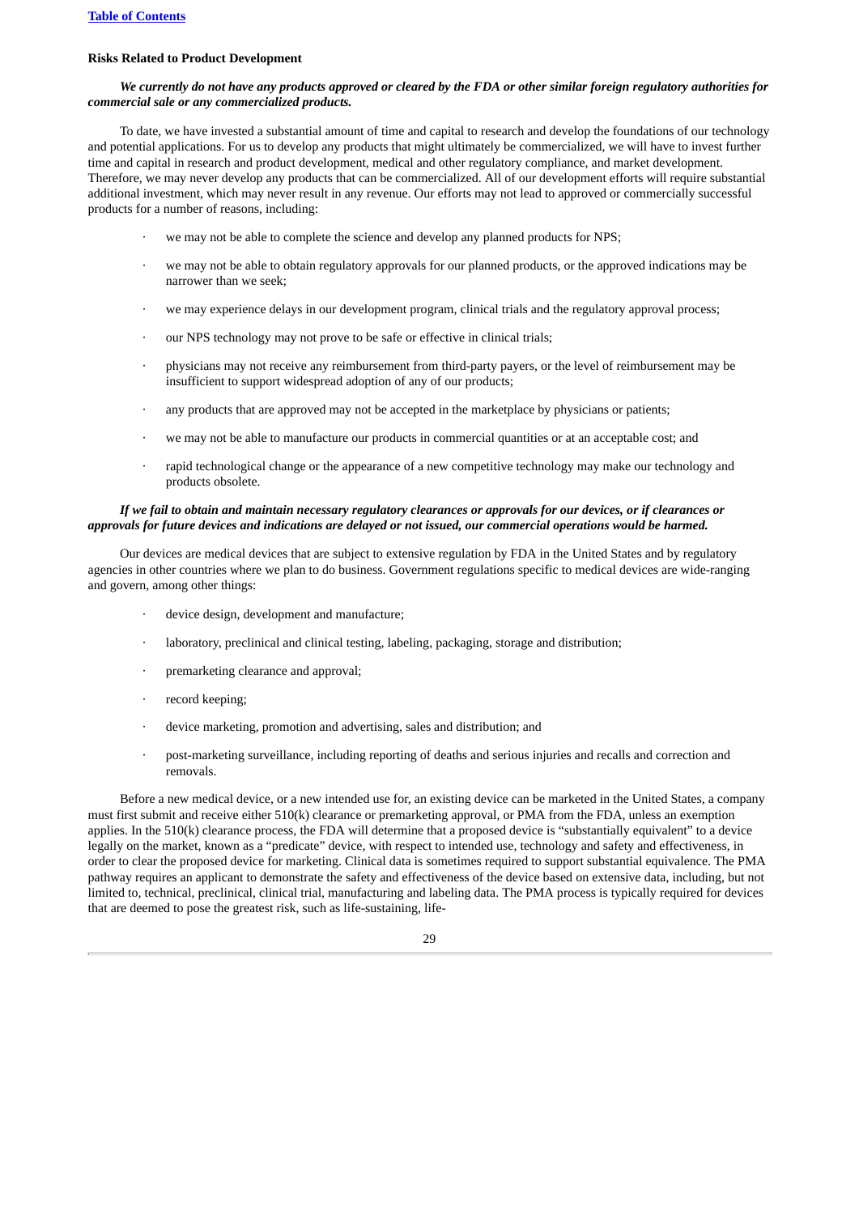### Risks Related to Product Development

***We currently do not have any products approved or cleared by the FDA or other similar foreign regulatory authorities for commercial sale or any commercialized products.***

To date, we have invested a substantial amount of time and capital to research and develop the foundations of our technology and potential applications. For us to develop any products that might ultimately be commercialized, we will have to invest further time and capital in research and product development, medical and other regulatory compliance, and market development. Therefore, we may never develop any products that can be commercialized. All of our development efforts will require substantial additional investment, which may never result in any revenue. Our efforts may not lead to approved or commercially successful products for a number of reasons, including:

- we may not be able to complete the science and develop any planned products for NPS;
- we may not be able to obtain regulatory approvals for our planned products, or the approved indications may be narrower than we seek;
- we may experience delays in our development program, clinical trials and the regulatory approval process;
- our NPS technology may not prove to be safe or effective in clinical trials;
- physicians may not receive any reimbursement from third-party payers, or the level of reimbursement may be insufficient to support widespread adoption of any of our products;
- any products that are approved may not be accepted in the marketplace by physicians or patients;
- we may not be able to manufacture our products in commercial quantities or at an acceptable cost; and
- rapid technological change or the appearance of a new competitive technology may make our technology and products obsolete.

***If we fail to obtain and maintain necessary regulatory clearances or approvals for our devices, or if clearances or approvals for future devices and indications are delayed or not issued, our commercial operations would be harmed.***

Our devices are medical devices that are subject to extensive regulation by FDA in the United States and by regulatory agencies in other countries where we plan to do business. Government regulations specific to medical devices are wide-ranging and govern, among other things:

- device design, development and manufacture;
- laboratory, preclinical and clinical testing, labeling, packaging, storage and distribution;
- premarketing clearance and approval;
- record keeping;
- device marketing, promotion and advertising, sales and distribution; and
- post-marketing surveillance, including reporting of deaths and serious injuries and recalls and correction and removals.

Before a new medical device, or a new intended use for, an existing device can be marketed in the United States, a company must first submit and receive either 510(k) clearance or premarketing approval, or PMA from the FDA, unless an exemption applies. In the 510(k) clearance process, the FDA will determine that a proposed device is "substantially equivalent" to a device legally on the market, known as a "predicate" device, with respect to intended use, technology and safety and effectiveness, in order to clear the proposed device for marketing. Clinical data is sometimes required to support substantial equivalence. The PMA pathway requires an applicant to demonstrate the safety and effectiveness of the device based on extensive data, including, but not limited to, technical, preclinical, clinical trial, manufacturing and labeling data. The PMA process is typically required for devices that are deemed to pose the greatest risk, such as life-sustaining, life-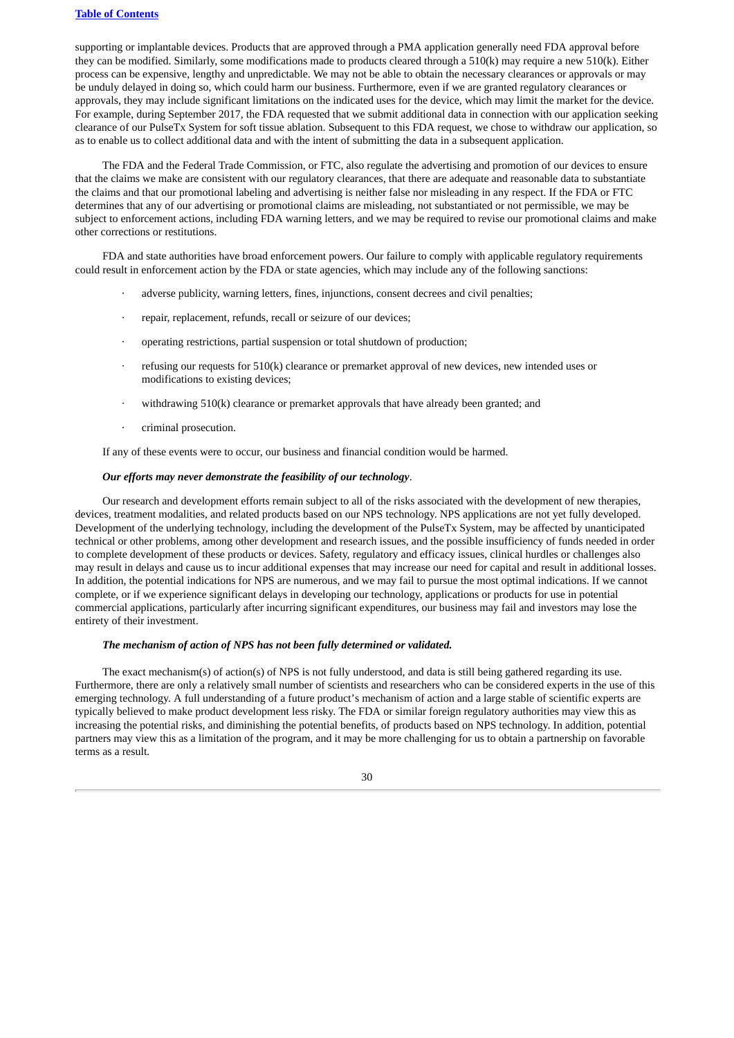supporting or implantable devices. Products that are approved through a PMA application generally need FDA approval before they can be modified. Similarly, some modifications made to products cleared through a 510(k) may require a new 510(k). Either process can be expensive, lengthy and unpredictable. We may not be able to obtain the necessary clearances or approvals or may be unduly delayed in doing so, which could harm our business. Furthermore, even if we are granted regulatory clearances or approvals, they may include significant limitations on the indicated uses for the device, which may limit the market for the device. For example, during September 2017, the FDA requested that we submit additional data in connection with our application seeking clearance of our PulseTx System for soft tissue ablation. Subsequent to this FDA request, we chose to withdraw our application, so as to enable us to collect additional data and with the intent of submitting the data in a subsequent application.

The FDA and the Federal Trade Commission, or FTC, also regulate the advertising and promotion of our devices to ensure that the claims we make are consistent with our regulatory clearances, that there are adequate and reasonable data to substantiate the claims and that our promotional labeling and advertising is neither false nor misleading in any respect. If the FDA or FTC determines that any of our advertising or promotional claims are misleading, not substantiated or not permissible, we may be subject to enforcement actions, including FDA warning letters, and we may be required to revise our promotional claims and make other corrections or restitutions.

FDA and state authorities have broad enforcement powers. Our failure to comply with applicable regulatory requirements could result in enforcement action by the FDA or state agencies, which may include any of the following sanctions:

- adverse publicity, warning letters, fines, injunctions, consent decrees and civil penalties;
- repair, replacement, refunds, recall or seizure of our devices;
- operating restrictions, partial suspension or total shutdown of production;
- refusing our requests for 510(k) clearance or premarket approval of new devices, new intended uses or modifications to existing devices;
- withdrawing 510(k) clearance or premarket approvals that have already been granted; and
- criminal prosecution.

If any of these events were to occur, our business and financial condition would be harmed.

***Our efforts may never demonstrate the feasibility of our technology*.**

Our research and development efforts remain subject to all of the risks associated with the development of new therapies, devices, treatment modalities, and related products based on our NPS technology. NPS applications are not yet fully developed. Development of the underlying technology, including the development of the PulseTx System, may be affected by unanticipated technical or other problems, among other development and research issues, and the possible insufficiency of funds needed in order to complete development of these products or devices. Safety, regulatory and efficacy issues, clinical hurdles or challenges also may result in delays and cause us to incur additional expenses that may increase our need for capital and result in additional losses. In addition, the potential indications for NPS are numerous, and we may fail to pursue the most optimal indications. If we cannot complete, or if we experience significant delays in developing our technology, applications or products for use in potential commercial applications, particularly after incurring significant expenditures, our business may fail and investors may lose the entirety of their investment.

***The mechanism of action of NPS has not been fully determined or validated.***

The exact mechanism(s) of action(s) of NPS is not fully understood, and data is still being gathered regarding its use. Furthermore, there are only a relatively small number of scientists and researchers who can be considered experts in the use of this emerging technology. A full understanding of a future product's mechanism of action and a large stable of scientific experts are typically believed to make product development less risky. The FDA or similar foreign regulatory authorities may view this as increasing the potential risks, and diminishing the potential benefits, of products based on NPS technology. In addition, potential partners may view this as a limitation of the program, and it may be more challenging for us to obtain a partnership on favorable terms as a result.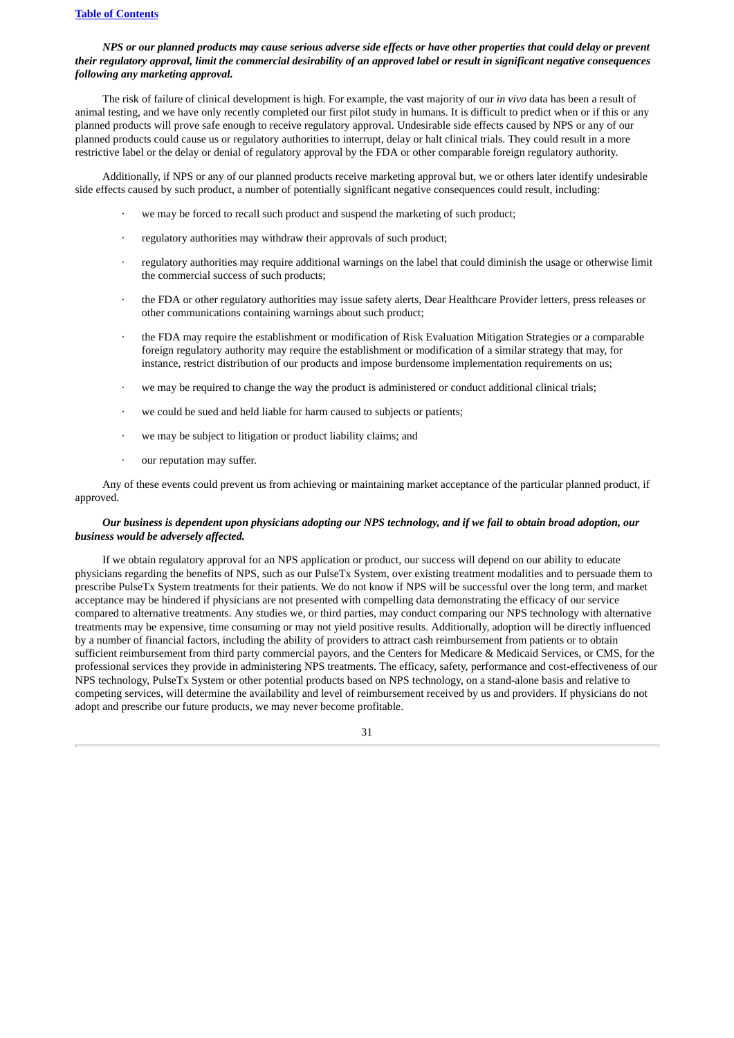***NPS or our planned products may cause serious adverse side effects or have other properties that could delay or prevent their regulatory approval, limit the commercial desirability of an approved label or result in significant negative consequences following any marketing approval.***

The risk of failure of clinical development is high. For example, the vast majority of our *in vivo* data has been a result of animal testing, and we have only recently completed our first pilot study in humans. It is difficult to predict when or if this or any planned products will prove safe enough to receive regulatory approval. Undesirable side effects caused by NPS or any of our planned products could cause us or regulatory authorities to interrupt, delay or halt clinical trials. They could result in a more restrictive label or the delay or denial of regulatory approval by the FDA or other comparable foreign regulatory authority.

Additionally, if NPS or any of our planned products receive marketing approval but, we or others later identify undesirable side effects caused by such product, a number of potentially significant negative consequences could result, including:

- we may be forced to recall such product and suspend the marketing of such product;
- regulatory authorities may withdraw their approvals of such product;
- regulatory authorities may require additional warnings on the label that could diminish the usage or otherwise limit the commercial success of such products;
- the FDA or other regulatory authorities may issue safety alerts, Dear Healthcare Provider letters, press releases or other communications containing warnings about such product;
- the FDA may require the establishment or modification of Risk Evaluation Mitigation Strategies or a comparable foreign regulatory authority may require the establishment or modification of a similar strategy that may, for instance, restrict distribution of our products and impose burdensome implementation requirements on us;
- we may be required to change the way the product is administered or conduct additional clinical trials;
- we could be sued and held liable for harm caused to subjects or patients;
- we may be subject to litigation or product liability claims; and
- our reputation may suffer.

Any of these events could prevent us from achieving or maintaining market acceptance of the particular planned product, if approved.

***Our business is dependent upon physicians adopting our NPS technology, and if we fail to obtain broad adoption, our business would be adversely affected.***

If we obtain regulatory approval for an NPS application or product, our success will depend on our ability to educate physicians regarding the benefits of NPS, such as our PulseTx System, over existing treatment modalities and to persuade them to prescribe PulseTx System treatments for their patients. We do not know if NPS will be successful over the long term, and market acceptance may be hindered if physicians are not presented with compelling data demonstrating the efficacy of our service compared to alternative treatments. Any studies we, or third parties, may conduct comparing our NPS technology with alternative treatments may be expensive, time consuming or may not yield positive results. Additionally, adoption will be directly influenced by a number of financial factors, including the ability of providers to attract cash reimbursement from patients or to obtain sufficient reimbursement from third party commercial payors, and the Centers for Medicare & Medicaid Services, or CMS, for the professional services they provide in administering NPS treatments. The efficacy, safety, performance and cost-effectiveness of our NPS technology, PulseTx System or other potential products based on NPS technology, on a stand-alone basis and relative to competing services, will determine the availability and level of reimbursement received by us and providers. If physicians do not adopt and prescribe our future products, we may never become profitable.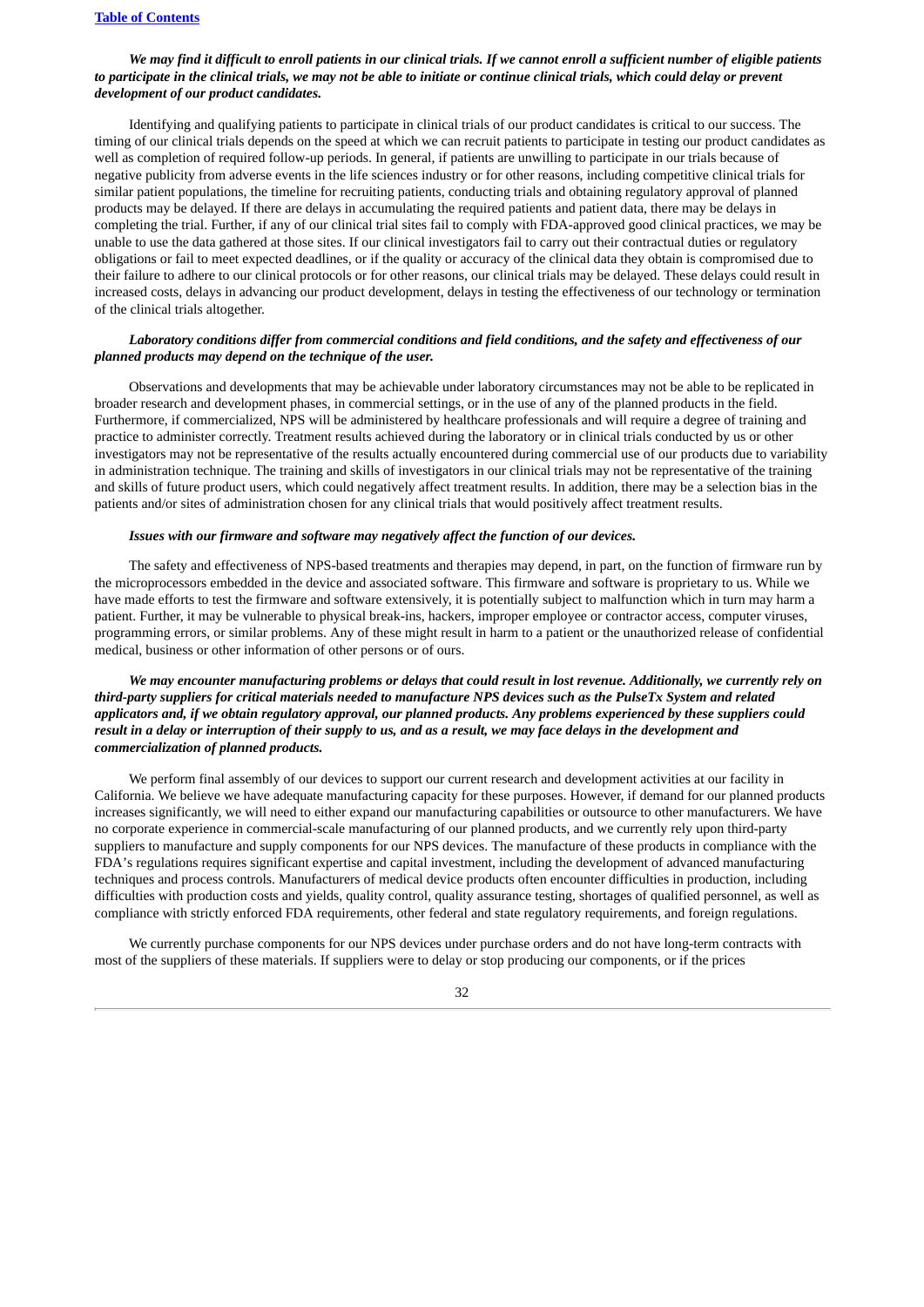***We may find it difficult to enroll patients in our clinical trials. If we cannot enroll a sufficient number of eligible patients to participate in the clinical trials, we may not be able to initiate or continue clinical trials, which could delay or prevent development of our product candidates.***

Identifying and qualifying patients to participate in clinical trials of our product candidates is critical to our success. The timing of our clinical trials depends on the speed at which we can recruit patients to participate in testing our product candidates as well as completion of required follow-up periods. In general, if patients are unwilling to participate in our trials because of negative publicity from adverse events in the life sciences industry or for other reasons, including competitive clinical trials for similar patient populations, the timeline for recruiting patients, conducting trials and obtaining regulatory approval of planned products may be delayed. If there are delays in accumulating the required patients and patient data, there may be delays in completing the trial. Further, if any of our clinical trial sites fail to comply with FDA-approved good clinical practices, we may be unable to use the data gathered at those sites. If our clinical investigators fail to carry out their contractual duties or regulatory obligations or fail to meet expected deadlines, or if the quality or accuracy of the clinical data they obtain is compromised due to their failure to adhere to our clinical protocols or for other reasons, our clinical trials may be delayed. These delays could result in increased costs, delays in advancing our product development, delays in testing the effectiveness of our technology or termination of the clinical trials altogether.

***Laboratory conditions differ from commercial conditions and field conditions, and the safety and effectiveness of our planned products may depend on the technique of the user.***

Observations and developments that may be achievable under laboratory circumstances may not be able to be replicated in broader research and development phases, in commercial settings, or in the use of any of the planned products in the field. Furthermore, if commercialized, NPS will be administered by healthcare professionals and will require a degree of training and practice to administer correctly. Treatment results achieved during the laboratory or in clinical trials conducted by us or other investigators may not be representative of the results actually encountered during commercial use of our products due to variability in administration technique. The training and skills of investigators in our clinical trials may not be representative of the training and skills of future product users, which could negatively affect treatment results. In addition, there may be a selection bias in the patients and/or sites of administration chosen for any clinical trials that would positively affect treatment results.

***Issues with our firmware and software may negatively affect the function of our devices.***

The safety and effectiveness of NPS-based treatments and therapies may depend, in part, on the function of firmware run by the microprocessors embedded in the device and associated software. This firmware and software is proprietary to us. While we have made efforts to test the firmware and software extensively, it is potentially subject to malfunction which in turn may harm a patient. Further, it may be vulnerable to physical break-ins, hackers, improper employee or contractor access, computer viruses, programming errors, or similar problems. Any of these might result in harm to a patient or the unauthorized release of confidential medical, business or other information of other persons or of ours.

***We may encounter manufacturing problems or delays that could result in lost revenue. Additionally, we currently rely on third-party suppliers for critical materials needed to manufacture NPS devices such as the PulseTx System and related applicators and, if we obtain regulatory approval, our planned products. Any problems experienced by these suppliers could result in a delay or interruption of their supply to us, and as a result, we may face delays in the development and commercialization of planned products.***

We perform final assembly of our devices to support our current research and development activities at our facility in California. We believe we have adequate manufacturing capacity for these purposes. However, if demand for our planned products increases significantly, we will need to either expand our manufacturing capabilities or outsource to other manufacturers. We have no corporate experience in commercial-scale manufacturing of our planned products, and we currently rely upon third-party suppliers to manufacture and supply components for our NPS devices. The manufacture of these products in compliance with the FDA's regulations requires significant expertise and capital investment, including the development of advanced manufacturing techniques and process controls. Manufacturers of medical device products often encounter difficulties in production, including difficulties with production costs and yields, quality control, quality assurance testing, shortages of qualified personnel, as well as compliance with strictly enforced FDA requirements, other federal and state regulatory requirements, and foreign regulations.

We currently purchase components for our NPS devices under purchase orders and do not have long-term contracts with most of the suppliers of these materials. If suppliers were to delay or stop producing our components, or if the prices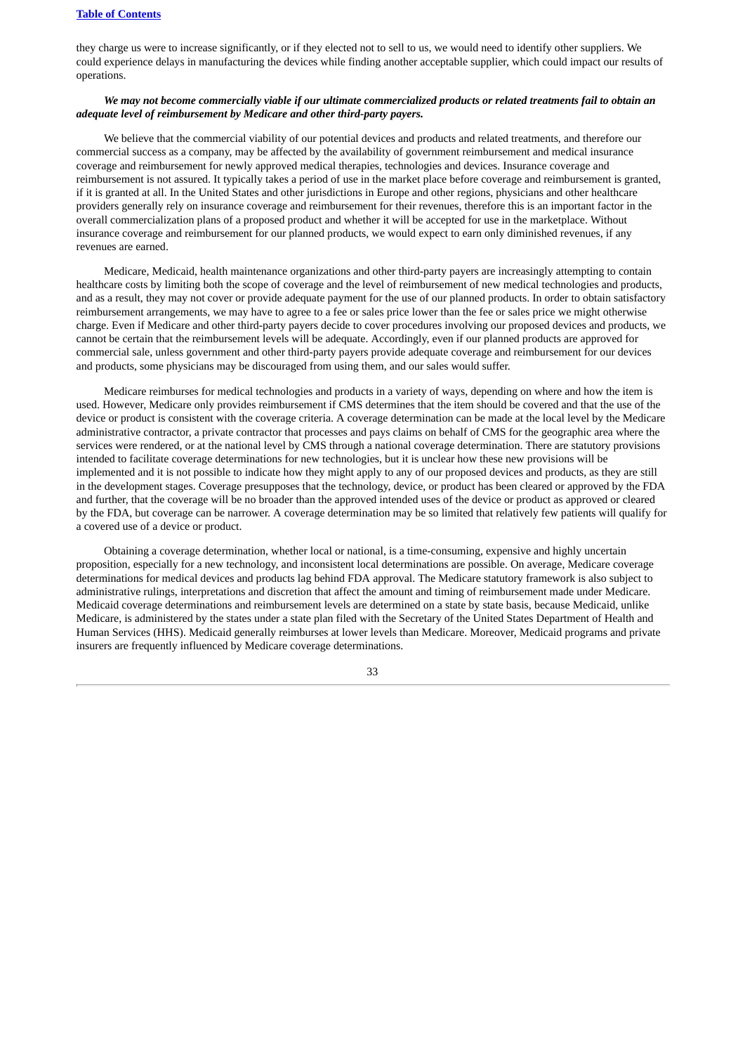they charge us were to increase significantly, or if they elected not to sell to us, we would need to identify other suppliers. We could experience delays in manufacturing the devices while finding another acceptable supplier, which could impact our results of operations.

***We may not become commercially viable if our ultimate commercialized products or related treatments fail to obtain an adequate level of reimbursement by Medicare and other third-party payers.***

We believe that the commercial viability of our potential devices and products and related treatments, and therefore our commercial success as a company, may be affected by the availability of government reimbursement and medical insurance coverage and reimbursement for newly approved medical therapies, technologies and devices. Insurance coverage and reimbursement is not assured. It typically takes a period of use in the market place before coverage and reimbursement is granted, if it is granted at all. In the United States and other jurisdictions in Europe and other regions, physicians and other healthcare providers generally rely on insurance coverage and reimbursement for their revenues, therefore this is an important factor in the overall commercialization plans of a proposed product and whether it will be accepted for use in the marketplace. Without insurance coverage and reimbursement for our planned products, we would expect to earn only diminished revenues, if any revenues are earned.

Medicare, Medicaid, health maintenance organizations and other third-party payers are increasingly attempting to contain healthcare costs by limiting both the scope of coverage and the level of reimbursement of new medical technologies and products, and as a result, they may not cover or provide adequate payment for the use of our planned products. In order to obtain satisfactory reimbursement arrangements, we may have to agree to a fee or sales price lower than the fee or sales price we might otherwise charge. Even if Medicare and other third-party payers decide to cover procedures involving our proposed devices and products, we cannot be certain that the reimbursement levels will be adequate. Accordingly, even if our planned products are approved for commercial sale, unless government and other third-party payers provide adequate coverage and reimbursement for our devices and products, some physicians may be discouraged from using them, and our sales would suffer.

Medicare reimburses for medical technologies and products in a variety of ways, depending on where and how the item is used. However, Medicare only provides reimbursement if CMS determines that the item should be covered and that the use of the device or product is consistent with the coverage criteria. A coverage determination can be made at the local level by the Medicare administrative contractor, a private contractor that processes and pays claims on behalf of CMS for the geographic area where the services were rendered, or at the national level by CMS through a national coverage determination. There are statutory provisions intended to facilitate coverage determinations for new technologies, but it is unclear how these new provisions will be implemented and it is not possible to indicate how they might apply to any of our proposed devices and products, as they are still in the development stages. Coverage presupposes that the technology, device, or product has been cleared or approved by the FDA and further, that the coverage will be no broader than the approved intended uses of the device or product as approved or cleared by the FDA, but coverage can be narrower. A coverage determination may be so limited that relatively few patients will qualify for a covered use of a device or product.

Obtaining a coverage determination, whether local or national, is a time-consuming, expensive and highly uncertain proposition, especially for a new technology, and inconsistent local determinations are possible. On average, Medicare coverage determinations for medical devices and products lag behind FDA approval. The Medicare statutory framework is also subject to administrative rulings, interpretations and discretion that affect the amount and timing of reimbursement made under Medicare. Medicaid coverage determinations and reimbursement levels are determined on a state by state basis, because Medicaid, unlike Medicare, is administered by the states under a state plan filed with the Secretary of the United States Department of Health and Human Services (HHS). Medicaid generally reimburses at lower levels than Medicare. Moreover, Medicaid programs and private insurers are frequently influenced by Medicare coverage determinations.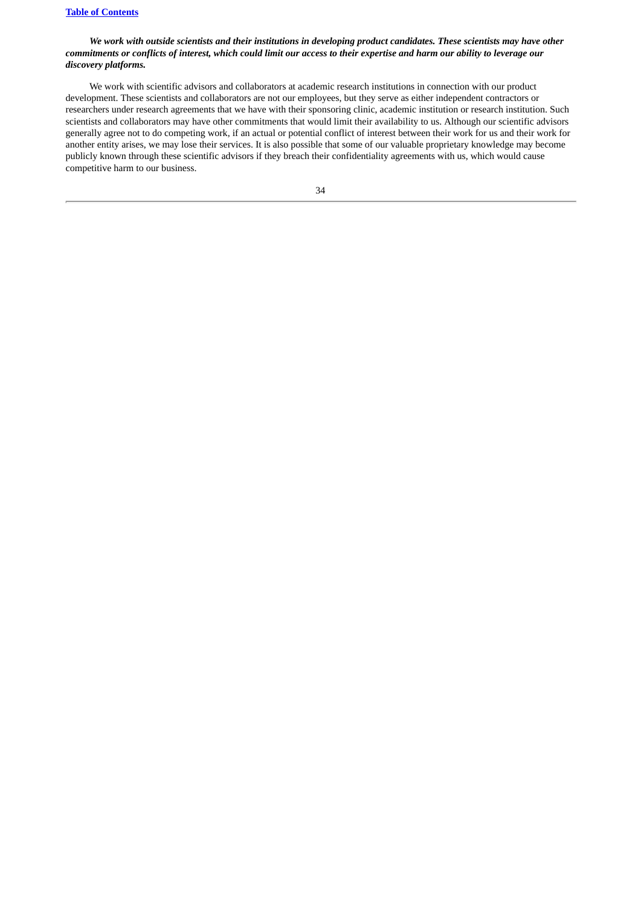***We work with outside scientists and their institutions in developing product candidates. These scientists may have other commitments or conflicts of interest, which could limit our access to their expertise and harm our ability to leverage our discovery platforms.***

We work with scientific advisors and collaborators at academic research institutions in connection with our product development. These scientists and collaborators are not our employees, but they serve as either independent contractors or researchers under research agreements that we have with their sponsoring clinic, academic institution or research institution. Such scientists and collaborators may have other commitments that would limit their availability to us. Although our scientific advisors generally agree not to do competing work, if an actual or potential conflict of interest between their work for us and their work for another entity arises, we may lose their services. It is also possible that some of our valuable proprietary knowledge may become publicly known through these scientific advisors if they breach their confidentiality agreements with us, which would cause competitive harm to our business.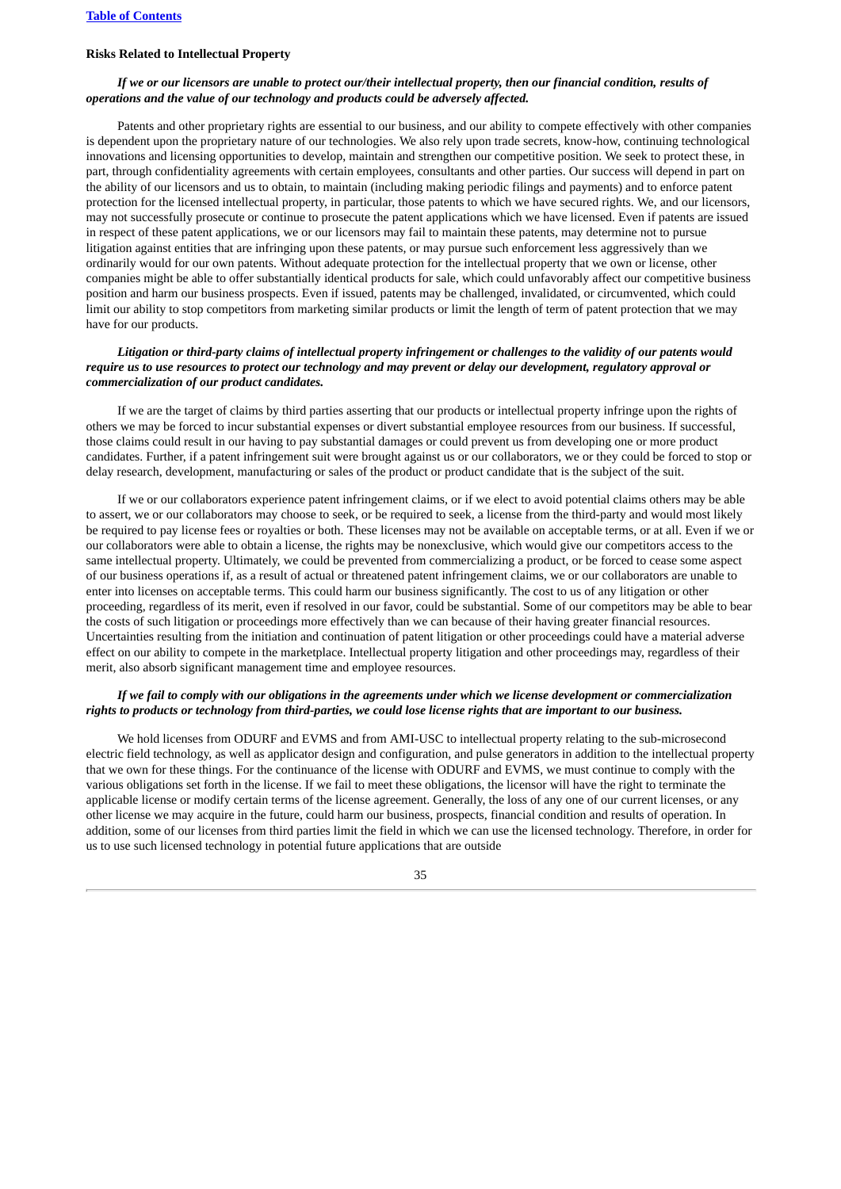**Risks Related to Intellectual Property**

***If we or our licensors are unable to protect our/their intellectual property, then our financial condition, results of operations and the value of our technology and products could be adversely affected.***

Patents and other proprietary rights are essential to our business, and our ability to compete effectively with other companies is dependent upon the proprietary nature of our technologies. We also rely upon trade secrets, know-how, continuing technological innovations and licensing opportunities to develop, maintain and strengthen our competitive position. We seek to protect these, in part, through confidentiality agreements with certain employees, consultants and other parties. Our success will depend in part on the ability of our licensors and us to obtain, to maintain (including making periodic filings and payments) and to enforce patent protection for the licensed intellectual property, in particular, those patents to which we have secured rights. We, and our licensors, may not successfully prosecute or continue to prosecute the patent applications which we have licensed. Even if patents are issued in respect of these patent applications, we or our licensors may fail to maintain these patents, may determine not to pursue litigation against entities that are infringing upon these patents, or may pursue such enforcement less aggressively than we ordinarily would for our own patents. Without adequate protection for the intellectual property that we own or license, other companies might be able to offer substantially identical products for sale, which could unfavorably affect our competitive business position and harm our business prospects. Even if issued, patents may be challenged, invalidated, or circumvented, which could limit our ability to stop competitors from marketing similar products or limit the length of term of patent protection that we may have for our products.

***Litigation or third-party claims of intellectual property infringement or challenges to the validity of our patents would require us to use resources to protect our technology and may prevent or delay our development, regulatory approval or commercialization of our product candidates.***

If we are the target of claims by third parties asserting that our products or intellectual property infringe upon the rights of others we may be forced to incur substantial expenses or divert substantial employee resources from our business. If successful, those claims could result in our having to pay substantial damages or could prevent us from developing one or more product candidates. Further, if a patent infringement suit were brought against us or our collaborators, we or they could be forced to stop or delay research, development, manufacturing or sales of the product or product candidate that is the subject of the suit.

If we or our collaborators experience patent infringement claims, or if we elect to avoid potential claims others may be able to assert, we or our collaborators may choose to seek, or be required to seek, a license from the third-party and would most likely be required to pay license fees or royalties or both. These licenses may not be available on acceptable terms, or at all. Even if we or our collaborators were able to obtain a license, the rights may be nonexclusive, which would give our competitors access to the same intellectual property. Ultimately, we could be prevented from commercializing a product, or be forced to cease some aspect of our business operations if, as a result of actual or threatened patent infringement claims, we or our collaborators are unable to enter into licenses on acceptable terms. This could harm our business significantly. The cost to us of any litigation or other proceeding, regardless of its merit, even if resolved in our favor, could be substantial. Some of our competitors may be able to bear the costs of such litigation or proceedings more effectively than we can because of their having greater financial resources. Uncertainties resulting from the initiation and continuation of patent litigation or other proceedings could have a material adverse effect on our ability to compete in the marketplace. Intellectual property litigation and other proceedings may, regardless of their merit, also absorb significant management time and employee resources.

***If we fail to comply with our obligations in the agreements under which we license development or commercialization rights to products or technology from third-parties, we could lose license rights that are important to our business.***

We hold licenses from ODURF and EVMS and from AMI-USC to intellectual property relating to the sub-microsecond electric field technology, as well as applicator design and configuration, and pulse generators in addition to the intellectual property that we own for these things. For the continuance of the license with ODURF and EVMS, we must continue to comply with the various obligations set forth in the license. If we fail to meet these obligations, the licensor will have the right to terminate the applicable license or modify certain terms of the license agreement. Generally, the loss of any one of our current licenses, or any other license we may acquire in the future, could harm our business, prospects, financial condition and results of operation. In addition, some of our licenses from third parties limit the field in which we can use the licensed technology. Therefore, in order for us to use such licensed technology in potential future applications that are outside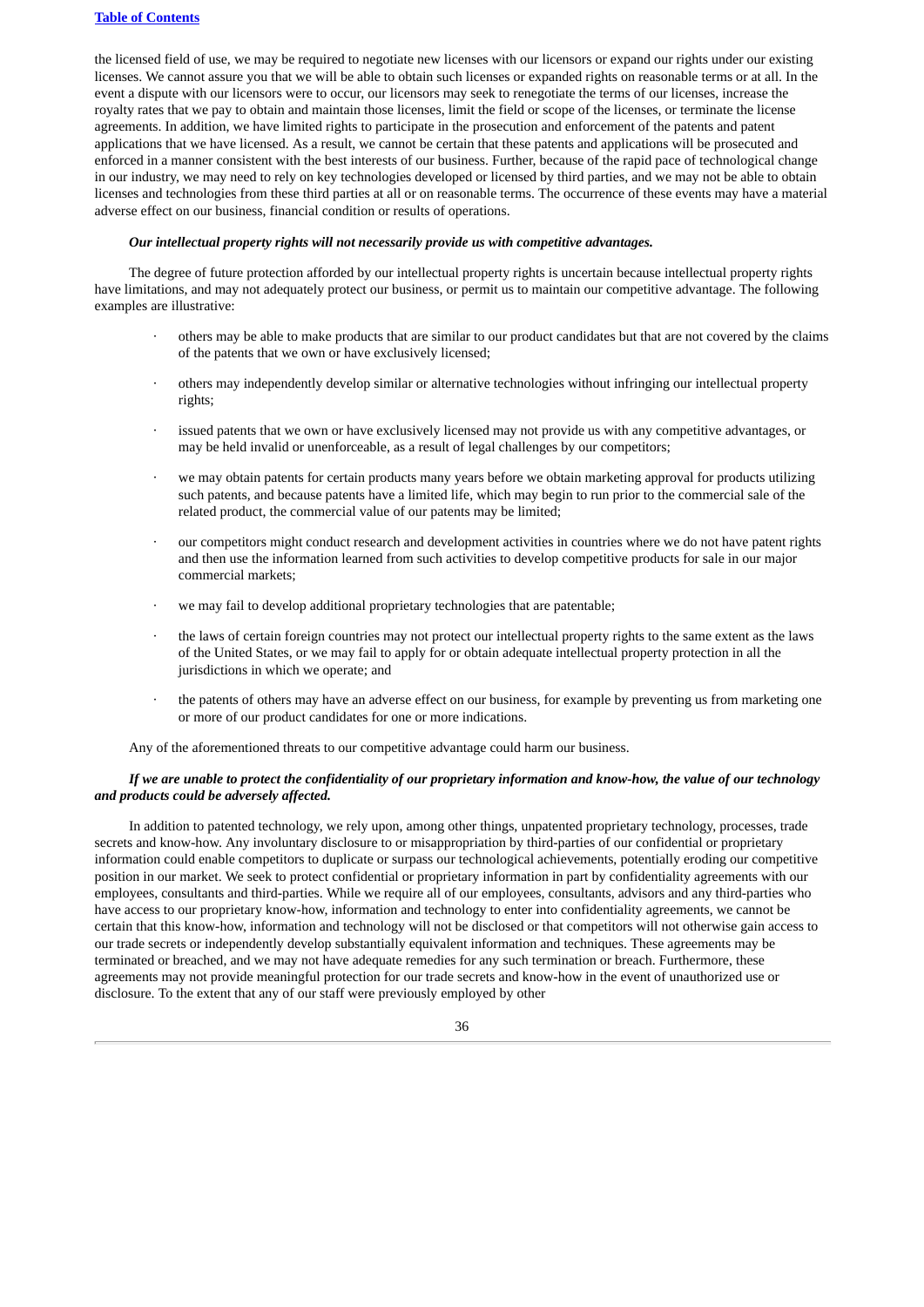the licensed field of use, we may be required to negotiate new licenses with our licensors or expand our rights under our existing licenses. We cannot assure you that we will be able to obtain such licenses or expanded rights on reasonable terms or at all. In the event a dispute with our licensors were to occur, our licensors may seek to renegotiate the terms of our licenses, increase the royalty rates that we pay to obtain and maintain those licenses, limit the field or scope of the licenses, or terminate the license agreements. In addition, we have limited rights to participate in the prosecution and enforcement of the patents and patent applications that we have licensed. As a result, we cannot be certain that these patents and applications will be prosecuted and enforced in a manner consistent with the best interests of our business. Further, because of the rapid pace of technological change in our industry, we may need to rely on key technologies developed or licensed by third parties, and we may not be able to obtain licenses and technologies from these third parties at all or on reasonable terms. The occurrence of these events may have a material adverse effect on our business, financial condition or results of operations.

***Our intellectual property rights will not necessarily provide us with competitive advantages.***

The degree of future protection afforded by our intellectual property rights is uncertain because intellectual property rights have limitations, and may not adequately protect our business, or permit us to maintain our competitive advantage. The following examples are illustrative:

- others may be able to make products that are similar to our product candidates but that are not covered by the claims of the patents that we own or have exclusively licensed;
- others may independently develop similar or alternative technologies without infringing our intellectual property rights;
- issued patents that we own or have exclusively licensed may not provide us with any competitive advantages, or may be held invalid or unenforceable, as a result of legal challenges by our competitors;
- we may obtain patents for certain products many years before we obtain marketing approval for products utilizing such patents, and because patents have a limited life, which may begin to run prior to the commercial sale of the related product, the commercial value of our patents may be limited;
- our competitors might conduct research and development activities in countries where we do not have patent rights and then use the information learned from such activities to develop competitive products for sale in our major commercial markets;
- we may fail to develop additional proprietary technologies that are patentable;
- the laws of certain foreign countries may not protect our intellectual property rights to the same extent as the laws of the United States, or we may fail to apply for or obtain adequate intellectual property protection in all the jurisdictions in which we operate; and
- the patents of others may have an adverse effect on our business, for example by preventing us from marketing one or more of our product candidates for one or more indications.

Any of the aforementioned threats to our competitive advantage could harm our business.

***If we are unable to protect the confidentiality of our proprietary information and know-how, the value of our technology and products could be adversely affected.***

In addition to patented technology, we rely upon, among other things, unpatented proprietary technology, processes, trade secrets and know-how. Any involuntary disclosure to or misappropriation by third-parties of our confidential or proprietary information could enable competitors to duplicate or surpass our technological achievements, potentially eroding our competitive position in our market. We seek to protect confidential or proprietary information in part by confidentiality agreements with our employees, consultants and third-parties. While we require all of our employees, consultants, advisors and any third-parties who have access to our proprietary know-how, information and technology to enter into confidentiality agreements, we cannot be certain that this know-how, information and technology will not be disclosed or that competitors will not otherwise gain access to our trade secrets or independently develop substantially equivalent information and techniques. These agreements may be terminated or breached, and we may not have adequate remedies for any such termination or breach. Furthermore, these agreements may not provide meaningful protection for our trade secrets and know-how in the event of unauthorized use or disclosure. To the extent that any of our staff were previously employed by other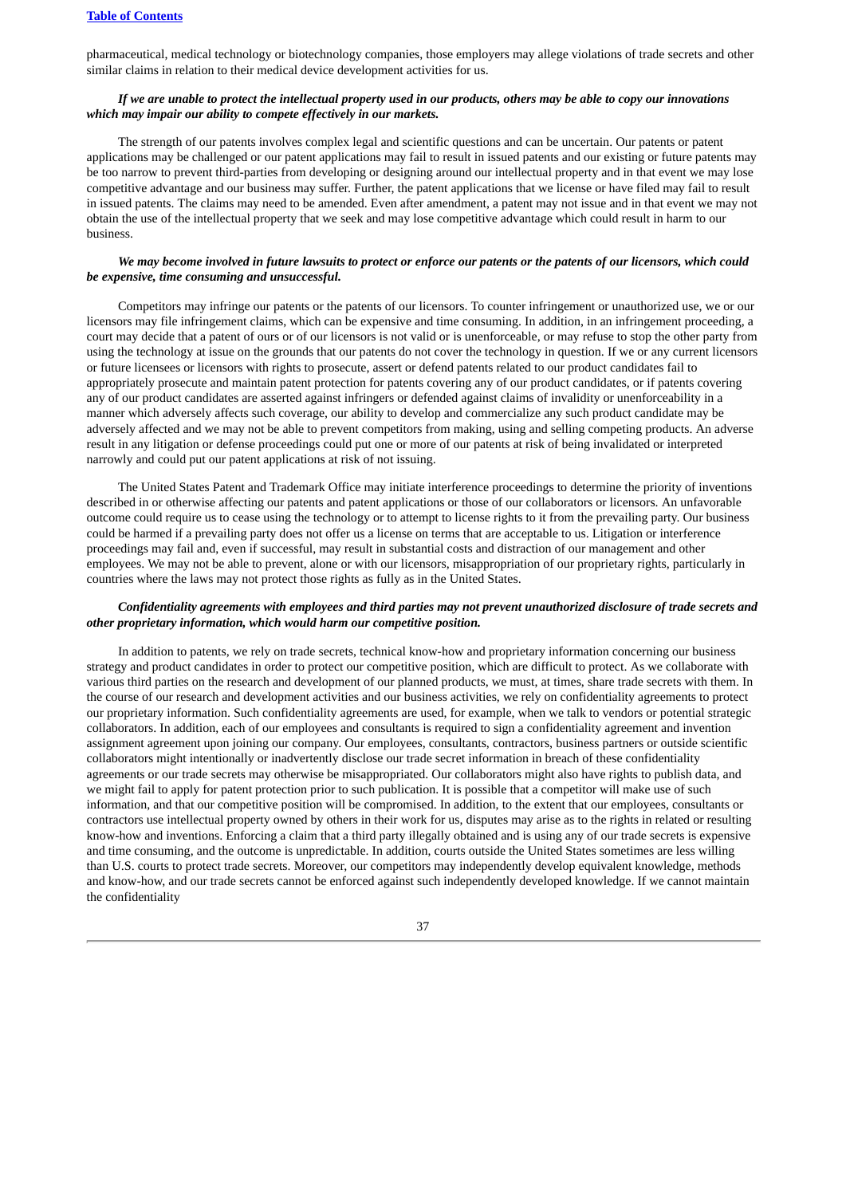pharmaceutical, medical technology or biotechnology companies, those employers may allege violations of trade secrets and other similar claims in relation to their medical device development activities for us.

***If we are unable to protect the intellectual property used in our products, others may be able to copy our innovations which may impair our ability to compete effectively in our markets.***

The strength of our patents involves complex legal and scientific questions and can be uncertain. Our patents or patent applications may be challenged or our patent applications may fail to result in issued patents and our existing or future patents may be too narrow to prevent third-parties from developing or designing around our intellectual property and in that event we may lose competitive advantage and our business may suffer. Further, the patent applications that we license or have filed may fail to result in issued patents. The claims may need to be amended. Even after amendment, a patent may not issue and in that event we may not obtain the use of the intellectual property that we seek and may lose competitive advantage which could result in harm to our business.

***We may become involved in future lawsuits to protect or enforce our patents or the patents of our licensors, which could be expensive, time consuming and unsuccessful.***

Competitors may infringe our patents or the patents of our licensors. To counter infringement or unauthorized use, we or our licensors may file infringement claims, which can be expensive and time consuming. In addition, in an infringement proceeding, a court may decide that a patent of ours or of our licensors is not valid or is unenforceable, or may refuse to stop the other party from using the technology at issue on the grounds that our patents do not cover the technology in question. If we or any current licensors or future licensees or licensors with rights to prosecute, assert or defend patents related to our product candidates fail to appropriately prosecute and maintain patent protection for patents covering any of our product candidates, or if patents covering any of our product candidates are asserted against infringers or defended against claims of invalidity or unenforceability in a manner which adversely affects such coverage, our ability to develop and commercialize any such product candidate may be adversely affected and we may not be able to prevent competitors from making, using and selling competing products. An adverse result in any litigation or defense proceedings could put one or more of our patents at risk of being invalidated or interpreted narrowly and could put our patent applications at risk of not issuing.

The United States Patent and Trademark Office may initiate interference proceedings to determine the priority of inventions described in or otherwise affecting our patents and patent applications or those of our collaborators or licensors. An unfavorable outcome could require us to cease using the technology or to attempt to license rights to it from the prevailing party. Our business could be harmed if a prevailing party does not offer us a license on terms that are acceptable to us. Litigation or interference proceedings may fail and, even if successful, may result in substantial costs and distraction of our management and other employees. We may not be able to prevent, alone or with our licensors, misappropriation of our proprietary rights, particularly in countries where the laws may not protect those rights as fully as in the United States.

***Confidentiality agreements with employees and third parties may not prevent unauthorized disclosure of trade secrets and other proprietary information, which would harm our competitive position.***

In addition to patents, we rely on trade secrets, technical know-how and proprietary information concerning our business strategy and product candidates in order to protect our competitive position, which are difficult to protect. As we collaborate with various third parties on the research and development of our planned products, we must, at times, share trade secrets with them. In the course of our research and development activities and our business activities, we rely on confidentiality agreements to protect our proprietary information. Such confidentiality agreements are used, for example, when we talk to vendors or potential strategic collaborators. In addition, each of our employees and consultants is required to sign a confidentiality agreement and invention assignment agreement upon joining our company. Our employees, consultants, contractors, business partners or outside scientific collaborators might intentionally or inadvertently disclose our trade secret information in breach of these confidentiality agreements or our trade secrets may otherwise be misappropriated. Our collaborators might also have rights to publish data, and we might fail to apply for patent protection prior to such publication. It is possible that a competitor will make use of such information, and that our competitive position will be compromised. In addition, to the extent that our employees, consultants or contractors use intellectual property owned by others in their work for us, disputes may arise as to the rights in related or resulting know-how and inventions. Enforcing a claim that a third party illegally obtained and is using any of our trade secrets is expensive and time consuming, and the outcome is unpredictable. In addition, courts outside the United States sometimes are less willing than U.S. courts to protect trade secrets. Moreover, our competitors may independently develop equivalent knowledge, methods and know-how, and our trade secrets cannot be enforced against such independently developed knowledge. If we cannot maintain the confidentiality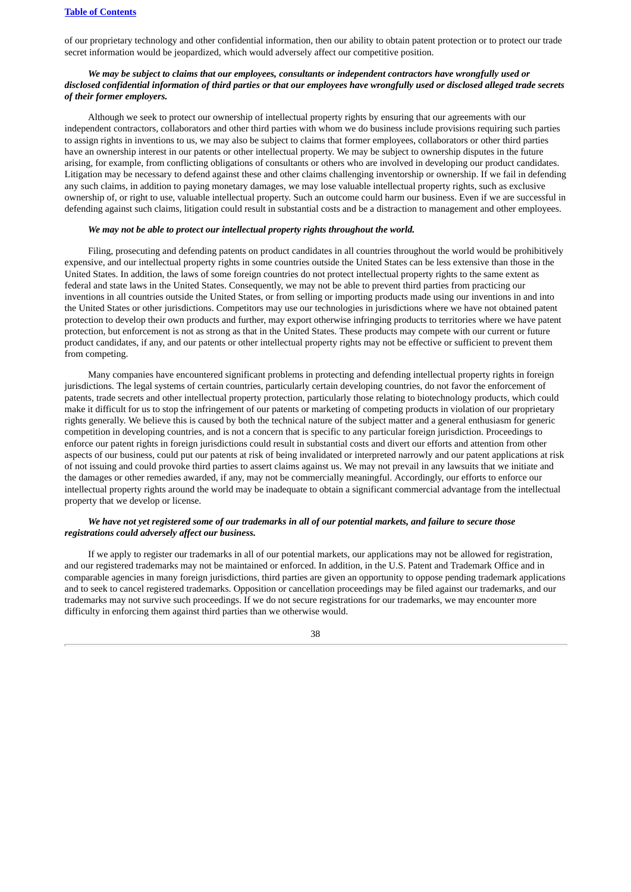of our proprietary technology and other confidential information, then our ability to obtain patent protection or to protect our trade secret information would be jeopardized, which would adversely affect our competitive position.

***We may be subject to claims that our employees, consultants or independent contractors have wrongfully used or disclosed confidential information of third parties or that our employees have wrongfully used or disclosed alleged trade secrets of their former employers.***

Although we seek to protect our ownership of intellectual property rights by ensuring that our agreements with our independent contractors, collaborators and other third parties with whom we do business include provisions requiring such parties to assign rights in inventions to us, we may also be subject to claims that former employees, collaborators or other third parties have an ownership interest in our patents or other intellectual property. We may be subject to ownership disputes in the future arising, for example, from conflicting obligations of consultants or others who are involved in developing our product candidates. Litigation may be necessary to defend against these and other claims challenging inventorship or ownership. If we fail in defending any such claims, in addition to paying monetary damages, we may lose valuable intellectual property rights, such as exclusive ownership of, or right to use, valuable intellectual property. Such an outcome could harm our business. Even if we are successful in defending against such claims, litigation could result in substantial costs and be a distraction to management and other employees.

***We may not be able to protect our intellectual property rights throughout the world.***

Filing, prosecuting and defending patents on product candidates in all countries throughout the world would be prohibitively expensive, and our intellectual property rights in some countries outside the United States can be less extensive than those in the United States. In addition, the laws of some foreign countries do not protect intellectual property rights to the same extent as federal and state laws in the United States. Consequently, we may not be able to prevent third parties from practicing our inventions in all countries outside the United States, or from selling or importing products made using our inventions in and into the United States or other jurisdictions. Competitors may use our technologies in jurisdictions where we have not obtained patent protection to develop their own products and further, may export otherwise infringing products to territories where we have patent protection, but enforcement is not as strong as that in the United States. These products may compete with our current or future product candidates, if any, and our patents or other intellectual property rights may not be effective or sufficient to prevent them from competing.

Many companies have encountered significant problems in protecting and defending intellectual property rights in foreign jurisdictions. The legal systems of certain countries, particularly certain developing countries, do not favor the enforcement of patents, trade secrets and other intellectual property protection, particularly those relating to biotechnology products, which could make it difficult for us to stop the infringement of our patents or marketing of competing products in violation of our proprietary rights generally. We believe this is caused by both the technical nature of the subject matter and a general enthusiasm for generic competition in developing countries, and is not a concern that is specific to any particular foreign jurisdiction. Proceedings to enforce our patent rights in foreign jurisdictions could result in substantial costs and divert our efforts and attention from other aspects of our business, could put our patents at risk of being invalidated or interpreted narrowly and our patent applications at risk of not issuing and could provoke third parties to assert claims against us. We may not prevail in any lawsuits that we initiate and the damages or other remedies awarded, if any, may not be commercially meaningful. Accordingly, our efforts to enforce our intellectual property rights around the world may be inadequate to obtain a significant commercial advantage from the intellectual property that we develop or license.

***We have not yet registered some of our trademarks in all of our potential markets, and failure to secure those registrations could adversely affect our business.***

If we apply to register our trademarks in all of our potential markets, our applications may not be allowed for registration, and our registered trademarks may not be maintained or enforced. In addition, in the U.S. Patent and Trademark Office and in comparable agencies in many foreign jurisdictions, third parties are given an opportunity to oppose pending trademark applications and to seek to cancel registered trademarks. Opposition or cancellation proceedings may be filed against our trademarks, and our trademarks may not survive such proceedings. If we do not secure registrations for our trademarks, we may encounter more difficulty in enforcing them against third parties than we otherwise would.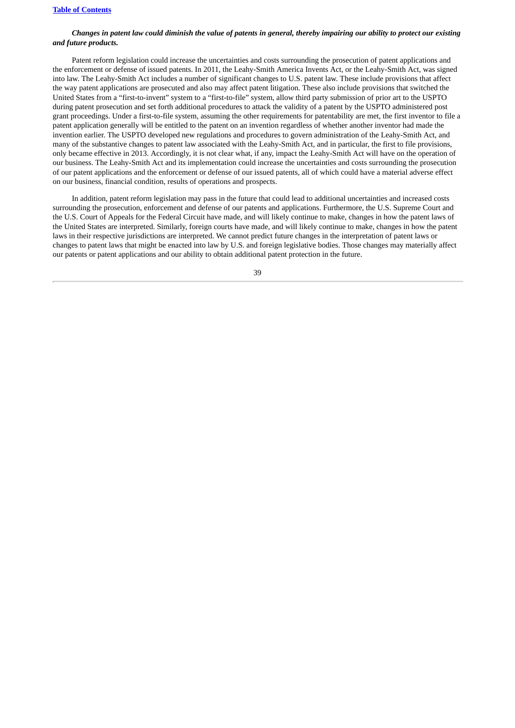***Changes in patent law could diminish the value of patents in general, thereby impairing our ability to protect our existing and future products.***

Patent reform legislation could increase the uncertainties and costs surrounding the prosecution of patent applications and the enforcement or defense of issued patents. In 2011, the Leahy-Smith America Invents Act, or the Leahy-Smith Act, was signed into law. The Leahy-Smith Act includes a number of significant changes to U.S. patent law. These include provisions that affect the way patent applications are prosecuted and also may affect patent litigation. These also include provisions that switched the United States from a "first-to-invent" system to a "first-to-file" system, allow third party submission of prior art to the USPTO during patent prosecution and set forth additional procedures to attack the validity of a patent by the USPTO administered post grant proceedings. Under a first-to-file system, assuming the other requirements for patentability are met, the first inventor to file a patent application generally will be entitled to the patent on an invention regardless of whether another inventor had made the invention earlier. The USPTO developed new regulations and procedures to govern administration of the Leahy-Smith Act, and many of the substantive changes to patent law associated with the Leahy-Smith Act, and in particular, the first to file provisions, only became effective in 2013. Accordingly, it is not clear what, if any, impact the Leahy-Smith Act will have on the operation of our business. The Leahy-Smith Act and its implementation could increase the uncertainties and costs surrounding the prosecution of our patent applications and the enforcement or defense of our issued patents, all of which could have a material adverse effect on our business, financial condition, results of operations and prospects.

In addition, patent reform legislation may pass in the future that could lead to additional uncertainties and increased costs surrounding the prosecution, enforcement and defense of our patents and applications. Furthermore, the U.S. Supreme Court and the U.S. Court of Appeals for the Federal Circuit have made, and will likely continue to make, changes in how the patent laws of the United States are interpreted. Similarly, foreign courts have made, and will likely continue to make, changes in how the patent laws in their respective jurisdictions are interpreted. We cannot predict future changes in the interpretation of patent laws or changes to patent laws that might be enacted into law by U.S. and foreign legislative bodies. Those changes may materially affect our patents or patent applications and our ability to obtain additional patent protection in the future.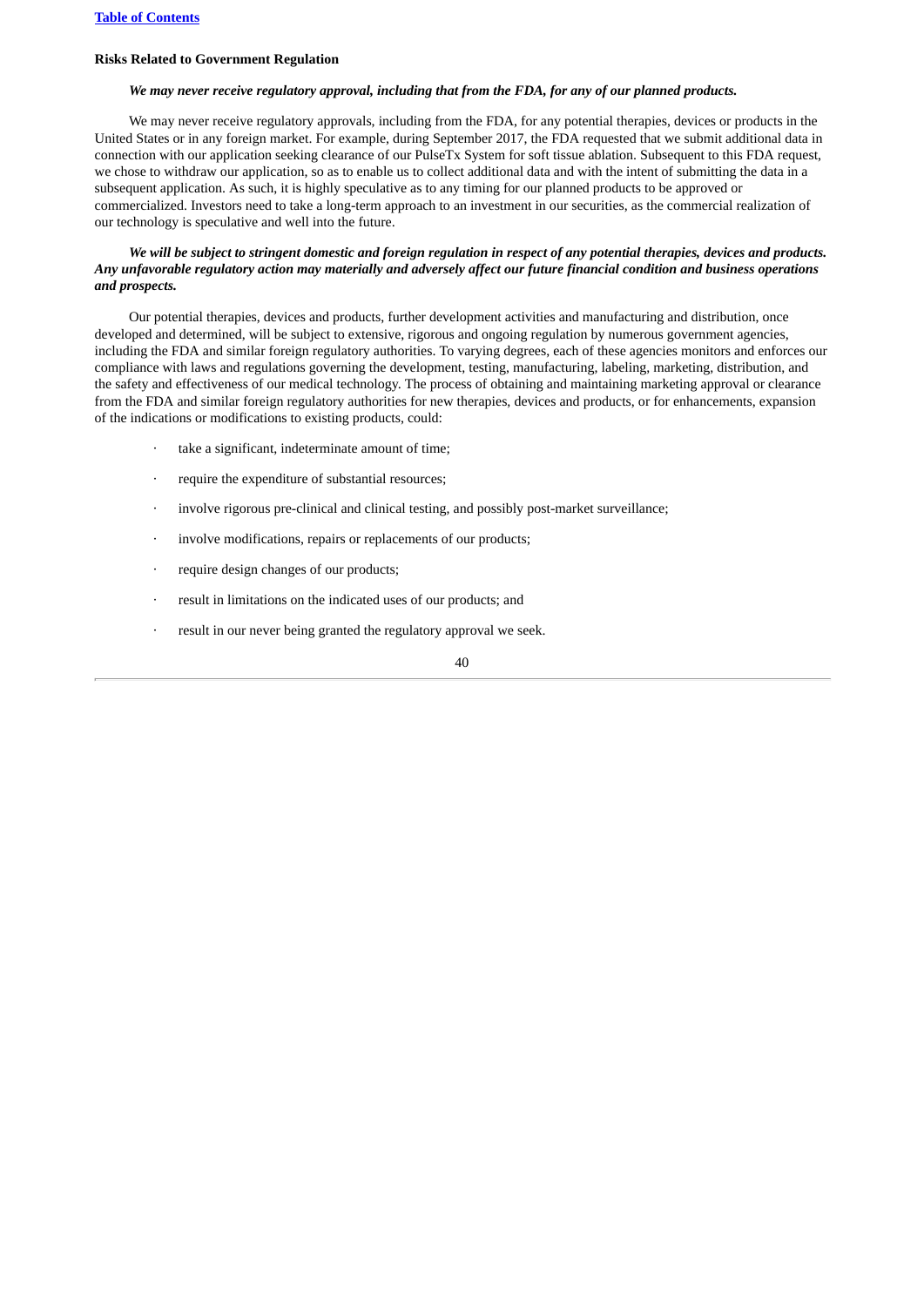### Risks Related to Government Regulation

***We may never receive regulatory approval, including that from the FDA, for any of our planned products.***

We may never receive regulatory approvals, including from the FDA, for any potential therapies, devices or products in the United States or in any foreign market. For example, during September 2017, the FDA requested that we submit additional data in connection with our application seeking clearance of our PulseTx System for soft tissue ablation. Subsequent to this FDA request, we chose to withdraw our application, so as to enable us to collect additional data and with the intent of submitting the data in a subsequent application. As such, it is highly speculative as to any timing for our planned products to be approved or commercialized. Investors need to take a long-term approach to an investment in our securities, as the commercial realization of our technology is speculative and well into the future.

***We will be subject to stringent domestic and foreign regulation in respect of any potential therapies, devices and products. Any unfavorable regulatory action may materially and adversely affect our future financial condition and business operations and prospects.***

Our potential therapies, devices and products, further development activities and manufacturing and distribution, once developed and determined, will be subject to extensive, rigorous and ongoing regulation by numerous government agencies, including the FDA and similar foreign regulatory authorities. To varying degrees, each of these agencies monitors and enforces our compliance with laws and regulations governing the development, testing, manufacturing, labeling, marketing, distribution, and the safety and effectiveness of our medical technology. The process of obtaining and maintaining marketing approval or clearance from the FDA and similar foreign regulatory authorities for new therapies, devices and products, or for enhancements, expansion of the indications or modifications to existing products, could:

- take a significant, indeterminate amount of time;
- require the expenditure of substantial resources;
- involve rigorous pre-clinical and clinical testing, and possibly post-market surveillance;
- involve modifications, repairs or replacements of our products;
- require design changes of our products;
- result in limitations on the indicated uses of our products; and
- result in our never being granted the regulatory approval we seek.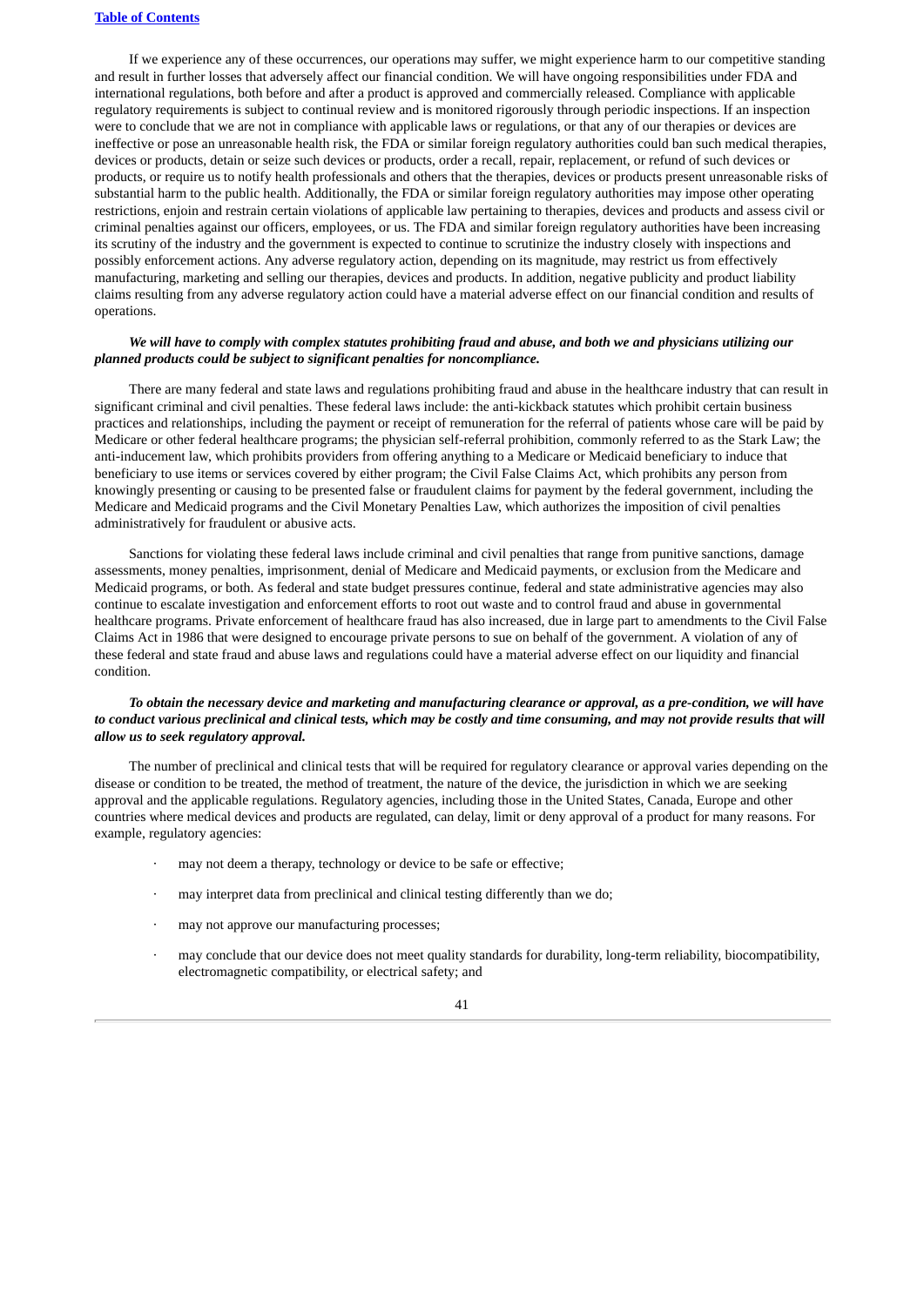If we experience any of these occurrences, our operations may suffer, we might experience harm to our competitive standing and result in further losses that adversely affect our financial condition. We will have ongoing responsibilities under FDA and international regulations, both before and after a product is approved and commercially released. Compliance with applicable regulatory requirements is subject to continual review and is monitored rigorously through periodic inspections. If an inspection were to conclude that we are not in compliance with applicable laws or regulations, or that any of our therapies or devices are ineffective or pose an unreasonable health risk, the FDA or similar foreign regulatory authorities could ban such medical therapies, devices or products, detain or seize such devices or products, order a recall, repair, replacement, or refund of such devices or products, or require us to notify health professionals and others that the therapies, devices or products present unreasonable risks of substantial harm to the public health. Additionally, the FDA or similar foreign regulatory authorities may impose other operating restrictions, enjoin and restrain certain violations of applicable law pertaining to therapies, devices and products and assess civil or criminal penalties against our officers, employees, or us. The FDA and similar foreign regulatory authorities have been increasing its scrutiny of the industry and the government is expected to continue to scrutinize the industry closely with inspections and possibly enforcement actions. Any adverse regulatory action, depending on its magnitude, may restrict us from effectively manufacturing, marketing and selling our therapies, devices and products. In addition, negative publicity and product liability claims resulting from any adverse regulatory action could have a material adverse effect on our financial condition and results of operations.

***We will have to comply with complex statutes prohibiting fraud and abuse, and both we and physicians utilizing our planned products could be subject to significant penalties for noncompliance.***

There are many federal and state laws and regulations prohibiting fraud and abuse in the healthcare industry that can result in significant criminal and civil penalties. These federal laws include: the anti-kickback statutes which prohibit certain business practices and relationships, including the payment or receipt of remuneration for the referral of patients whose care will be paid by Medicare or other federal healthcare programs; the physician self-referral prohibition, commonly referred to as the Stark Law; the anti-inducement law, which prohibits providers from offering anything to a Medicare or Medicaid beneficiary to induce that beneficiary to use items or services covered by either program; the Civil False Claims Act, which prohibits any person from knowingly presenting or causing to be presented false or fraudulent claims for payment by the federal government, including the Medicare and Medicaid programs and the Civil Monetary Penalties Law, which authorizes the imposition of civil penalties administratively for fraudulent or abusive acts.

Sanctions for violating these federal laws include criminal and civil penalties that range from punitive sanctions, damage assessments, money penalties, imprisonment, denial of Medicare and Medicaid payments, or exclusion from the Medicare and Medicaid programs, or both. As federal and state budget pressures continue, federal and state administrative agencies may also continue to escalate investigation and enforcement efforts to root out waste and to control fraud and abuse in governmental healthcare programs. Private enforcement of healthcare fraud has also increased, due in large part to amendments to the Civil False Claims Act in 1986 that were designed to encourage private persons to sue on behalf of the government. A violation of any of these federal and state fraud and abuse laws and regulations could have a material adverse effect on our liquidity and financial condition.

***To obtain the necessary device and marketing and manufacturing clearance or approval, as a pre-condition, we will have to conduct various preclinical and clinical tests, which may be costly and time consuming, and may not provide results that will allow us to seek regulatory approval.***

The number of preclinical and clinical tests that will be required for regulatory clearance or approval varies depending on the disease or condition to be treated, the method of treatment, the nature of the device, the jurisdiction in which we are seeking approval and the applicable regulations. Regulatory agencies, including those in the United States, Canada, Europe and other countries where medical devices and products are regulated, can delay, limit or deny approval of a product for many reasons. For example, regulatory agencies:

- may not deem a therapy, technology or device to be safe or effective;
- may interpret data from preclinical and clinical testing differently than we do;
- may not approve our manufacturing processes;
- may conclude that our device does not meet quality standards for durability, long-term reliability, biocompatibility, electromagnetic compatibility, or electrical safety; and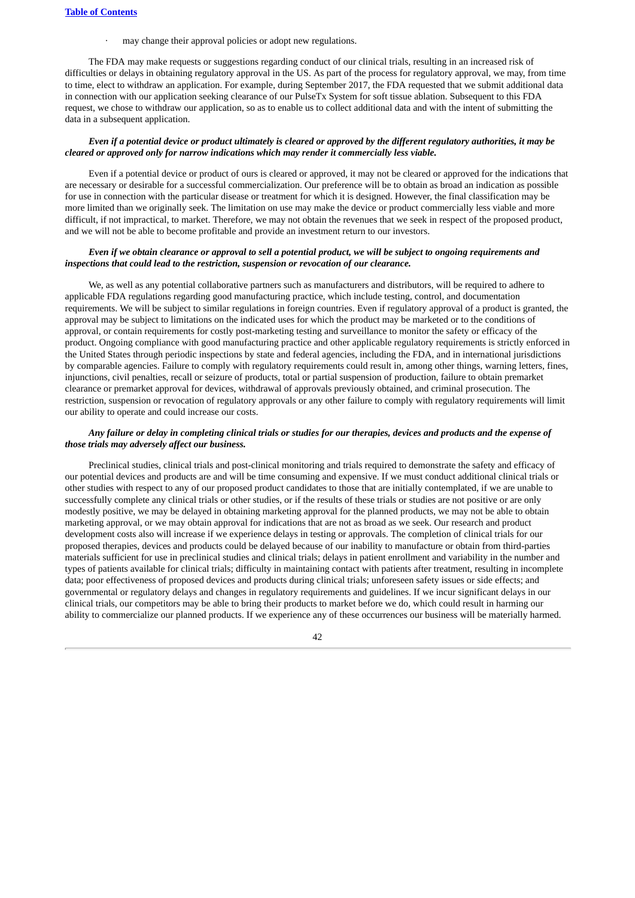- may change their approval policies or adopt new regulations.

The FDA may make requests or suggestions regarding conduct of our clinical trials, resulting in an increased risk of difficulties or delays in obtaining regulatory approval in the US. As part of the process for regulatory approval, we may, from time to time, elect to withdraw an application. For example, during September 2017, the FDA requested that we submit additional data in connection with our application seeking clearance of our PulseTx System for soft tissue ablation. Subsequent to this FDA request, we chose to withdraw our application, so as to enable us to collect additional data and with the intent of submitting the data in a subsequent application.

***Even if a potential device or product ultimately is cleared or approved by the different regulatory authorities, it may be cleared or approved only for narrow indications which may render it commercially less viable.***

Even if a potential device or product of ours is cleared or approved, it may not be cleared or approved for the indications that are necessary or desirable for a successful commercialization. Our preference will be to obtain as broad an indication as possible for use in connection with the particular disease or treatment for which it is designed. However, the final classification may be more limited than we originally seek. The limitation on use may make the device or product commercially less viable and more difficult, if not impractical, to market. Therefore, we may not obtain the revenues that we seek in respect of the proposed product, and we will not be able to become profitable and provide an investment return to our investors.

***Even if we obtain clearance or approval to sell a potential product, we will be subject to ongoing requirements and inspections that could lead to the restriction, suspension or revocation of our clearance.***

We, as well as any potential collaborative partners such as manufacturers and distributors, will be required to adhere to applicable FDA regulations regarding good manufacturing practice, which include testing, control, and documentation requirements. We will be subject to similar regulations in foreign countries. Even if regulatory approval of a product is granted, the approval may be subject to limitations on the indicated uses for which the product may be marketed or to the conditions of approval, or contain requirements for costly post-marketing testing and surveillance to monitor the safety or efficacy of the product. Ongoing compliance with good manufacturing practice and other applicable regulatory requirements is strictly enforced in the United States through periodic inspections by state and federal agencies, including the FDA, and in international jurisdictions by comparable agencies. Failure to comply with regulatory requirements could result in, among other things, warning letters, fines, injunctions, civil penalties, recall or seizure of products, total or partial suspension of production, failure to obtain premarket clearance or premarket approval for devices, withdrawal of approvals previously obtained, and criminal prosecution. The restriction, suspension or revocation of regulatory approvals or any other failure to comply with regulatory requirements will limit our ability to operate and could increase our costs.

***Any failure or delay in completing clinical trials or studies for our therapies, devices and products and the expense of those trials may adversely affect our business.***

Preclinical studies, clinical trials and post-clinical monitoring and trials required to demonstrate the safety and efficacy of our potential devices and products are and will be time consuming and expensive. If we must conduct additional clinical trials or other studies with respect to any of our proposed product candidates to those that are initially contemplated, if we are unable to successfully complete any clinical trials or other studies, or if the results of these trials or studies are not positive or are only modestly positive, we may be delayed in obtaining marketing approval for the planned products, we may not be able to obtain marketing approval, or we may obtain approval for indications that are not as broad as we seek. Our research and product development costs also will increase if we experience delays in testing or approvals. The completion of clinical trials for our proposed therapies, devices and products could be delayed because of our inability to manufacture or obtain from third-parties materials sufficient for use in preclinical studies and clinical trials; delays in patient enrollment and variability in the number and types of patients available for clinical trials; difficulty in maintaining contact with patients after treatment, resulting in incomplete data; poor effectiveness of proposed devices and products during clinical trials; unforeseen safety issues or side effects; and governmental or regulatory delays and changes in regulatory requirements and guidelines. If we incur significant delays in our clinical trials, our competitors may be able to bring their products to market before we do, which could result in harming our ability to commercialize our planned products. If we experience any of these occurrences our business will be materially harmed.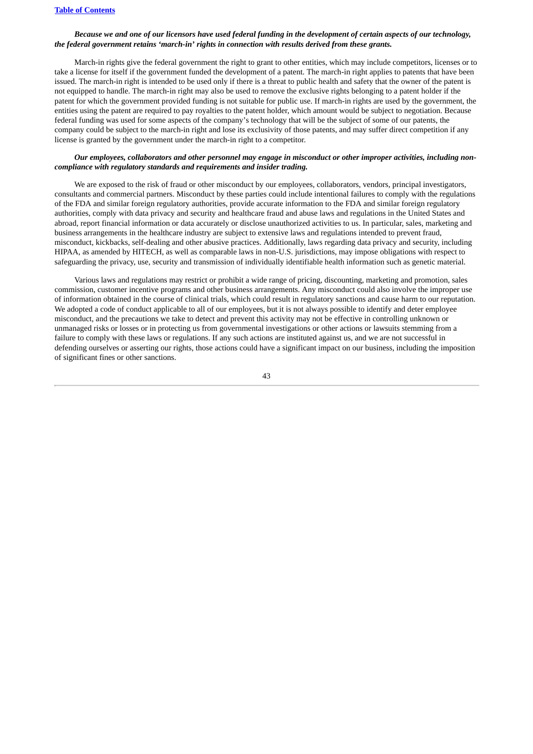***Because we and one of our licensors have used federal funding in the development of certain aspects of our technology, the federal government retains 'march-in' rights in connection with results derived from these grants.***

March-in rights give the federal government the right to grant to other entities, which may include competitors, licenses or to take a license for itself if the government funded the development of a patent. The march-in right applies to patents that have been issued. The march-in right is intended to be used only if there is a threat to public health and safety that the owner of the patent is not equipped to handle. The march-in right may also be used to remove the exclusive rights belonging to a patent holder if the patent for which the government provided funding is not suitable for public use. If march-in rights are used by the government, the entities using the patent are required to pay royalties to the patent holder, which amount would be subject to negotiation. Because federal funding was used for some aspects of the company's technology that will be the subject of some of our patents, the company could be subject to the march-in right and lose its exclusivity of those patents, and may suffer direct competition if any license is granted by the government under the march-in right to a competitor.

***Our employees, collaborators and other personnel may engage in misconduct or other improper activities, including non-compliance with regulatory standards and requirements and insider trading.***

We are exposed to the risk of fraud or other misconduct by our employees, collaborators, vendors, principal investigators, consultants and commercial partners. Misconduct by these parties could include intentional failures to comply with the regulations of the FDA and similar foreign regulatory authorities, provide accurate information to the FDA and similar foreign regulatory authorities, comply with data privacy and security and healthcare fraud and abuse laws and regulations in the United States and abroad, report financial information or data accurately or disclose unauthorized activities to us. In particular, sales, marketing and business arrangements in the healthcare industry are subject to extensive laws and regulations intended to prevent fraud, misconduct, kickbacks, self-dealing and other abusive practices. Additionally, laws regarding data privacy and security, including HIPAA, as amended by HITECH, as well as comparable laws in non-U.S. jurisdictions, may impose obligations with respect to safeguarding the privacy, use, security and transmission of individually identifiable health information such as genetic material.

Various laws and regulations may restrict or prohibit a wide range of pricing, discounting, marketing and promotion, sales commission, customer incentive programs and other business arrangements. Any misconduct could also involve the improper use of information obtained in the course of clinical trials, which could result in regulatory sanctions and cause harm to our reputation. We adopted a code of conduct applicable to all of our employees, but it is not always possible to identify and deter employee misconduct, and the precautions we take to detect and prevent this activity may not be effective in controlling unknown or unmanaged risks or losses or in protecting us from governmental investigations or other actions or lawsuits stemming from a failure to comply with these laws or regulations. If any such actions are instituted against us, and we are not successful in defending ourselves or asserting our rights, those actions could have a significant impact on our business, including the imposition of significant fines or other sanctions.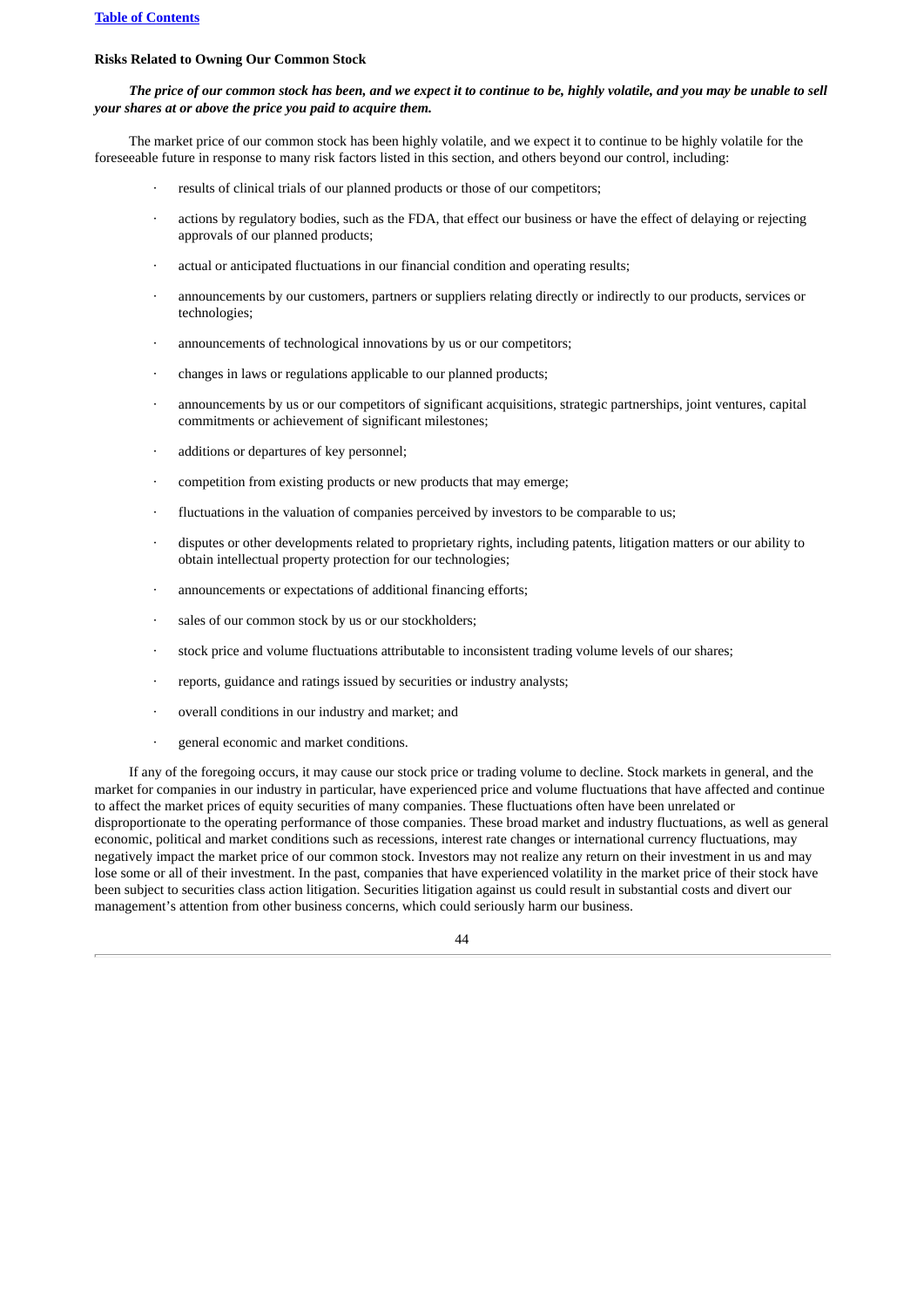**Risks Related to Owning Our Common Stock**

***The price of our common stock has been, and we expect it to continue to be, highly volatile, and you may be unable to sell your shares at or above the price you paid to acquire them.***

The market price of our common stock has been highly volatile, and we expect it to continue to be highly volatile for the foreseeable future in response to many risk factors listed in this section, and others beyond our control, including:

- results of clinical trials of our planned products or those of our competitors;
- actions by regulatory bodies, such as the FDA, that effect our business or have the effect of delaying or rejecting approvals of our planned products;
- actual or anticipated fluctuations in our financial condition and operating results;
- announcements by our customers, partners or suppliers relating directly or indirectly to our products, services or technologies;
- announcements of technological innovations by us or our competitors;
- changes in laws or regulations applicable to our planned products;
- announcements by us or our competitors of significant acquisitions, strategic partnerships, joint ventures, capital commitments or achievement of significant milestones;
- additions or departures of key personnel;
- competition from existing products or new products that may emerge;
- fluctuations in the valuation of companies perceived by investors to be comparable to us;
- disputes or other developments related to proprietary rights, including patents, litigation matters or our ability to obtain intellectual property protection for our technologies;
- announcements or expectations of additional financing efforts;
- sales of our common stock by us or our stockholders;
- stock price and volume fluctuations attributable to inconsistent trading volume levels of our shares;
- reports, guidance and ratings issued by securities or industry analysts;
- overall conditions in our industry and market; and
- general economic and market conditions.

If any of the foregoing occurs, it may cause our stock price or trading volume to decline. Stock markets in general, and the market for companies in our industry in particular, have experienced price and volume fluctuations that have affected and continue to affect the market prices of equity securities of many companies. These fluctuations often have been unrelated or disproportionate to the operating performance of those companies. These broad market and industry fluctuations, as well as general economic, political and market conditions such as recessions, interest rate changes or international currency fluctuations, may negatively impact the market price of our common stock. Investors may not realize any return on their investment in us and may lose some or all of their investment. In the past, companies that have experienced volatility in the market price of their stock have been subject to securities class action litigation. Securities litigation against us could result in substantial costs and divert our management's attention from other business concerns, which could seriously harm our business.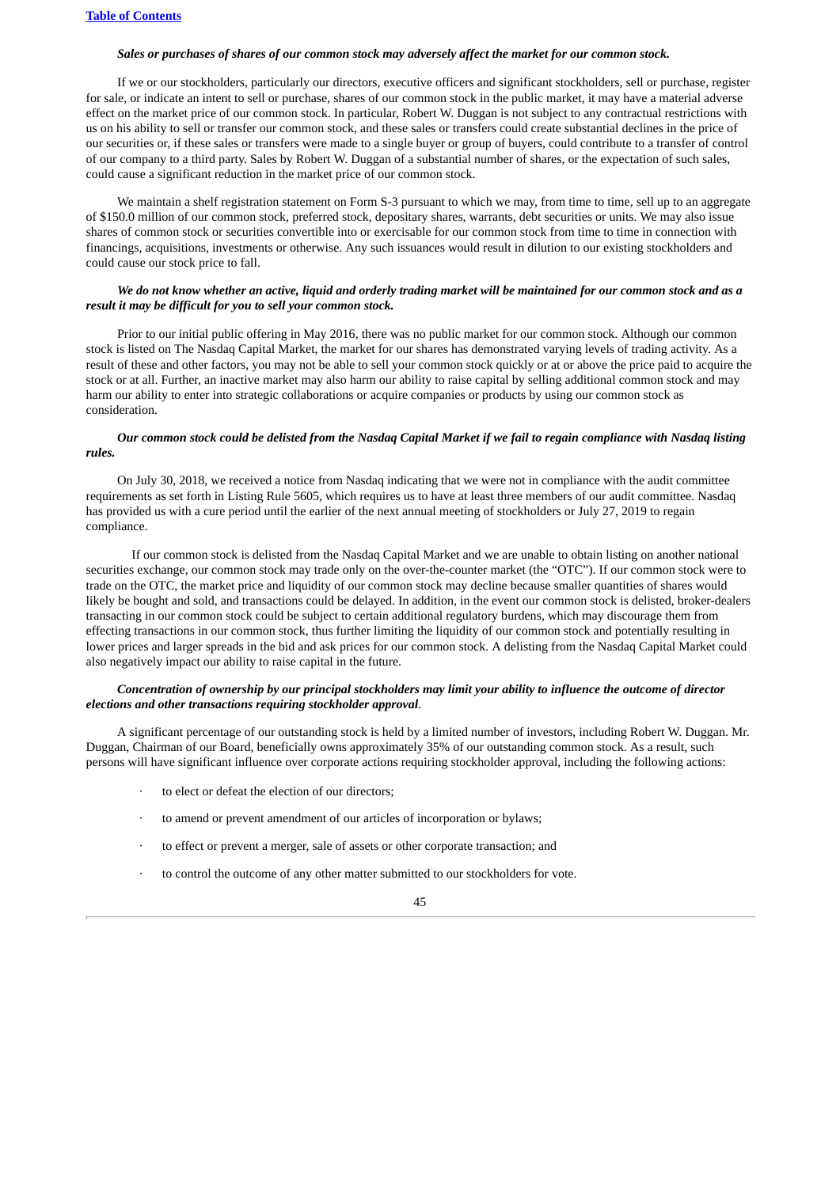***Sales or purchases of shares of our common stock may adversely affect the market for our common stock.***

If we or our stockholders, particularly our directors, executive officers and significant stockholders, sell or purchase, register for sale, or indicate an intent to sell or purchase, shares of our common stock in the public market, it may have a material adverse effect on the market price of our common stock. In particular, Robert W. Duggan is not subject to any contractual restrictions with us on his ability to sell or transfer our common stock, and these sales or transfers could create substantial declines in the price of our securities or, if these sales or transfers were made to a single buyer or group of buyers, could contribute to a transfer of control of our company to a third party. Sales by Robert W. Duggan of a substantial number of shares, or the expectation of such sales, could cause a significant reduction in the market price of our common stock.

We maintain a shelf registration statement on Form S-3 pursuant to which we may, from time to time, sell up to an aggregate of $150.0 million of our common stock, preferred stock, depositary shares, warrants, debt securities or units. We may also issue shares of common stock or securities convertible into or exercisable for our common stock from time to time in connection with financings, acquisitions, investments or otherwise. Any such issuances would result in dilution to our existing stockholders and could cause our stock price to fall.

***We do not know whether an active, liquid and orderly trading market will be maintained for our common stock and as a result it may be difficult for you to sell your common stock.***

Prior to our initial public offering in May 2016, there was no public market for our common stock. Although our common stock is listed on The Nasdaq Capital Market, the market for our shares has demonstrated varying levels of trading activity. As a result of these and other factors, you may not be able to sell your common stock quickly or at or above the price paid to acquire the stock or at all. Further, an inactive market may also harm our ability to raise capital by selling additional common stock and may harm our ability to enter into strategic collaborations or acquire companies or products by using our common stock as consideration.

***Our common stock could be delisted from the Nasdaq Capital Market if we fail to regain compliance with Nasdaq listing rules.***

On July 30, 2018, we received a notice from Nasdaq indicating that we were not in compliance with the audit committee requirements as set forth in Listing Rule 5605, which requires us to have at least three members of our audit committee. Nasdaq has provided us with a cure period until the earlier of the next annual meeting of stockholders or July 27, 2019 to regain compliance.

If our common stock is delisted from the Nasdaq Capital Market and we are unable to obtain listing on another national securities exchange, our common stock may trade only on the over-the-counter market (the "OTC"). If our common stock were to trade on the OTC, the market price and liquidity of our common stock may decline because smaller quantities of shares would likely be bought and sold, and transactions could be delayed. In addition, in the event our common stock is delisted, broker-dealers transacting in our common stock could be subject to certain additional regulatory burdens, which may discourage them from effecting transactions in our common stock, thus further limiting the liquidity of our common stock and potentially resulting in lower prices and larger spreads in the bid and ask prices for our common stock. A delisting from the Nasdaq Capital Market could also negatively impact our ability to raise capital in the future.

***Concentration of ownership by our principal stockholders may limit your ability to influence the outcome of director elections and other transactions requiring stockholder approval***.

A significant percentage of our outstanding stock is held by a limited number of investors, including Robert W. Duggan. Mr. Duggan, Chairman of our Board, beneficially owns approximately 35% of our outstanding common stock. As a result, such persons will have significant influence over corporate actions requiring stockholder approval, including the following actions:

- to elect or defeat the election of our directors;
- to amend or prevent amendment of our articles of incorporation or bylaws;
- to effect or prevent a merger, sale of assets or other corporate transaction; and
- to control the outcome of any other matter submitted to our stockholders for vote.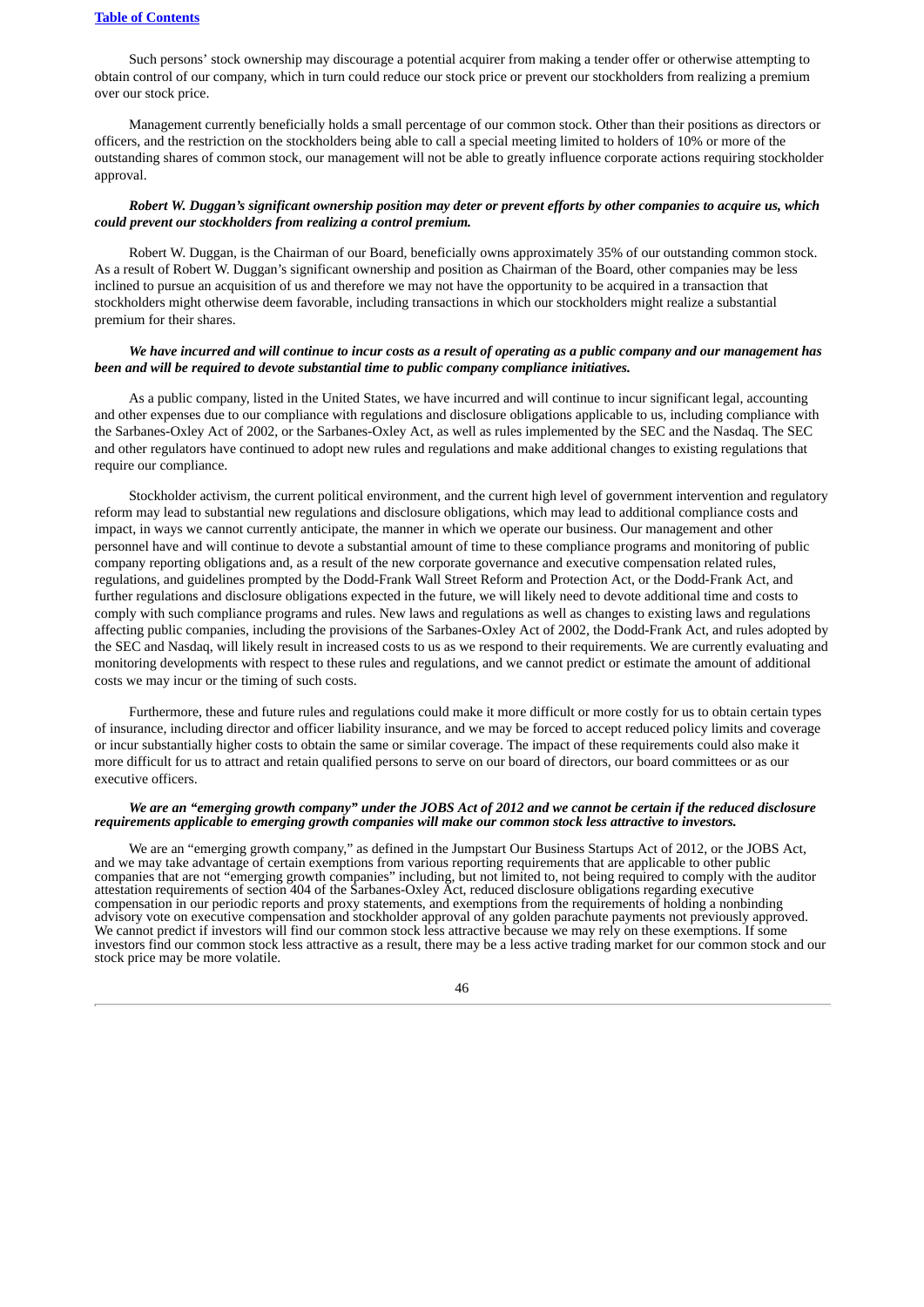Such persons' stock ownership may discourage a potential acquirer from making a tender offer or otherwise attempting to obtain control of our company, which in turn could reduce our stock price or prevent our stockholders from realizing a premium over our stock price.

Management currently beneficially holds a small percentage of our common stock. Other than their positions as directors or officers, and the restriction on the stockholders being able to call a special meeting limited to holders of 10% or more of the outstanding shares of common stock, our management will not be able to greatly influence corporate actions requiring stockholder approval.

***Robert W. Duggan's significant ownership position may deter or prevent efforts by other companies to acquire us, which could prevent our stockholders from realizing a control premium.***

Robert W. Duggan, is the Chairman of our Board, beneficially owns approximately 35% of our outstanding common stock. As a result of Robert W. Duggan's significant ownership and position as Chairman of the Board, other companies may be less inclined to pursue an acquisition of us and therefore we may not have the opportunity to be acquired in a transaction that stockholders might otherwise deem favorable, including transactions in which our stockholders might realize a substantial premium for their shares.

***We have incurred and will continue to incur costs as a result of operating as a public company and our management has been and will be required to devote substantial time to public company compliance initiatives.***

As a public company, listed in the United States, we have incurred and will continue to incur significant legal, accounting and other expenses due to our compliance with regulations and disclosure obligations applicable to us, including compliance with the Sarbanes-Oxley Act of 2002, or the Sarbanes-Oxley Act, as well as rules implemented by the SEC and the Nasdaq. The SEC and other regulators have continued to adopt new rules and regulations and make additional changes to existing regulations that require our compliance.

Stockholder activism, the current political environment, and the current high level of government intervention and regulatory reform may lead to substantial new regulations and disclosure obligations, which may lead to additional compliance costs and impact, in ways we cannot currently anticipate, the manner in which we operate our business. Our management and other personnel have and will continue to devote a substantial amount of time to these compliance programs and monitoring of public company reporting obligations and, as a result of the new corporate governance and executive compensation related rules, regulations, and guidelines prompted by the Dodd-Frank Wall Street Reform and Protection Act, or the Dodd-Frank Act, and further regulations and disclosure obligations expected in the future, we will likely need to devote additional time and costs to comply with such compliance programs and rules. New laws and regulations as well as changes to existing laws and regulations affecting public companies, including the provisions of the Sarbanes-Oxley Act of 2002, the Dodd-Frank Act, and rules adopted by the SEC and Nasdaq, will likely result in increased costs to us as we respond to their requirements. We are currently evaluating and monitoring developments with respect to these rules and regulations, and we cannot predict or estimate the amount of additional costs we may incur or the timing of such costs.

Furthermore, these and future rules and regulations could make it more difficult or more costly for us to obtain certain types of insurance, including director and officer liability insurance, and we may be forced to accept reduced policy limits and coverage or incur substantially higher costs to obtain the same or similar coverage. The impact of these requirements could also make it more difficult for us to attract and retain qualified persons to serve on our board of directors, our board committees or as our executive officers.

***We are an "emerging growth company" under the JOBS Act of 2012 and we cannot be certain if the reduced disclosure requirements applicable to emerging growth companies will make our common stock less attractive to investors.***

We are an "emerging growth company," as defined in the Jumpstart Our Business Startups Act of 2012, or the JOBS Act, and we may take advantage of certain exemptions from various reporting requirements that are applicable to other public companies that are not "emerging growth companies" including, but not limited to, not being required to comply with the auditor attestation requirements of section 404 of the Sarbanes-Oxley Act, reduced disclosure obligations regarding executive compensation in our periodic reports and proxy statements, and exemptions from the requirements of holding a nonbinding advisory vote on executive compensation and stockholder approval of any golden parachute payments not previously approved. We cannot predict if investors will find our common stock less attractive because we may rely on these exemptions. If some investors find our common stock less attractive as a result, there may be a less active trading market for our common stock and our stock price may be more volatile.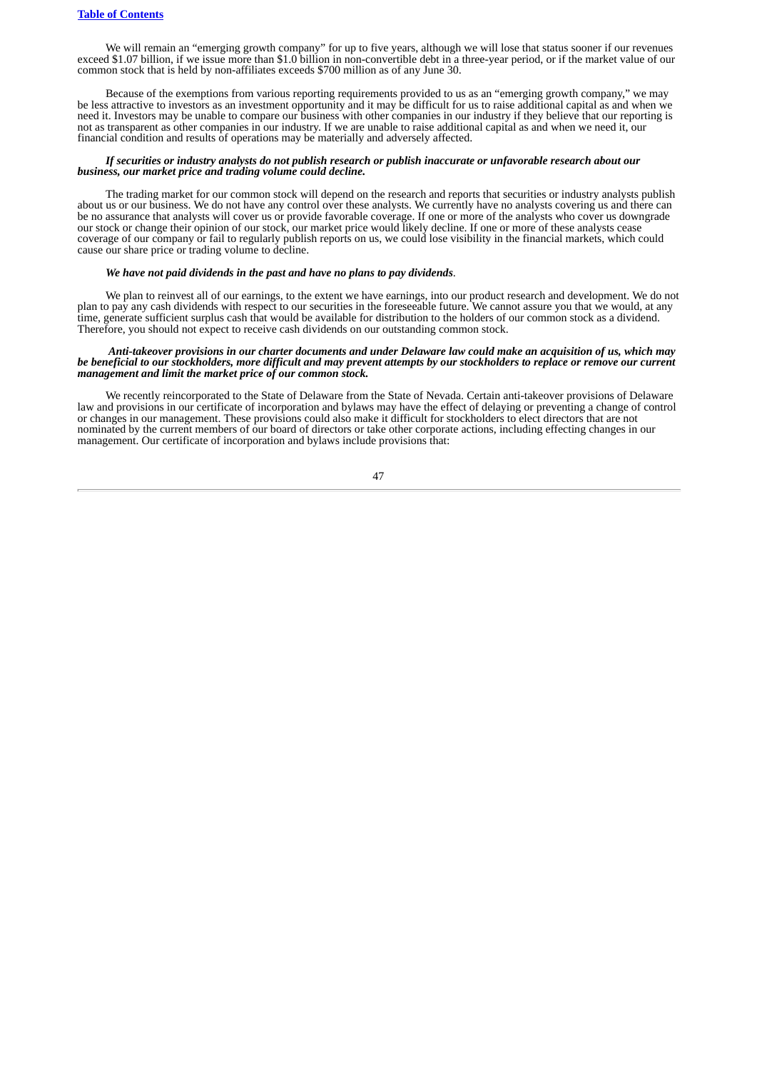We will remain an "emerging growth company" for up to five years, although we will lose that status sooner if our revenues exceed $1.07 billion, if we issue more than $1.0 billion in non-convertible debt in a three-year period, or if the market value of our common stock that is held by non-affiliates exceeds $700 million as of any June 30.

Because of the exemptions from various reporting requirements provided to us as an "emerging growth company," we may be less attractive to investors as an investment opportunity and it may be difficult for us to raise additional capital as and when we need it. Investors may be unable to compare our business with other companies in our industry if they believe that our reporting is not as transparent as other companies in our industry. If we are unable to raise additional capital as and when we need it, our financial condition and results of operations may be materially and adversely affected.

***If securities or industry analysts do not publish research or publish inaccurate or unfavorable research about our business, our market price and trading volume could decline.***

The trading market for our common stock will depend on the research and reports that securities or industry analysts publish about us or our business. We do not have any control over these analysts. We currently have no analysts covering us and there can be no assurance that analysts will cover us or provide favorable coverage. If one or more of the analysts who cover us downgrade our stock or change their opinion of our stock, our market price would likely decline. If one or more of these analysts cease coverage of our company or fail to regularly publish reports on us, we could lose visibility in the financial markets, which could cause our share price or trading volume to decline.

***We have not paid dividends in the past and have no plans to pay dividends***.

We plan to reinvest all of our earnings, to the extent we have earnings, into our product research and development. We do not plan to pay any cash dividends with respect to our securities in the foreseeable future. We cannot assure you that we would, at any time, generate sufficient surplus cash that would be available for distribution to the holders of our common stock as a dividend. Therefore, you should not expect to receive cash dividends on our outstanding common stock.

***Anti-takeover provisions in our charter documents and under Delaware law could make an acquisition of us, which may be beneficial to our stockholders, more difficult and may prevent attempts by our stockholders to replace or remove our current management and limit the market price of our common stock.***

We recently reincorporated to the State of Delaware from the State of Nevada. Certain anti-takeover provisions of Delaware law and provisions in our certificate of incorporation and bylaws may have the effect of delaying or preventing a change of control or changes in our management. These provisions could also make it difficult for stockholders to elect directors that are not nominated by the current members of our board of directors or take other corporate actions, including effecting changes in our management. Our certificate of incorporation and bylaws include provisions that: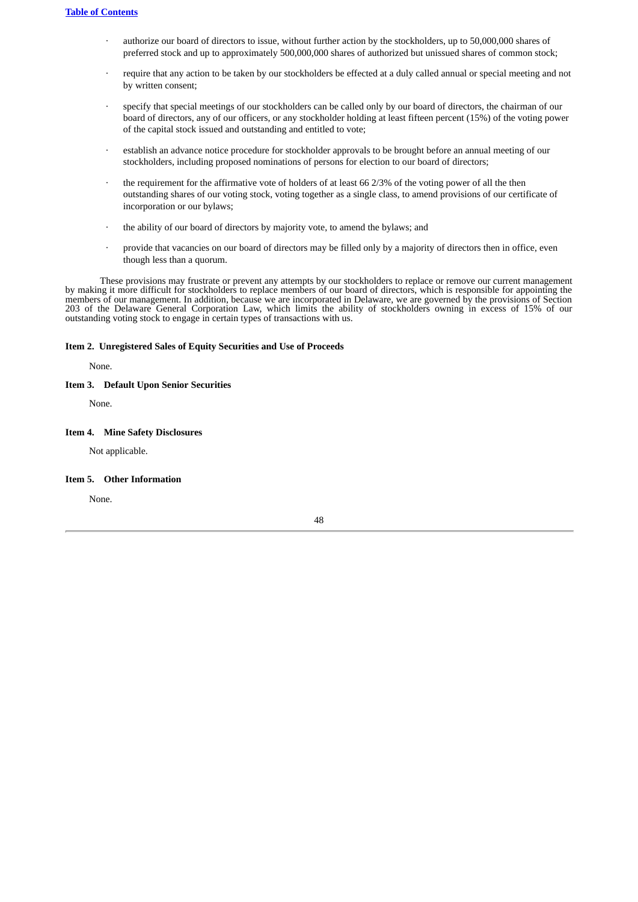- authorize our board of directors to issue, without further action by the stockholders, up to 50,000,000 shares of preferred stock and up to approximately 500,000,000 shares of authorized but unissued shares of common stock;
- require that any action to be taken by our stockholders be effected at a duly called annual or special meeting and not by written consent;
- specify that special meetings of our stockholders can be called only by our board of directors, the chairman of our board of directors, any of our officers, or any stockholder holding at least fifteen percent (15%) of the voting power of the capital stock issued and outstanding and entitled to vote;
- establish an advance notice procedure for stockholder approvals to be brought before an annual meeting of our stockholders, including proposed nominations of persons for election to our board of directors;
- the requirement for the affirmative vote of holders of at least 66 2/3% of the voting power of all the then outstanding shares of our voting stock, voting together as a single class, to amend provisions of our certificate of incorporation or our bylaws;
- the ability of our board of directors by majority vote, to amend the bylaws; and
- provide that vacancies on our board of directors may be filled only by a majority of directors then in office, even though less than a quorum.

These provisions may frustrate or prevent any attempts by our stockholders to replace or remove our current management by making it more difficult for stockholders to replace members of our board of directors, which is responsible for appointing the members of our management. In addition, because we are incorporated in Delaware, we are governed by the provisions of Section 203 of the Delaware General Corporation Law, which limits the ability of stockholders owning in excess of 15% of our outstanding voting stock to engage in certain types of transactions with us.

**Item 2. Unregistered Sales of Equity Securities and Use of Proceeds**

None.

**Item 3. Default Upon Senior Securities**

None.

**Item 4. Mine Safety Disclosures**

Not applicable.

**Item 5. Other Information**

None.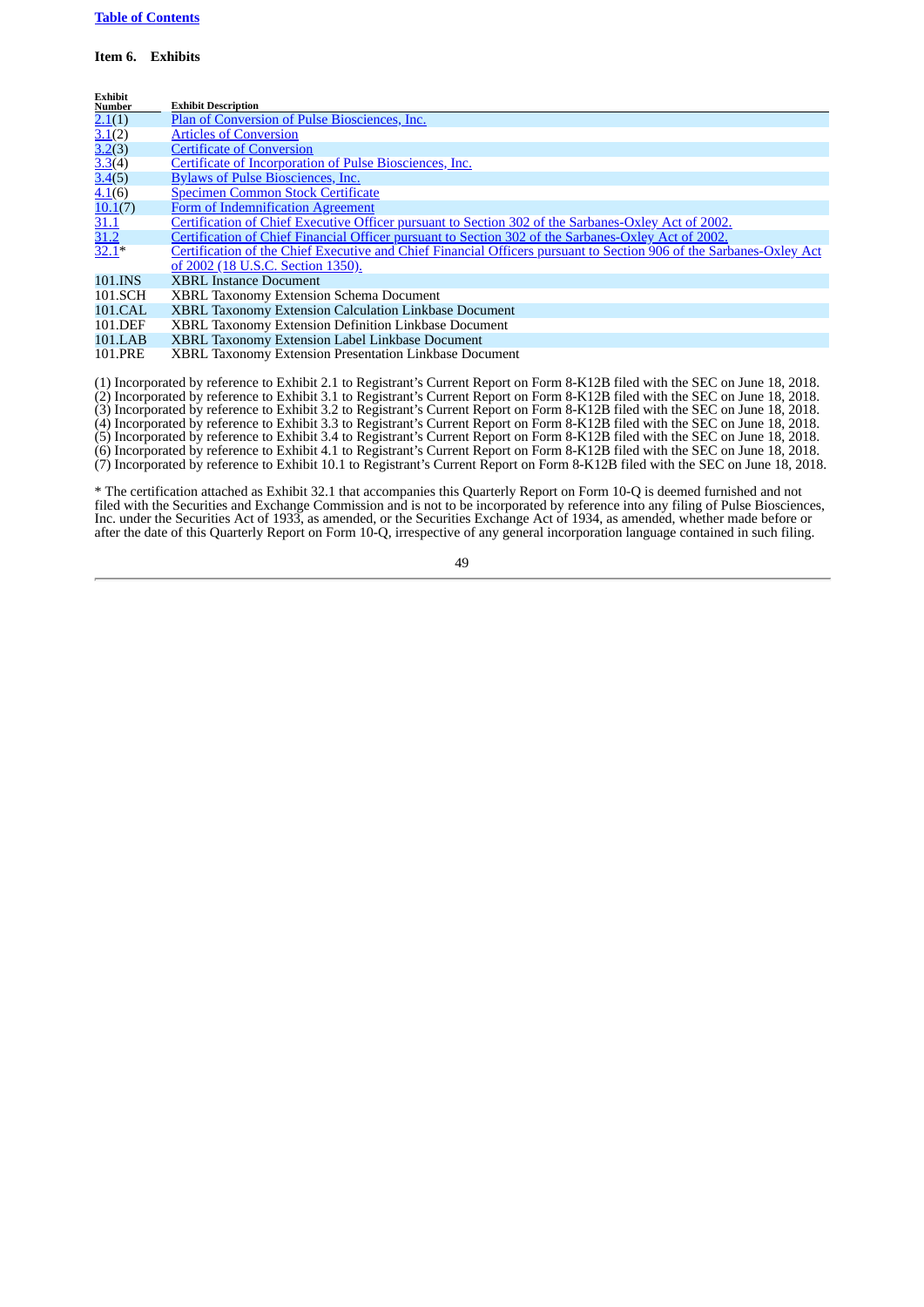**Table of Contents**

**Item 6. Exhibits**

| Exhibit Number | Exhibit Description |
|---|---|
| 2.1(1) | Plan of Conversion of Pulse Biosciences, Inc. |
| 3.1(2) | Articles of Conversion |
| 3.2(3) | Certificate of Conversion |
| 3.3(4) | Certificate of Incorporation of Pulse Biosciences, Inc. |
| 3.4(5) | Bylaws of Pulse Biosciences, Inc. |
| 4.1(6) | Specimen Common Stock Certificate |
| 10.1(7) | Form of Indemnification Agreement |
| 31.1 | Certification of Chief Executive Officer pursuant to Section 302 of the Sarbanes-Oxley Act of 2002. |
| 31.2 | Certification of Chief Financial Officer pursuant to Section 302 of the Sarbanes-Oxley Act of 2002. |
| 32.1* | Certification of the Chief Executive and Chief Financial Officers pursuant to Section 906 of the Sarbanes-Oxley Act of 2002 (18 U.S.C. Section 1350). |
| 101.INS | XBRL Instance Document |
| 101.SCH | XBRL Taxonomy Extension Schema Document |
| 101.CAL | XBRL Taxonomy Extension Calculation Linkbase Document |
| 101.DEF | XBRL Taxonomy Extension Definition Linkbase Document |
| 101.LAB | XBRL Taxonomy Extension Label Linkbase Document |
| 101.PRE | XBRL Taxonomy Extension Presentation Linkbase Document |

(1) Incorporated by reference to Exhibit 2.1 to Registrant's Current Report on Form 8-K12B filed with the SEC on June 18, 2018.
(2) Incorporated by reference to Exhibit 3.1 to Registrant's Current Report on Form 8-K12B filed with the SEC on June 18, 2018.
(3) Incorporated by reference to Exhibit 3.2 to Registrant's Current Report on Form 8-K12B filed with the SEC on June 18, 2018.
(4) Incorporated by reference to Exhibit 3.3 to Registrant's Current Report on Form 8-K12B filed with the SEC on June 18, 2018.
(5) Incorporated by reference to Exhibit 3.4 to Registrant's Current Report on Form 8-K12B filed with the SEC on June 18, 2018.
(6) Incorporated by reference to Exhibit 4.1 to Registrant's Current Report on Form 8-K12B filed with the SEC on June 18, 2018.
(7) Incorporated by reference to Exhibit 10.1 to Registrant's Current Report on Form 8-K12B filed with the SEC on June 18, 2018.

* The certification attached as Exhibit 32.1 that accompanies this Quarterly Report on Form 10-Q is deemed furnished and not filed with the Securities and Exchange Commission and is not to be incorporated by reference into any filing of Pulse Biosciences, Inc. under the Securities Act of 1933, as amended, or the Securities Exchange Act of 1934, as amended, whether made before or after the date of this Quarterly Report on Form 10-Q, irrespective of any general incorporation language contained in such filing.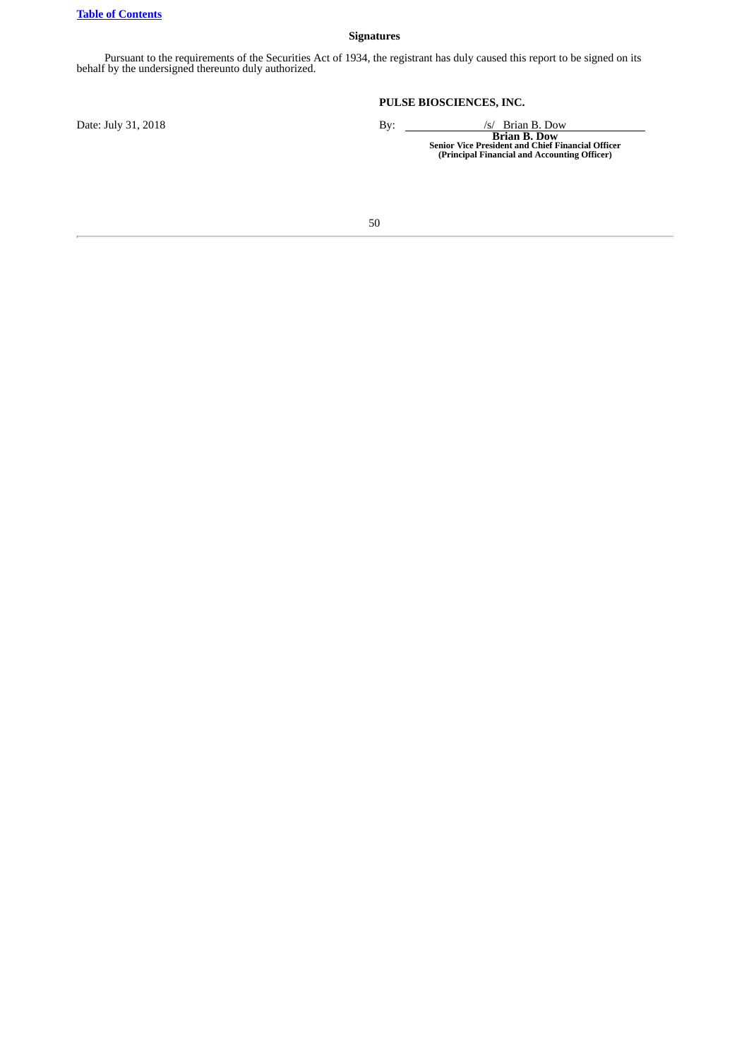[Table of Contents]

## Signatures

Pursuant to the requirements of the Securities Act of 1934, the registrant has duly caused this report to be signed on its behalf by the undersigned thereunto duly authorized.

**PULSE BIOSCIENCES, INC.**

Date: July 31, 2018

By: /s/ Brian B. Dow

**Brian B. Dow**
**Senior Vice President and Chief Financial Officer**
**(Principal Financial and Accounting Officer)**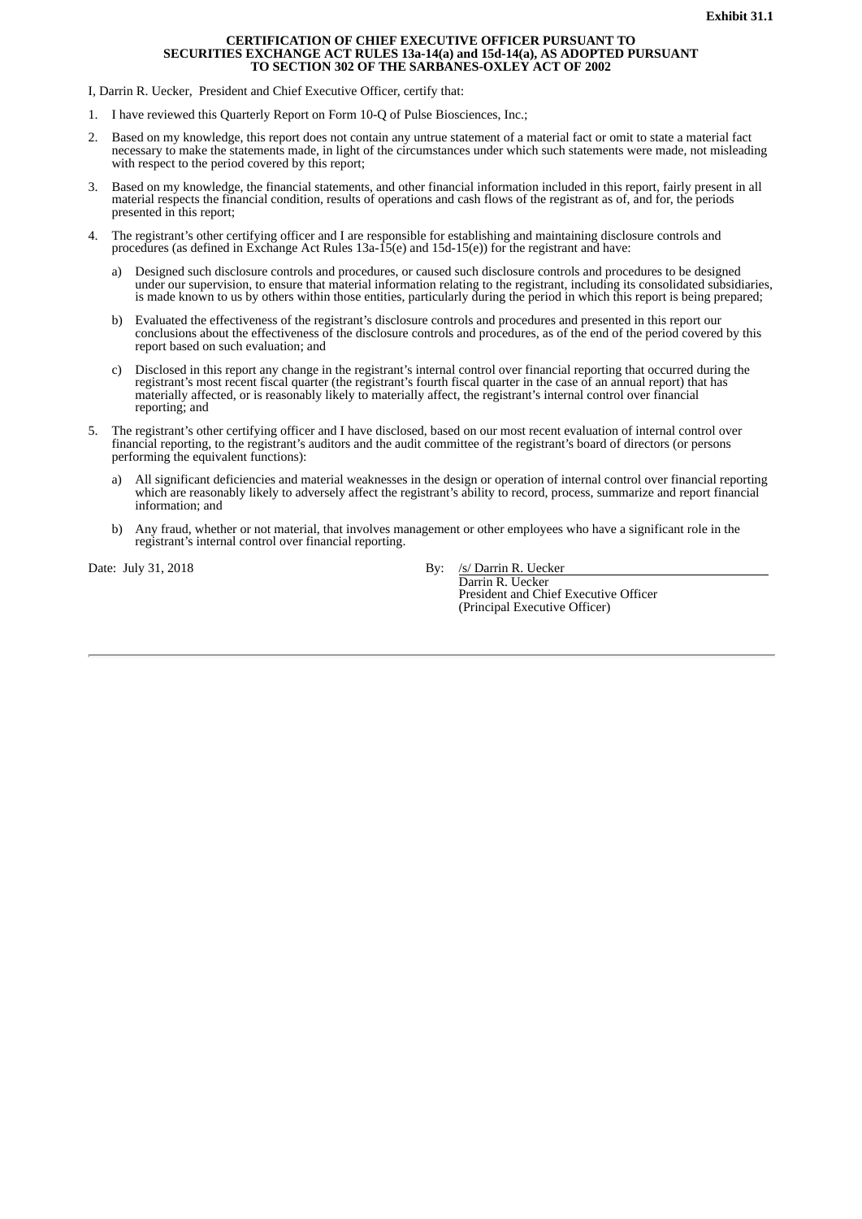**Exhibit 31.1**

**CERTIFICATION OF CHIEF EXECUTIVE OFFICER PURSUANT TO SECURITIES EXCHANGE ACT RULES 13a-14(a) and 15d-14(a), AS ADOPTED PURSUANT TO SECTION 302 OF THE SARBANES-OXLEY ACT OF 2002**

I, Darrin R. Uecker, President and Chief Executive Officer, certify that:

1. I have reviewed this Quarterly Report on Form 10-Q of Pulse Biosciences, Inc.;
2. Based on my knowledge, this report does not contain any untrue statement of a material fact or omit to state a material fact necessary to make the statements made, in light of the circumstances under which such statements were made, not misleading with respect to the period covered by this report;
3. Based on my knowledge, the financial statements, and other financial information included in this report, fairly present in all material respects the financial condition, results of operations and cash flows of the registrant as of, and for, the periods presented in this report;
4. The registrant's other certifying officer and I are responsible for establishing and maintaining disclosure controls and procedures (as defined in Exchange Act Rules 13a-15(e) and 15d-15(e)) for the registrant and have:
   a) Designed such disclosure controls and procedures, or caused such disclosure controls and procedures to be designed under our supervision, to ensure that material information relating to the registrant, including its consolidated subsidiaries, is made known to us by others within those entities, particularly during the period in which this report is being prepared;
   b) Evaluated the effectiveness of the registrant's disclosure controls and procedures and presented in this report our conclusions about the effectiveness of the disclosure controls and procedures, as of the end of the period covered by this report based on such evaluation; and
   c) Disclosed in this report any change in the registrant's internal control over financial reporting that occurred during the registrant's most recent fiscal quarter (the registrant's fourth fiscal quarter in the case of an annual report) that has materially affected, or is reasonably likely to materially affect, the registrant's internal control over financial reporting; and
5. The registrant's other certifying officer and I have disclosed, based on our most recent evaluation of internal control over financial reporting, to the registrant's auditors and the audit committee of the registrant's board of directors (or persons performing the equivalent functions):
   a) All significant deficiencies and material weaknesses in the design or operation of internal control over financial reporting which are reasonably likely to adversely affect the registrant's ability to record, process, summarize and report financial information; and
   b) Any fraud, whether or not material, that involves management or other employees who have a significant role in the registrant's internal control over financial reporting.

Date: July 31, 2018

By: /s/ Darrin R. Uecker
Darrin R. Uecker
President and Chief Executive Officer
(Principal Executive Officer)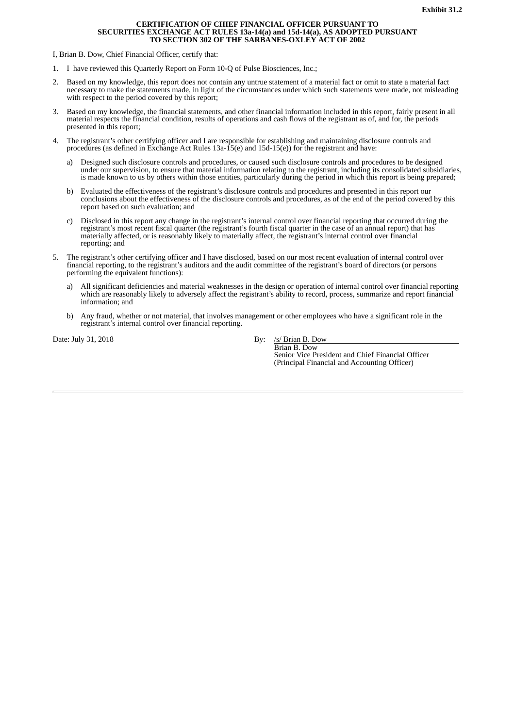**Exhibit 31.2**

**CERTIFICATION OF CHIEF FINANCIAL OFFICER PURSUANT TO SECURITIES EXCHANGE ACT RULES 13a-14(a) and 15d-14(a), AS ADOPTED PURSUANT TO SECTION 302 OF THE SARBANES-OXLEY ACT OF 2002**

I, Brian B. Dow, Chief Financial Officer, certify that:

1. I have reviewed this Quarterly Report on Form 10-Q of Pulse Biosciences, Inc.;
2. Based on my knowledge, this report does not contain any untrue statement of a material fact or omit to state a material fact necessary to make the statements made, in light of the circumstances under which such statements were made, not misleading with respect to the period covered by this report;
3. Based on my knowledge, the financial statements, and other financial information included in this report, fairly present in all material respects the financial condition, results of operations and cash flows of the registrant as of, and for, the periods presented in this report;
4. The registrant's other certifying officer and I are responsible for establishing and maintaining disclosure controls and procedures (as defined in Exchange Act Rules 13a-15(e) and 15d-15(e)) for the registrant and have:
   a) Designed such disclosure controls and procedures, or caused such disclosure controls and procedures to be designed under our supervision, to ensure that material information relating to the registrant, including its consolidated subsidiaries, is made known to us by others within those entities, particularly during the period in which this report is being prepared;
   b) Evaluated the effectiveness of the registrant's disclosure controls and procedures and presented in this report our conclusions about the effectiveness of the disclosure controls and procedures, as of the end of the period covered by this report based on such evaluation; and
   c) Disclosed in this report any change in the registrant's internal control over financial reporting that occurred during the registrant's most recent fiscal quarter (the registrant's fourth fiscal quarter in the case of an annual report) that has materially affected, or is reasonably likely to materially affect, the registrant's internal control over financial reporting; and
5. The registrant's other certifying officer and I have disclosed, based on our most recent evaluation of internal control over financial reporting, to the registrant's auditors and the audit committee of the registrant's board of directors (or persons performing the equivalent functions):
   a) All significant deficiencies and material weaknesses in the design or operation of internal control over financial reporting which are reasonably likely to adversely affect the registrant's ability to record, process, summarize and report financial information; and
   b) Any fraud, whether or not material, that involves management or other employees who have a significant role in the registrant's internal control over financial reporting.

Date: July 31, 2018

By: /s/ Brian B. Dow
Brian B. Dow
Senior Vice President and Chief Financial Officer
(Principal Financial and Accounting Officer)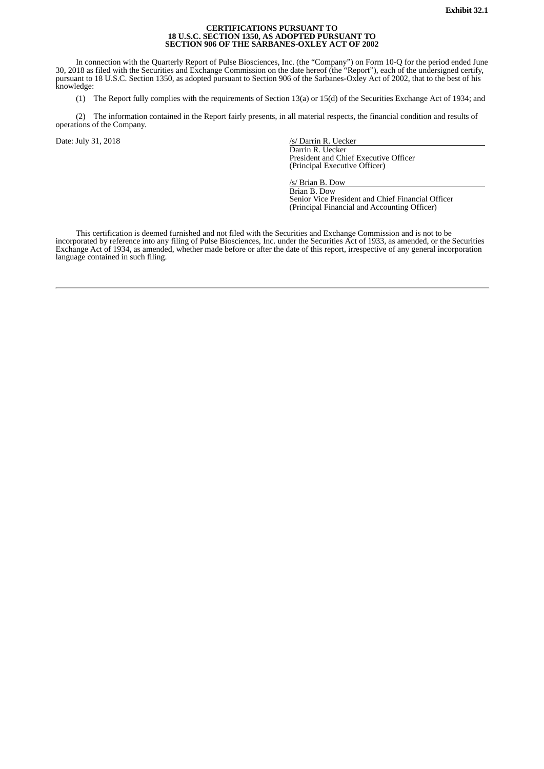**Exhibit 32.1**

**CERTIFICATIONS PURSUANT TO**
**18 U.S.C. SECTION 1350, AS ADOPTED PURSUANT TO**
**SECTION 906 OF THE SARBANES-OXLEY ACT OF 2002**

In connection with the Quarterly Report of Pulse Biosciences, Inc. (the "Company") on Form 10-Q for the period ended June 30, 2018 as filed with the Securities and Exchange Commission on the date hereof (the "Report"), each of the undersigned certify, pursuant to 18 U.S.C. Section 1350, as adopted pursuant to Section 906 of the Sarbanes-Oxley Act of 2002, that to the best of his knowledge:

(1) The Report fully complies with the requirements of Section 13(a) or 15(d) of the Securities Exchange Act of 1934; and

(2) The information contained in the Report fairly presents, in all material respects, the financial condition and results of operations of the Company.

Date: July 31, 2018

/s/ Darrin R. Uecker
Darrin R. Uecker
President and Chief Executive Officer
(Principal Executive Officer)

/s/ Brian B. Dow
Brian B. Dow
Senior Vice President and Chief Financial Officer
(Principal Financial and Accounting Officer)

This certification is deemed furnished and not filed with the Securities and Exchange Commission and is not to be incorporated by reference into any filing of Pulse Biosciences, Inc. under the Securities Act of 1933, as amended, or the Securities Exchange Act of 1934, as amended, whether made before or after the date of this report, irrespective of any general incorporation language contained in such filing.